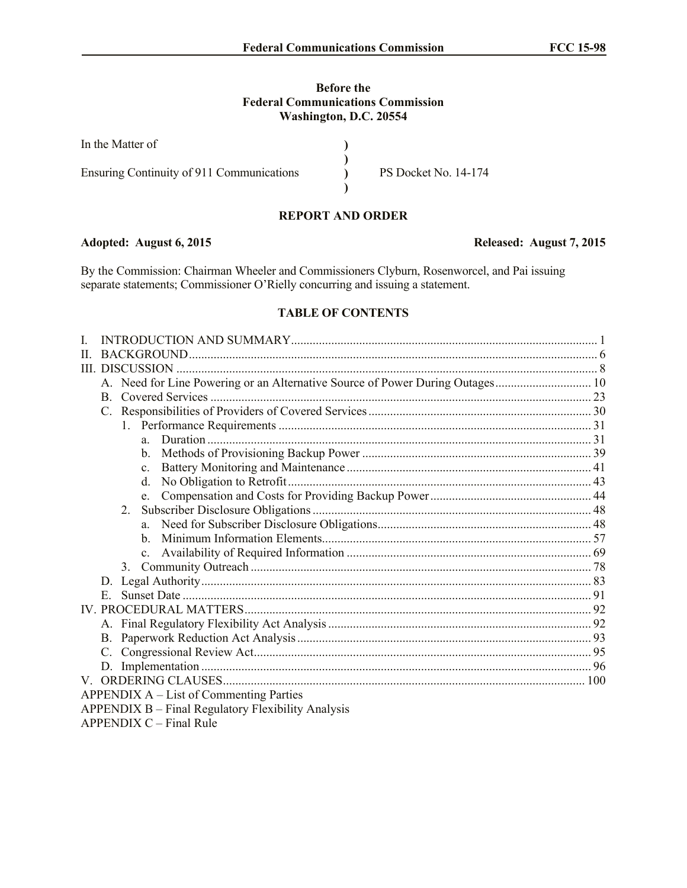**Before the**
**Federal Communications Commission**
**Washington, D.C. 20554**

| | | |
|---|---|---|
| In the Matter of | ) | |
| | ) | |
| Ensuring Continuity of 911 Communications | ) | PS Docket No. 14-174 |
| | ) | |

## REPORT AND ORDER

**Adopted: August 6, 2015** **Released: August 7, 2015**

By the Commission: Chairman Wheeler and Commissioners Clyburn, Rosenworcel, and Pai issuing separate statements; Commissioner O'Rielly concurring and issuing a statement.

### TABLE OF CONTENTS

I. INTRODUCTION AND SUMMARY .... 1
II. BACKGROUND .... 6
III. DISCUSSION .... 8
  A. Need for Line Powering or an Alternative Source of Power During Outages .... 10
  B. Covered Services .... 23
  C. Responsibilities of Providers of Covered Services .... 30
    1. Performance Requirements .... 31
      a. Duration .... 31
      b. Methods of Provisioning Backup Power .... 39
      c. Battery Monitoring and Maintenance .... 41
      d. No Obligation to Retrofit .... 43
      e. Compensation and Costs for Providing Backup Power .... 44
    2. Subscriber Disclosure Obligations .... 48
      a. Need for Subscriber Disclosure Obligations .... 48
      b. Minimum Information Elements .... 57
      c. Availability of Required Information .... 69
    3. Community Outreach .... 78
  D. Legal Authority .... 83
  E. Sunset Date .... 91
IV. PROCEDURAL MATTERS .... 92
  A. Final Regulatory Flexibility Act Analysis .... 92
  B. Paperwork Reduction Act Analysis .... 93
  C. Congressional Review Act .... 95
  D. Implementation .... 96
V. ORDERING CLAUSES .... 100
APPENDIX A – List of Commenting Parties
APPENDIX B – Final Regulatory Flexibility Analysis
APPENDIX C – Final Rule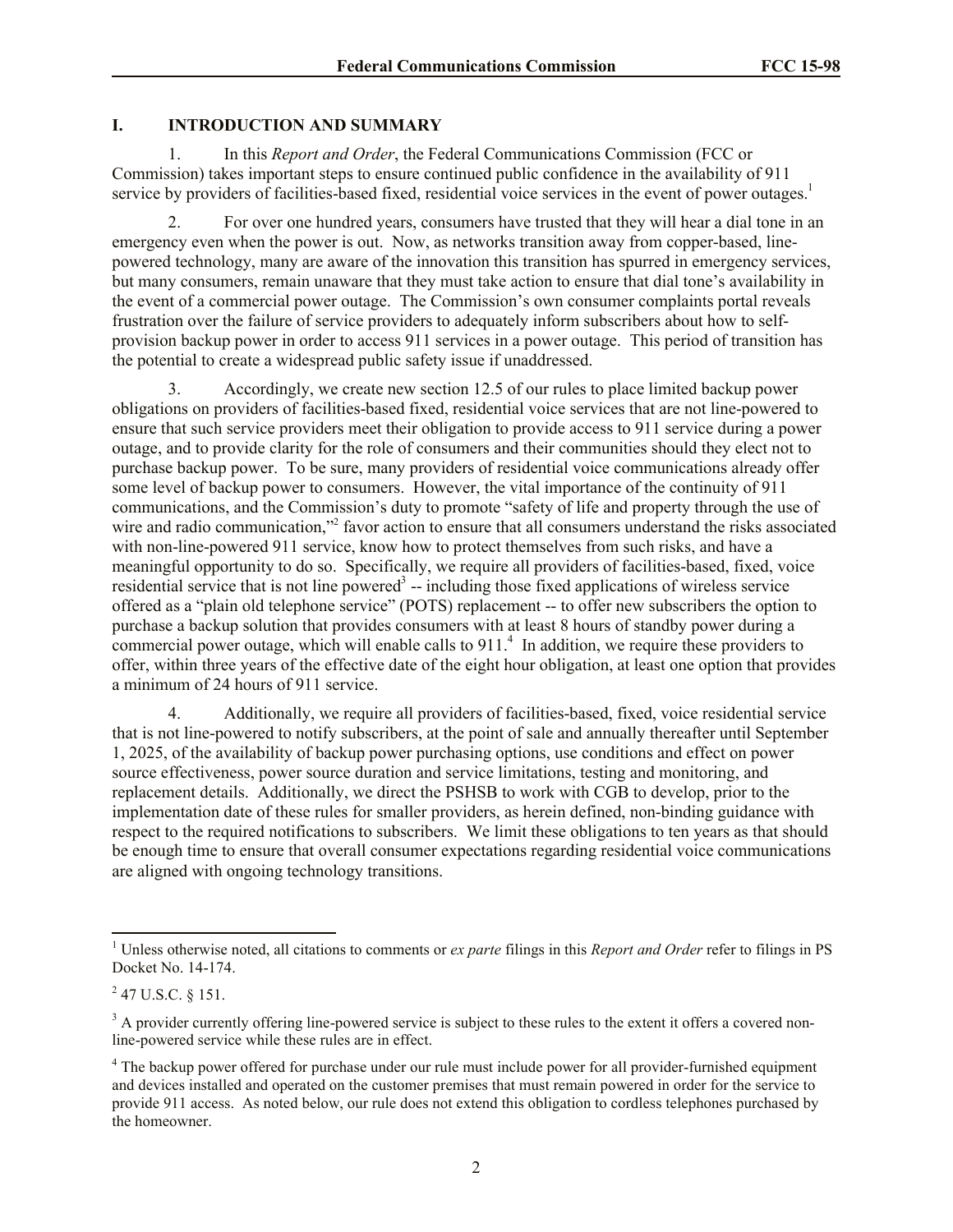## I. INTRODUCTION AND SUMMARY

1. In this *Report and Order*, the Federal Communications Commission (FCC or Commission) takes important steps to ensure continued public confidence in the availability of 911 service by providers of facilities-based fixed, residential voice services in the event of power outages.[1]

2. For over one hundred years, consumers have trusted that they will hear a dial tone in an emergency even when the power is out. Now, as networks transition away from copper-based, line-powered technology, many are aware of the innovation this transition has spurred in emergency services, but many consumers, remain unaware that they must take action to ensure that dial tone's availability in the event of a commercial power outage. The Commission's own consumer complaints portal reveals frustration over the failure of service providers to adequately inform subscribers about how to self-provision backup power in order to access 911 services in a power outage. This period of transition has the potential to create a widespread public safety issue if unaddressed.

3. Accordingly, we create new section 12.5 of our rules to place limited backup power obligations on providers of facilities-based fixed, residential voice services that are not line-powered to ensure that such service providers meet their obligation to provide access to 911 service during a power outage, and to provide clarity for the role of consumers and their communities should they elect not to purchase backup power. To be sure, many providers of residential voice communications already offer some level of backup power to consumers. However, the vital importance of the continuity of 911 communications, and the Commission's duty to promote "safety of life and property through the use of wire and radio communication,"[2] favor action to ensure that all consumers understand the risks associated with non-line-powered 911 service, know how to protect themselves from such risks, and have a meaningful opportunity to do so. Specifically, we require all providers of facilities-based, fixed, voice residential service that is not line powered[3] -- including those fixed applications of wireless service offered as a "plain old telephone service" (POTS) replacement -- to offer new subscribers the option to purchase a backup solution that provides consumers with at least 8 hours of standby power during a commercial power outage, which will enable calls to 911.[4] In addition, we require these providers to offer, within three years of the effective date of the eight hour obligation, at least one option that provides a minimum of 24 hours of 911 service.

4. Additionally, we require all providers of facilities-based, fixed, voice residential service that is not line-powered to notify subscribers, at the point of sale and annually thereafter until September 1, 2025, of the availability of backup power purchasing options, use conditions and effect on power source effectiveness, power source duration and service limitations, testing and monitoring, and replacement details. Additionally, we direct the PSHSB to work with CGB to develop, prior to the implementation date of these rules for smaller providers, as herein defined, non-binding guidance with respect to the required notifications to subscribers. We limit these obligations to ten years as that should be enough time to ensure that overall consumer expectations regarding residential voice communications are aligned with ongoing technology transitions.

---

[1] Unless otherwise noted, all citations to comments or *ex parte* filings in this *Report and Order* refer to filings in PS Docket No. 14-174.

[2] 47 U.S.C. § 151.

[3] A provider currently offering line-powered service is subject to these rules to the extent it offers a covered non-line-powered service while these rules are in effect.

[4] The backup power offered for purchase under our rule must include power for all provider-furnished equipment and devices installed and operated on the customer premises that must remain powered in order for the service to provide 911 access. As noted below, our rule does not extend this obligation to cordless telephones purchased by the homeowner.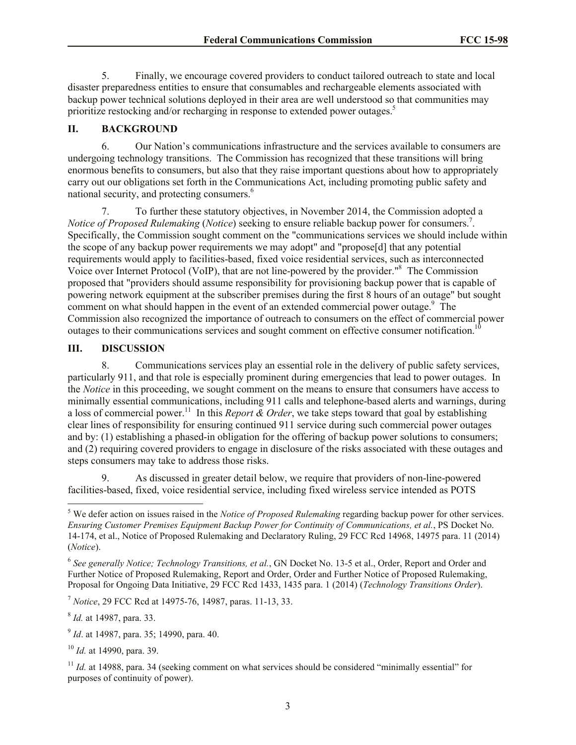5. Finally, we encourage covered providers to conduct tailored outreach to state and local disaster preparedness entities to ensure that consumables and rechargeable elements associated with backup power technical solutions deployed in their area are well understood so that communities may prioritize restocking and/or recharging in response to extended power outages.[5]

## II. BACKGROUND

6. Our Nation's communications infrastructure and the services available to consumers are undergoing technology transitions. The Commission has recognized that these transitions will bring enormous benefits to consumers, but also that they raise important questions about how to appropriately carry out our obligations set forth in the Communications Act, including promoting public safety and national security, and protecting consumers.[6]

7. To further these statutory objectives, in November 2014, the Commission adopted a *Notice of Proposed Rulemaking* (*Notice*) seeking to ensure reliable backup power for consumers.[7]. Specifically, the Commission sought comment on the "communications services we should include within the scope of any backup power requirements we may adopt" and "propose[d] that any potential requirements would apply to facilities-based, fixed voice residential services, such as interconnected Voice over Internet Protocol (VoIP), that are not line-powered by the provider."[8] The Commission proposed that "providers should assume responsibility for provisioning backup power that is capable of powering network equipment at the subscriber premises during the first 8 hours of an outage" but sought comment on what should happen in the event of an extended commercial power outage.[9] The Commission also recognized the importance of outreach to consumers on the effect of commercial power outages to their communications services and sought comment on effective consumer notification.[10]

## III. DISCUSSION

8. Communications services play an essential role in the delivery of public safety services, particularly 911, and that role is especially prominent during emergencies that lead to power outages. In the *Notice* in this proceeding, we sought comment on the means to ensure that consumers have access to minimally essential communications, including 911 calls and telephone-based alerts and warnings, during a loss of commercial power.[11] In this *Report & Order*, we take steps toward that goal by establishing clear lines of responsibility for ensuring continued 911 service during such commercial power outages and by: (1) establishing a phased-in obligation for the offering of backup power solutions to consumers; and (2) requiring covered providers to engage in disclosure of the risks associated with these outages and steps consumers may take to address those risks.

9. As discussed in greater detail below, we require that providers of non-line-powered facilities-based, fixed, voice residential service, including fixed wireless service intended as POTS

---

[5] We defer action on issues raised in the *Notice of Proposed Rulemaking* regarding backup power for other services. *Ensuring Customer Premises Equipment Backup Power for Continuity of Communications, et al.*, PS Docket No. 14-174, et al., Notice of Proposed Rulemaking and Declaratory Ruling, 29 FCC Rcd 14968, 14975 para. 11 (2014) (*Notice*).

[6] *See generally Notice; Technology Transitions, et al.*, GN Docket No. 13-5 et al., Order, Report and Order and Further Notice of Proposed Rulemaking, Report and Order, Order and Further Notice of Proposed Rulemaking, Proposal for Ongoing Data Initiative, 29 FCC Rcd 1433, 1435 para. 1 (2014) (*Technology Transitions Order*).

[7] *Notice*, 29 FCC Rcd at 14975-76, 14987, paras. 11-13, 33.

[8] *Id.* at 14987, para. 33.

[9] *Id*. at 14987, para. 35; 14990, para. 40.

[10] *Id.* at 14990, para. 39.

[11] *Id.* at 14988, para. 34 (seeking comment on what services should be considered "minimally essential" for purposes of continuity of power).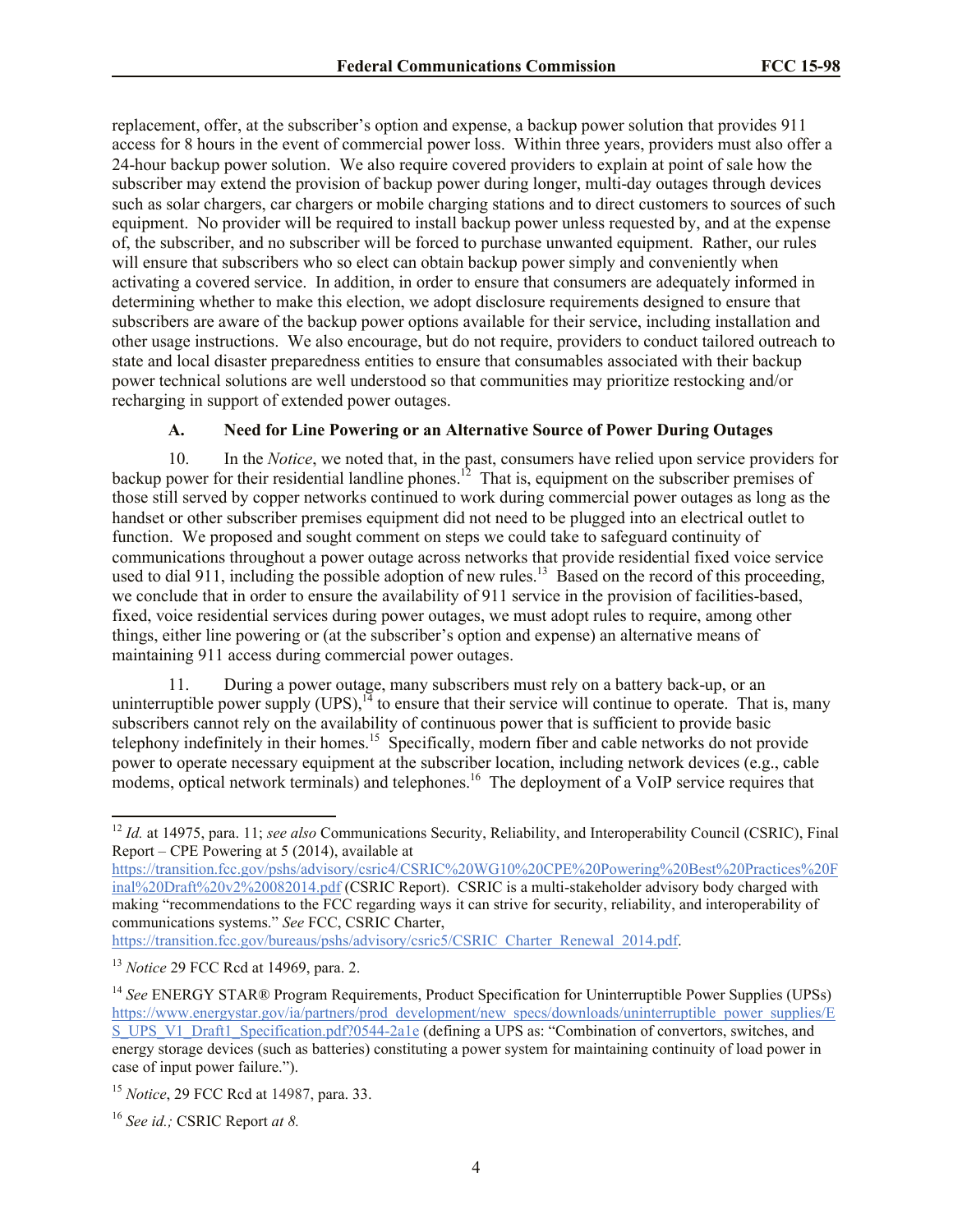replacement, offer, at the subscriber's option and expense, a backup power solution that provides 911 access for 8 hours in the event of commercial power loss. Within three years, providers must also offer a 24-hour backup power solution. We also require covered providers to explain at point of sale how the subscriber may extend the provision of backup power during longer, multi-day outages through devices such as solar chargers, car chargers or mobile charging stations and to direct customers to sources of such equipment. No provider will be required to install backup power unless requested by, and at the expense of, the subscriber, and no subscriber will be forced to purchase unwanted equipment. Rather, our rules will ensure that subscribers who so elect can obtain backup power simply and conveniently when activating a covered service. In addition, in order to ensure that consumers are adequately informed in determining whether to make this election, we adopt disclosure requirements designed to ensure that subscribers are aware of the backup power options available for their service, including installation and other usage instructions. We also encourage, but do not require, providers to conduct tailored outreach to state and local disaster preparedness entities to ensure that consumables associated with their backup power technical solutions are well understood so that communities may prioritize restocking and/or recharging in support of extended power outages.

### A. Need for Line Powering or an Alternative Source of Power During Outages

10. In the *Notice*, we noted that, in the past, consumers have relied upon service providers for backup power for their residential landline phones.[12] That is, equipment on the subscriber premises of those still served by copper networks continued to work during commercial power outages as long as the handset or other subscriber premises equipment did not need to be plugged into an electrical outlet to function. We proposed and sought comment on steps we could take to safeguard continuity of communications throughout a power outage across networks that provide residential fixed voice service used to dial 911, including the possible adoption of new rules.[13] Based on the record of this proceeding, we conclude that in order to ensure the availability of 911 service in the provision of facilities-based, fixed, voice residential services during power outages, we must adopt rules to require, among other things, either line powering or (at the subscriber's option and expense) an alternative means of maintaining 911 access during commercial power outages.

11. During a power outage, many subscribers must rely on a battery back-up, or an uninterruptible power supply (UPS),[14] to ensure that their service will continue to operate. That is, many subscribers cannot rely on the availability of continuous power that is sufficient to provide basic telephony indefinitely in their homes.[15] Specifically, modern fiber and cable networks do not provide power to operate necessary equipment at the subscriber location, including network devices (e.g., cable modems, optical network terminals) and telephones.[16] The deployment of a VoIP service requires that

---

[12] *Id.* at 14975, para. 11; *see also* Communications Security, Reliability, and Interoperability Council (CSRIC), Final Report – CPE Powering at 5 (2014), available at https://transition.fcc.gov/pshs/advisory/csric4/CSRIC%20WG10%20CPE%20Powering%20Best%20Practices%20Final%20Draft%20v2%20082014.pdf (CSRIC Report). CSRIC is a multi-stakeholder advisory body charged with making "recommendations to the FCC regarding ways it can strive for security, reliability, and interoperability of communications systems." *See* FCC, CSRIC Charter, https://transition.fcc.gov/bureaus/pshs/advisory/csric5/CSRIC_Charter_Renewal_2014.pdf.

[13] *Notice* 29 FCC Rcd at 14969, para. 2.

[14] *See* ENERGY STAR® Program Requirements, Product Specification for Uninterruptible Power Supplies (UPSs) https://www.energystar.gov/ia/partners/prod_development/new_specs/downloads/uninterruptible_power_supplies/ES_UPS_V1_Draft1_Specification.pdf?0544-2a1e (defining a UPS as: "Combination of convertors, switches, and energy storage devices (such as batteries) constituting a power system for maintaining continuity of load power in case of input power failure.").

[15] *Notice*, 29 FCC Rcd at 14987, para. 33.

[16] *See id.;* CSRIC Report *at 8.*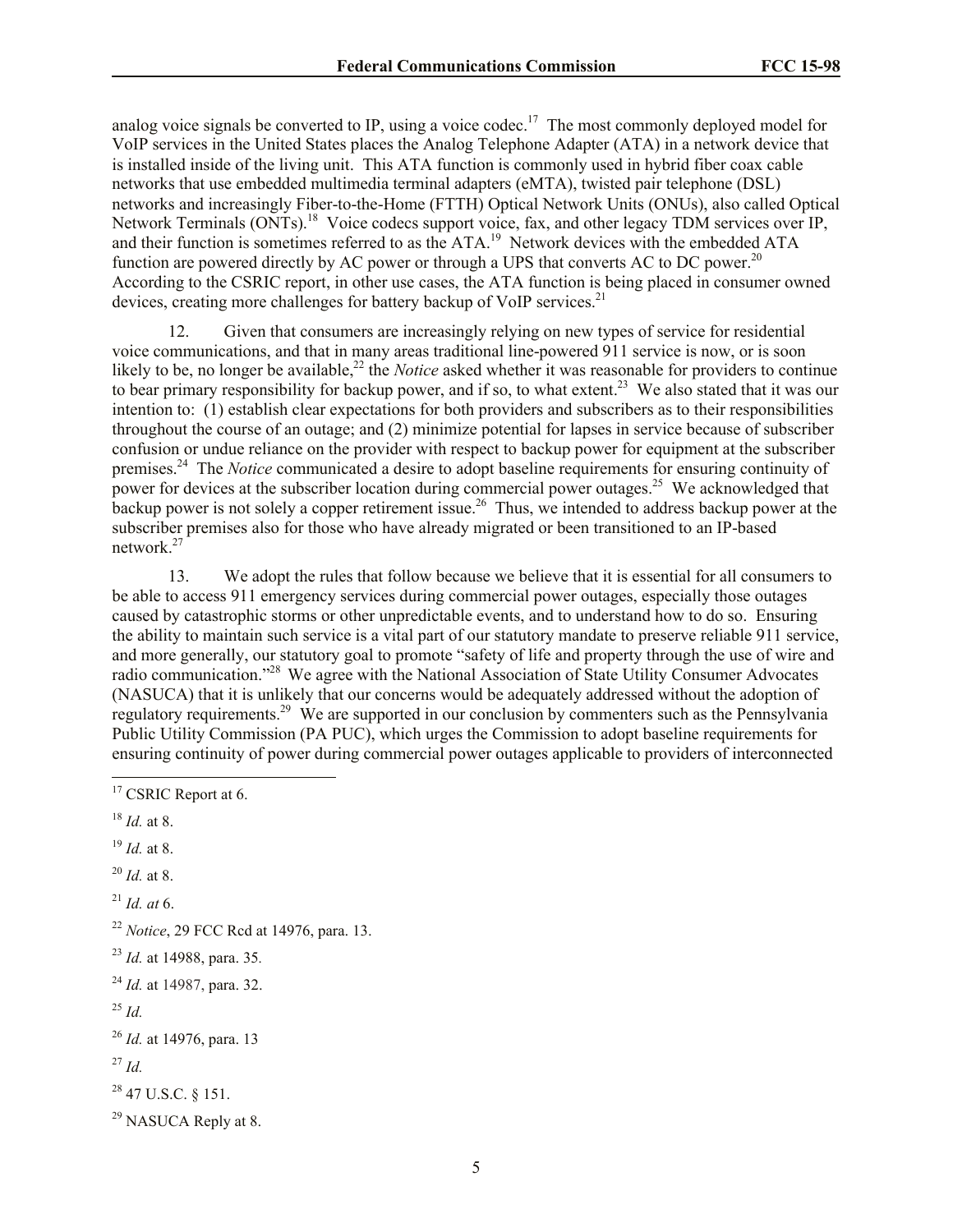analog voice signals be converted to IP, using a voice codec.[17] The most commonly deployed model for VoIP services in the United States places the Analog Telephone Adapter (ATA) in a network device that is installed inside of the living unit. This ATA function is commonly used in hybrid fiber coax cable networks that use embedded multimedia terminal adapters (eMTA), twisted pair telephone (DSL) networks and increasingly Fiber-to-the-Home (FTTH) Optical Network Units (ONUs), also called Optical Network Terminals (ONTs).[18] Voice codecs support voice, fax, and other legacy TDM services over IP, and their function is sometimes referred to as the ATA.[19] Network devices with the embedded ATA function are powered directly by AC power or through a UPS that converts AC to DC power.[20] According to the CSRIC report, in other use cases, the ATA function is being placed in consumer owned devices, creating more challenges for battery backup of VoIP services.[21]

12. Given that consumers are increasingly relying on new types of service for residential voice communications, and that in many areas traditional line-powered 911 service is now, or is soon likely to be, no longer be available,[22] the *Notice* asked whether it was reasonable for providers to continue to bear primary responsibility for backup power, and if so, to what extent.[23] We also stated that it was our intention to: (1) establish clear expectations for both providers and subscribers as to their responsibilities throughout the course of an outage; and (2) minimize potential for lapses in service because of subscriber confusion or undue reliance on the provider with respect to backup power for equipment at the subscriber premises.[24] The *Notice* communicated a desire to adopt baseline requirements for ensuring continuity of power for devices at the subscriber location during commercial power outages.[25] We acknowledged that backup power is not solely a copper retirement issue.[26] Thus, we intended to address backup power at the subscriber premises also for those who have already migrated or been transitioned to an IP-based network.[27]

13. We adopt the rules that follow because we believe that it is essential for all consumers to be able to access 911 emergency services during commercial power outages, especially those outages caused by catastrophic storms or other unpredictable events, and to understand how to do so. Ensuring the ability to maintain such service is a vital part of our statutory mandate to preserve reliable 911 service, and more generally, our statutory goal to promote "safety of life and property through the use of wire and radio communication."[28] We agree with the National Association of State Utility Consumer Advocates (NASUCA) that it is unlikely that our concerns would be adequately addressed without the adoption of regulatory requirements.[29] We are supported in our conclusion by commenters such as the Pennsylvania Public Utility Commission (PA PUC), which urges the Commission to adopt baseline requirements for ensuring continuity of power during commercial power outages applicable to providers of interconnected

---

[17] CSRIC Report at 6.

[18] *Id.* at 8.

[19] *Id.* at 8.

[20] *Id.* at 8.

[21] *Id. at* 6.

[22] *Notice*, 29 FCC Rcd at 14976, para. 13.

[23] *Id.* at 14988, para. 35.

[24] *Id.* at 14987, para. 32.

[25] *Id.*

[26] *Id.* at 14976, para. 13

[27] *Id.*

[28] 47 U.S.C. § 151.

[29] NASUCA Reply at 8.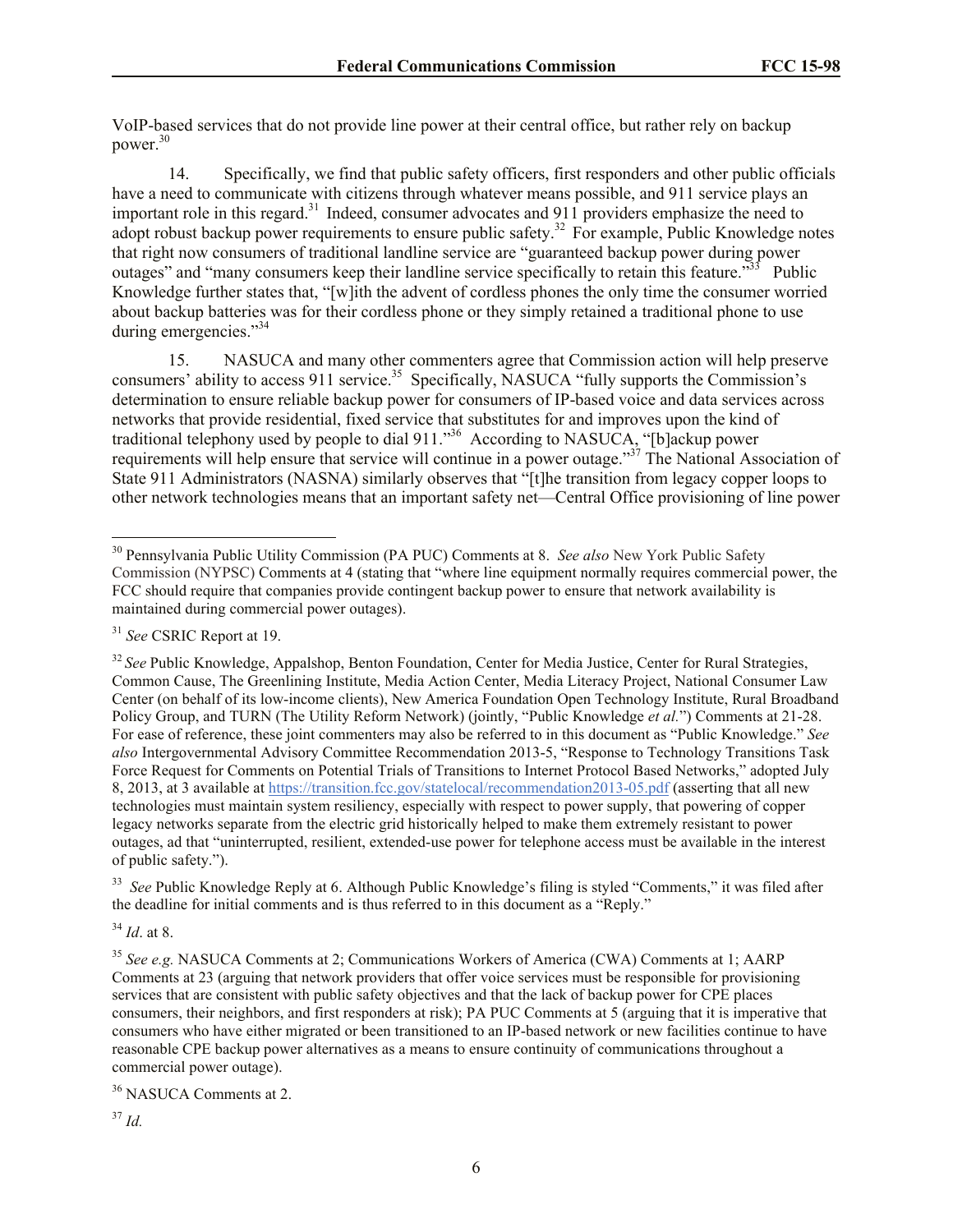VoIP-based services that do not provide line power at their central office, but rather rely on backup power.[30]

14. Specifically, we find that public safety officers, first responders and other public officials have a need to communicate with citizens through whatever means possible, and 911 service plays an important role in this regard.[31] Indeed, consumer advocates and 911 providers emphasize the need to adopt robust backup power requirements to ensure public safety.[32] For example, Public Knowledge notes that right now consumers of traditional landline service are "guaranteed backup power during power outages" and "many consumers keep their landline service specifically to retain this feature."[33] Public Knowledge further states that, "[w]ith the advent of cordless phones the only time the consumer worried about backup batteries was for their cordless phone or they simply retained a traditional phone to use during emergencies."[34]

15. NASUCA and many other commenters agree that Commission action will help preserve consumers' ability to access 911 service.[35] Specifically, NASUCA "fully supports the Commission's determination to ensure reliable backup power for consumers of IP-based voice and data services across networks that provide residential, fixed service that substitutes for and improves upon the kind of traditional telephony used by people to dial 911."[36] According to NASUCA, "[b]ackup power requirements will help ensure that service will continue in a power outage."[37] The National Association of State 911 Administrators (NASNA) similarly observes that "[t]he transition from legacy copper loops to other network technologies means that an important safety net—Central Office provisioning of line power

---

[30] Pennsylvania Public Utility Commission (PA PUC) Comments at 8. *See also* New York Public Safety Commission (NYPSC) Comments at 4 (stating that "where line equipment normally requires commercial power, the FCC should require that companies provide contingent backup power to ensure that network availability is maintained during commercial power outages).

[31] *See* CSRIC Report at 19.

[32] *See* Public Knowledge, Appalshop, Benton Foundation, Center for Media Justice, Center for Rural Strategies, Common Cause, The Greenlining Institute, Media Action Center, Media Literacy Project, National Consumer Law Center (on behalf of its low-income clients), New America Foundation Open Technology Institute, Rural Broadband Policy Group, and TURN (The Utility Reform Network) (jointly, "Public Knowledge *et al.*") Comments at 21-28. For ease of reference, these joint commenters may also be referred to in this document as "Public Knowledge." *See also* Intergovernmental Advisory Committee Recommendation 2013-5, "Response to Technology Transitions Task Force Request for Comments on Potential Trials of Transitions to Internet Protocol Based Networks," adopted July 8, 2013, at 3 available at https://transition.fcc.gov/statelocal/recommendation2013-05.pdf (asserting that all new technologies must maintain system resiliency, especially with respect to power supply, that powering of copper legacy networks separate from the electric grid historically helped to make them extremely resistant to power outages, ad that "uninterrupted, resilient, extended-use power for telephone access must be available in the interest of public safety.").

[33] *See* Public Knowledge Reply at 6. Although Public Knowledge's filing is styled "Comments," it was filed after the deadline for initial comments and is thus referred to in this document as a "Reply."

[34] *Id*. at 8.

[35] *See e.g.* NASUCA Comments at 2; Communications Workers of America (CWA) Comments at 1; AARP Comments at 23 (arguing that network providers that offer voice services must be responsible for provisioning services that are consistent with public safety objectives and that the lack of backup power for CPE places consumers, their neighbors, and first responders at risk); PA PUC Comments at 5 (arguing that it is imperative that consumers who have either migrated or been transitioned to an IP-based network or new facilities continue to have reasonable CPE backup power alternatives as a means to ensure continuity of communications throughout a commercial power outage).

[36] NASUCA Comments at 2.

[37] *Id.*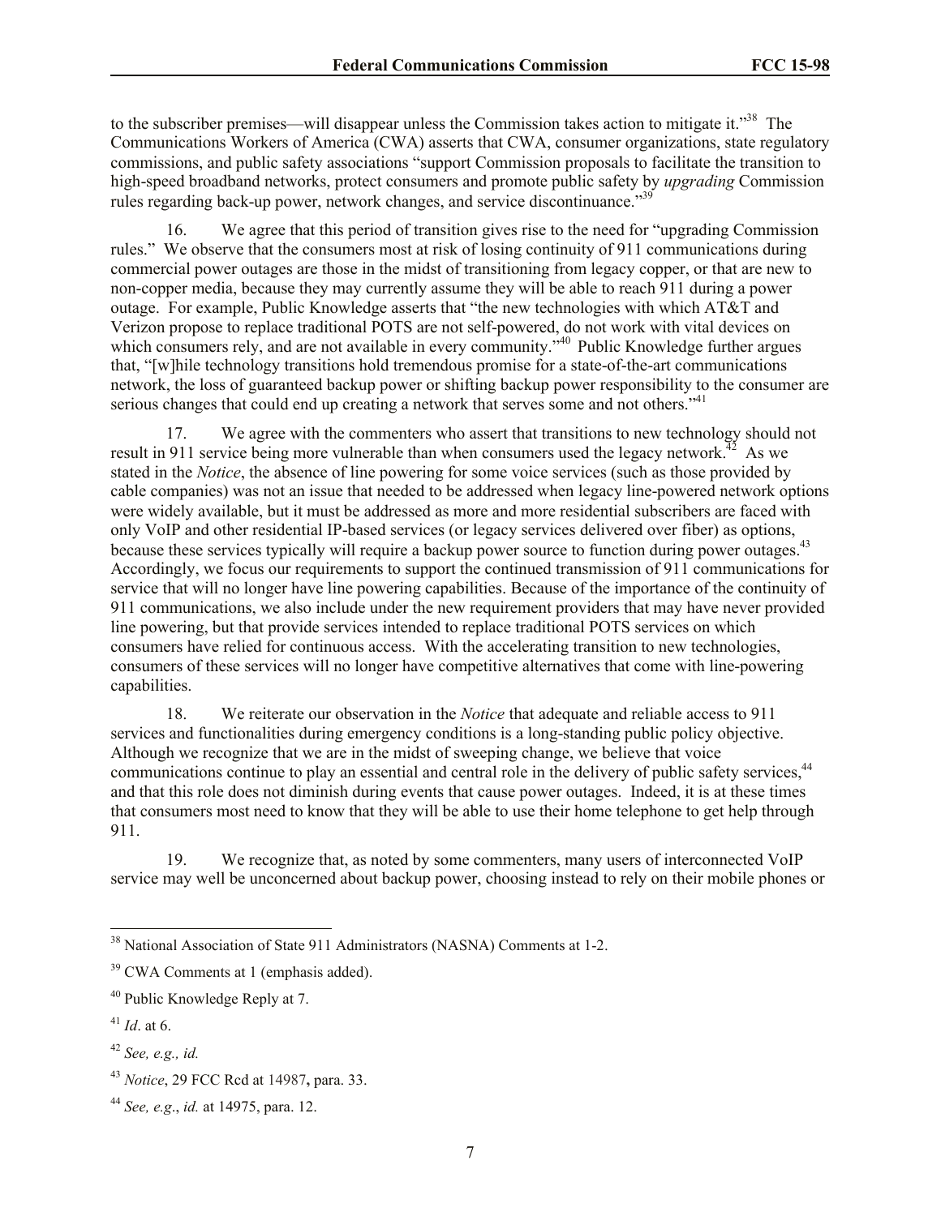to the subscriber premises—will disappear unless the Commission takes action to mitigate it."[38] The Communications Workers of America (CWA) asserts that CWA, consumer organizations, state regulatory commissions, and public safety associations "support Commission proposals to facilitate the transition to high-speed broadband networks, protect consumers and promote public safety by *upgrading* Commission rules regarding back-up power, network changes, and service discontinuance."[39]

16. We agree that this period of transition gives rise to the need for "upgrading Commission rules." We observe that the consumers most at risk of losing continuity of 911 communications during commercial power outages are those in the midst of transitioning from legacy copper, or that are new to non-copper media, because they may currently assume they will be able to reach 911 during a power outage. For example, Public Knowledge asserts that "the new technologies with which AT&T and Verizon propose to replace traditional POTS are not self-powered, do not work with vital devices on which consumers rely, and are not available in every community."[40] Public Knowledge further argues that, "[w]hile technology transitions hold tremendous promise for a state-of-the-art communications network, the loss of guaranteed backup power or shifting backup power responsibility to the consumer are serious changes that could end up creating a network that serves some and not others."[41]

17. We agree with the commenters who assert that transitions to new technology should not result in 911 service being more vulnerable than when consumers used the legacy network.[42] As we stated in the *Notice*, the absence of line powering for some voice services (such as those provided by cable companies) was not an issue that needed to be addressed when legacy line-powered network options were widely available, but it must be addressed as more and more residential subscribers are faced with only VoIP and other residential IP-based services (or legacy services delivered over fiber) as options, because these services typically will require a backup power source to function during power outages.[43] Accordingly, we focus our requirements to support the continued transmission of 911 communications for service that will no longer have line powering capabilities. Because of the importance of the continuity of 911 communications, we also include under the new requirement providers that may have never provided line powering, but that provide services intended to replace traditional POTS services on which consumers have relied for continuous access. With the accelerating transition to new technologies, consumers of these services will no longer have competitive alternatives that come with line-powering capabilities.

18. We reiterate our observation in the *Notice* that adequate and reliable access to 911 services and functionalities during emergency conditions is a long-standing public policy objective. Although we recognize that we are in the midst of sweeping change, we believe that voice communications continue to play an essential and central role in the delivery of public safety services,[44] and that this role does not diminish during events that cause power outages. Indeed, it is at these times that consumers most need to know that they will be able to use their home telephone to get help through 911.

19. We recognize that, as noted by some commenters, many users of interconnected VoIP service may well be unconcerned about backup power, choosing instead to rely on their mobile phones or

---

[38] National Association of State 911 Administrators (NASNA) Comments at 1-2.

[39] CWA Comments at 1 (emphasis added).

[40] Public Knowledge Reply at 7.

[41] *Id*. at 6.

[42] *See, e.g., id.*

[43] *Notice*, 29 FCC Rcd at 14987, para. 33.

[44] *See, e.g*., *id.* at 14975, para. 12.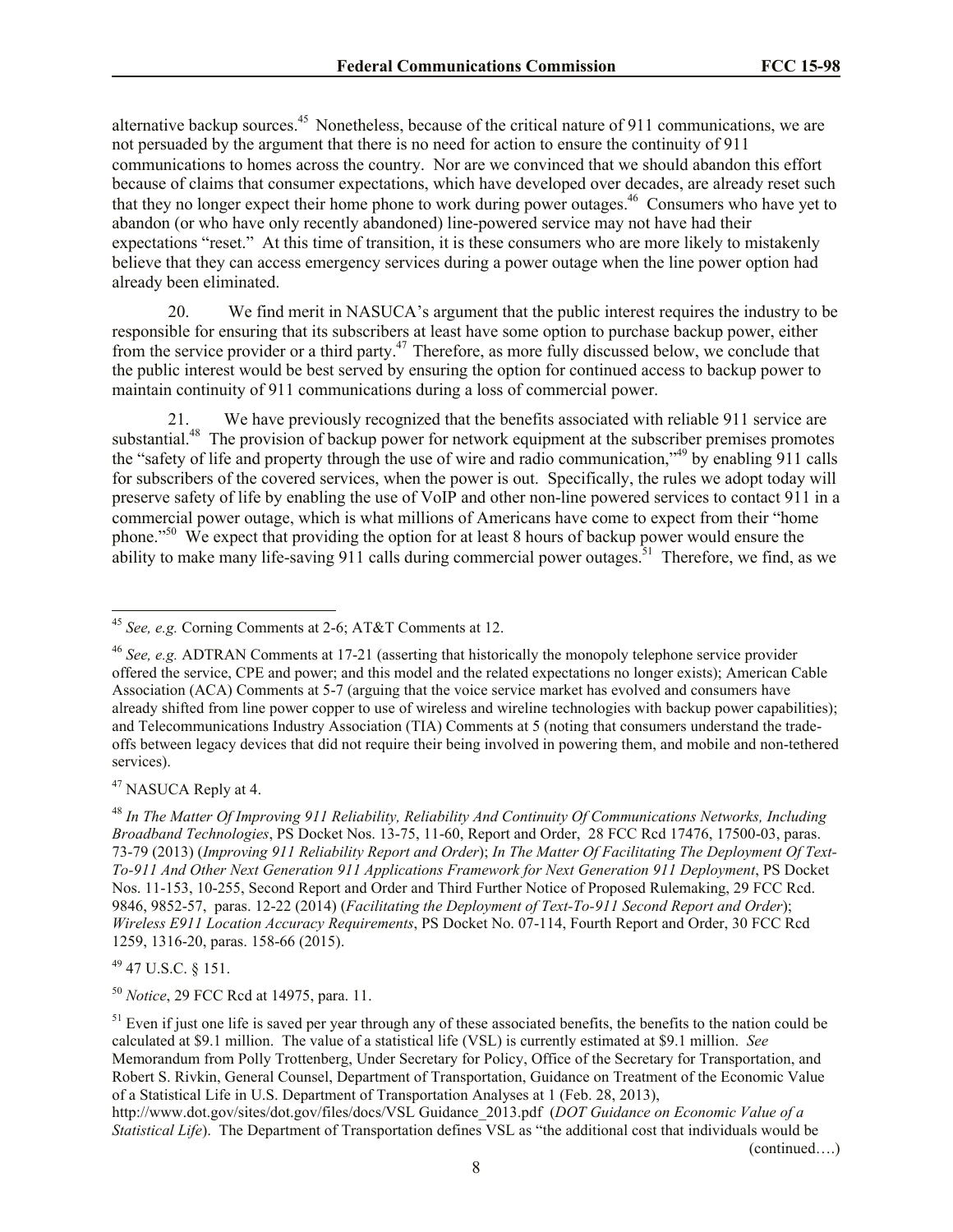alternative backup sources.[45] Nonetheless, because of the critical nature of 911 communications, we are not persuaded by the argument that there is no need for action to ensure the continuity of 911 communications to homes across the country. Nor are we convinced that we should abandon this effort because of claims that consumer expectations, which have developed over decades, are already reset such that they no longer expect their home phone to work during power outages.[46] Consumers who have yet to abandon (or who have only recently abandoned) line-powered service may not have had their expectations "reset." At this time of transition, it is these consumers who are more likely to mistakenly believe that they can access emergency services during a power outage when the line power option had already been eliminated.

20. We find merit in NASUCA's argument that the public interest requires the industry to be responsible for ensuring that its subscribers at least have some option to purchase backup power, either from the service provider or a third party.[47] Therefore, as more fully discussed below, we conclude that the public interest would be best served by ensuring the option for continued access to backup power to maintain continuity of 911 communications during a loss of commercial power.

21. We have previously recognized that the benefits associated with reliable 911 service are substantial.[48] The provision of backup power for network equipment at the subscriber premises promotes the "safety of life and property through the use of wire and radio communication,"[49] by enabling 911 calls for subscribers of the covered services, when the power is out. Specifically, the rules we adopt today will preserve safety of life by enabling the use of VoIP and other non-line powered services to contact 911 in a commercial power outage, which is what millions of Americans have come to expect from their "home phone."[50] We expect that providing the option for at least 8 hours of backup power would ensure the ability to make many life-saving 911 calls during commercial power outages.[51] Therefore, we find, as we

---

[45] *See, e.g.* Corning Comments at 2-6; AT&T Comments at 12.

[46] *See, e.g.* ADTRAN Comments at 17-21 (asserting that historically the monopoly telephone service provider offered the service, CPE and power; and this model and the related expectations no longer exists); American Cable Association (ACA) Comments at 5-7 (arguing that the voice service market has evolved and consumers have already shifted from line power copper to use of wireless and wireline technologies with backup power capabilities); and Telecommunications Industry Association (TIA) Comments at 5 (noting that consumers understand the trade-offs between legacy devices that did not require their being involved in powering them, and mobile and non-tethered services).

[47] NASUCA Reply at 4.

[48] *In The Matter Of Improving 911 Reliability, Reliability And Continuity Of Communications Networks, Including Broadband Technologies*, PS Docket Nos. 13-75, 11-60, Report and Order, 28 FCC Rcd 17476, 17500-03, paras. 73-79 (2013) (*Improving 911 Reliability Report and Order*); *In The Matter Of Facilitating The Deployment Of Text-To-911 And Other Next Generation 911 Applications Framework for Next Generation 911 Deployment*, PS Docket Nos. 11-153, 10-255, Second Report and Order and Third Further Notice of Proposed Rulemaking, 29 FCC Rcd. 9846, 9852-57, paras. 12-22 (2014) (*Facilitating the Deployment of Text-To-911 Second Report and Order*); *Wireless E911 Location Accuracy Requirements*, PS Docket No. 07-114, Fourth Report and Order, 30 FCC Rcd 1259, 1316-20, paras. 158-66 (2015).

[49] 47 U.S.C. § 151.

[50] *Notice*, 29 FCC Rcd at 14975, para. 11.

[51] Even if just one life is saved per year through any of these associated benefits, the benefits to the nation could be calculated at $9.1 million. The value of a statistical life (VSL) is currently estimated at $9.1 million. *See* Memorandum from Polly Trottenberg, Under Secretary for Policy, Office of the Secretary for Transportation, and Robert S. Rivkin, General Counsel, Department of Transportation, Guidance on Treatment of the Economic Value of a Statistical Life in U.S. Department of Transportation Analyses at 1 (Feb. 28, 2013), http://www.dot.gov/sites/dot.gov/files/docs/VSL Guidance_2013.pdf (*DOT Guidance on Economic Value of a Statistical Life*). The Department of Transportation defines VSL as "the additional cost that individuals would be (continued….)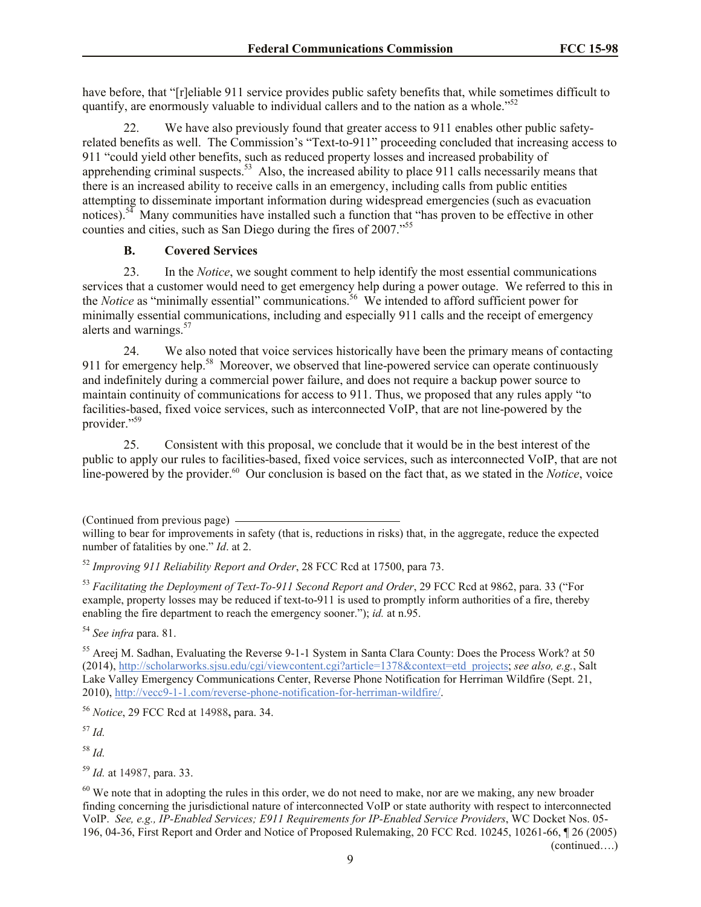have before, that "[r]eliable 911 service provides public safety benefits that, while sometimes difficult to quantify, are enormously valuable to individual callers and to the nation as a whole."[52]

22. We have also previously found that greater access to 911 enables other public safety-related benefits as well. The Commission's "Text-to-911" proceeding concluded that increasing access to 911 "could yield other benefits, such as reduced property losses and increased probability of apprehending criminal suspects.[53] Also, the increased ability to place 911 calls necessarily means that there is an increased ability to receive calls in an emergency, including calls from public entities attempting to disseminate important information during widespread emergencies (such as evacuation notices).[54] Many communities have installed such a function that "has proven to be effective in other counties and cities, such as San Diego during the fires of 2007."[55]

### B. Covered Services

23. In the *Notice*, we sought comment to help identify the most essential communications services that a customer would need to get emergency help during a power outage. We referred to this in the *Notice* as "minimally essential" communications.[56] We intended to afford sufficient power for minimally essential communications, including and especially 911 calls and the receipt of emergency alerts and warnings.[57]

24. We also noted that voice services historically have been the primary means of contacting 911 for emergency help.[58] Moreover, we observed that line-powered service can operate continuously and indefinitely during a commercial power failure, and does not require a backup power source to maintain continuity of communications for access to 911. Thus, we proposed that any rules apply "to facilities-based, fixed voice services, such as interconnected VoIP, that are not line-powered by the provider."[59]

25. Consistent with this proposal, we conclude that it would be in the best interest of the public to apply our rules to facilities-based, fixed voice services, such as interconnected VoIP, that are not line-powered by the provider.[60] Our conclusion is based on the fact that, as we stated in the *Notice*, voice

(Continued from previous page)
willing to bear for improvements in safety (that is, reductions in risks) that, in the aggregate, reduce the expected number of fatalities by one." *Id*. at 2.

[52] *Improving 911 Reliability Report and Order*, 28 FCC Rcd at 17500, para 73.

[53] *Facilitating the Deployment of Text-To-911 Second Report and Order*, 29 FCC Rcd at 9862, para. 33 ("For example, property losses may be reduced if text-to-911 is used to promptly inform authorities of a fire, thereby enabling the fire department to reach the emergency sooner."); *id.* at n.95.

[54] *See infra* para. 81.

[55] Areej M. Sadhan, Evaluating the Reverse 9-1-1 System in Santa Clara County: Does the Process Work? at 50 (2014), http://scholarworks.sjsu.edu/cgi/viewcontent.cgi?article=1378&context=etd_projects; *see also, e.g.*, Salt Lake Valley Emergency Communications Center, Reverse Phone Notification for Herriman Wildfire (Sept. 21, 2010), http://vecc9-1-1.com/reverse-phone-notification-for-herriman-wildfire/.

[56] *Notice*, 29 FCC Rcd at 14988, para. 34.

[57] *Id.*

[58] *Id.*

[59] *Id.* at 14987, para. 33.

[60] We note that in adopting the rules in this order, we do not need to make, nor are we making, any new broader finding concerning the jurisdictional nature of interconnected VoIP or state authority with respect to interconnected VoIP. *See, e.g., IP-Enabled Services; E911 Requirements for IP-Enabled Service Providers*, WC Docket Nos. 05-196, 04-36, First Report and Order and Notice of Proposed Rulemaking, 20 FCC Rcd. 10245, 10261-66, ¶ 26 (2005) (continued….)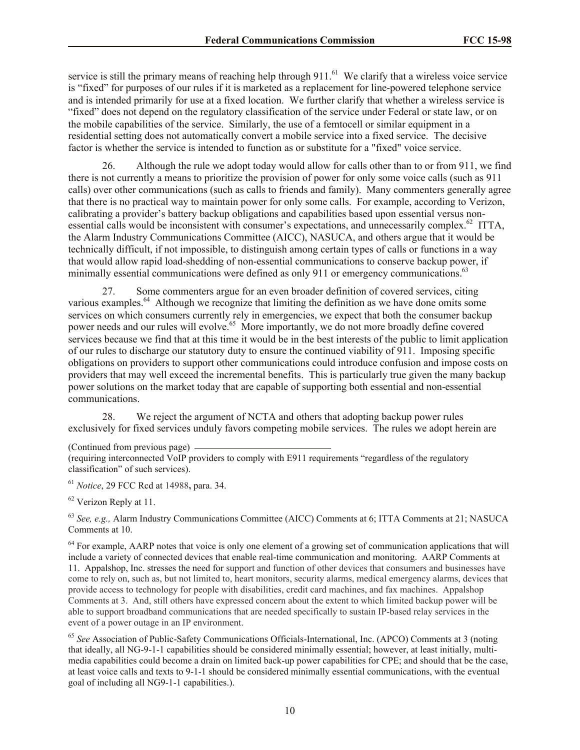service is still the primary means of reaching help through 911.[61] We clarify that a wireless voice service is "fixed" for purposes of our rules if it is marketed as a replacement for line-powered telephone service and is intended primarily for use at a fixed location. We further clarify that whether a wireless service is "fixed" does not depend on the regulatory classification of the service under Federal or state law, or on the mobile capabilities of the service. Similarly, the use of a femtocell or similar equipment in a residential setting does not automatically convert a mobile service into a fixed service. The decisive factor is whether the service is intended to function as or substitute for a "fixed" voice service.

26. Although the rule we adopt today would allow for calls other than to or from 911, we find there is not currently a means to prioritize the provision of power for only some voice calls (such as 911 calls) over other communications (such as calls to friends and family). Many commenters generally agree that there is no practical way to maintain power for only some calls. For example, according to Verizon, calibrating a provider's battery backup obligations and capabilities based upon essential versus non-essential calls would be inconsistent with consumer's expectations, and unnecessarily complex.[62] ITTA, the Alarm Industry Communications Committee (AICC), NASUCA, and others argue that it would be technically difficult, if not impossible, to distinguish among certain types of calls or functions in a way that would allow rapid load-shedding of non-essential communications to conserve backup power, if minimally essential communications were defined as only 911 or emergency communications.[63]

27. Some commenters argue for an even broader definition of covered services, citing various examples.[64] Although we recognize that limiting the definition as we have done omits some services on which consumers currently rely in emergencies, we expect that both the consumer backup power needs and our rules will evolve.[65] More importantly, we do not more broadly define covered services because we find that at this time it would be in the best interests of the public to limit application of our rules to discharge our statutory duty to ensure the continued viability of 911. Imposing specific obligations on providers to support other communications could introduce confusion and impose costs on providers that may well exceed the incremental benefits. This is particularly true given the many backup power solutions on the market today that are capable of supporting both essential and non-essential communications.

28. We reject the argument of NCTA and others that adopting backup power rules exclusively for fixed services unduly favors competing mobile services. The rules we adopt herein are

(Continued from previous page)
(requiring interconnected VoIP providers to comply with E911 requirements "regardless of the regulatory classification" of such services).

[61] *Notice*, 29 FCC Rcd at 14988**,** para. 34.

[62] Verizon Reply at 11.

[63] *See, e.g.,* Alarm Industry Communications Committee (AICC) Comments at 6; ITTA Comments at 21; NASUCA Comments at 10.

[64] For example, AARP notes that voice is only one element of a growing set of communication applications that will include a variety of connected devices that enable real-time communication and monitoring. AARP Comments at 11. Appalshop, Inc. stresses the need for support and function of other devices that consumers and businesses have come to rely on, such as, but not limited to, heart monitors, security alarms, medical emergency alarms, devices that provide access to technology for people with disabilities, credit card machines, and fax machines. Appalshop Comments at 3. And, still others have expressed concern about the extent to which limited backup power will be able to support broadband communications that are needed specifically to sustain IP-based relay services in the event of a power outage in an IP environment.

[65] *See* Association of Public-Safety Communications Officials-International, Inc. (APCO) Comments at 3 (noting that ideally, all NG-9-1-1 capabilities should be considered minimally essential; however, at least initially, multi-media capabilities could become a drain on limited back-up power capabilities for CPE; and should that be the case, at least voice calls and texts to 9-1-1 should be considered minimally essential communications, with the eventual goal of including all NG9-1-1 capabilities.).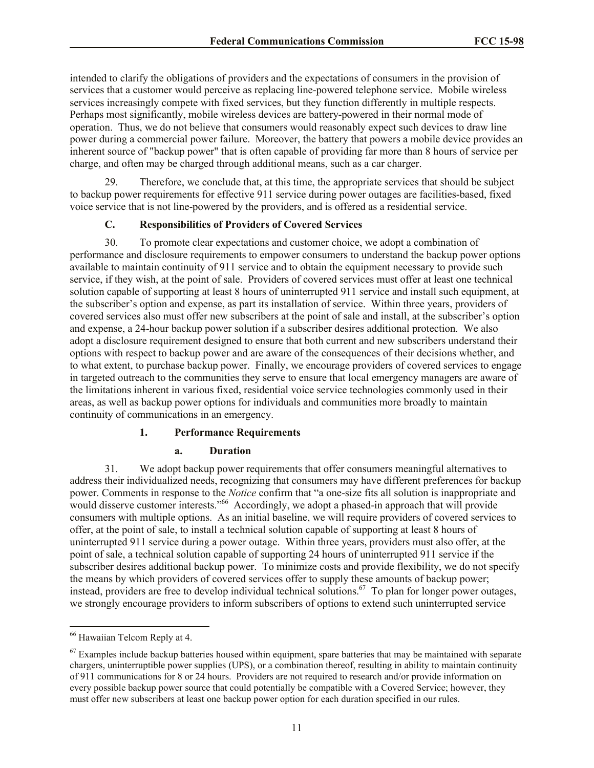intended to clarify the obligations of providers and the expectations of consumers in the provision of services that a customer would perceive as replacing line-powered telephone service. Mobile wireless services increasingly compete with fixed services, but they function differently in multiple respects. Perhaps most significantly, mobile wireless devices are battery-powered in their normal mode of operation. Thus, we do not believe that consumers would reasonably expect such devices to draw line power during a commercial power failure. Moreover, the battery that powers a mobile device provides an inherent source of "backup power" that is often capable of providing far more than 8 hours of service per charge, and often may be charged through additional means, such as a car charger.

29. Therefore, we conclude that, at this time, the appropriate services that should be subject to backup power requirements for effective 911 service during power outages are facilities-based, fixed voice service that is not line-powered by the providers, and is offered as a residential service.

### C. Responsibilities of Providers of Covered Services

30. To promote clear expectations and customer choice, we adopt a combination of performance and disclosure requirements to empower consumers to understand the backup power options available to maintain continuity of 911 service and to obtain the equipment necessary to provide such service, if they wish, at the point of sale. Providers of covered services must offer at least one technical solution capable of supporting at least 8 hours of uninterrupted 911 service and install such equipment, at the subscriber's option and expense, as part its installation of service. Within three years, providers of covered services also must offer new subscribers at the point of sale and install, at the subscriber's option and expense, a 24-hour backup power solution if a subscriber desires additional protection. We also adopt a disclosure requirement designed to ensure that both current and new subscribers understand their options with respect to backup power and are aware of the consequences of their decisions whether, and to what extent, to purchase backup power. Finally, we encourage providers of covered services to engage in targeted outreach to the communities they serve to ensure that local emergency managers are aware of the limitations inherent in various fixed, residential voice service technologies commonly used in their areas, as well as backup power options for individuals and communities more broadly to maintain continuity of communications in an emergency.

#### 1. Performance Requirements

##### a. Duration

31. We adopt backup power requirements that offer consumers meaningful alternatives to address their individualized needs, recognizing that consumers may have different preferences for backup power. Comments in response to the *Notice* confirm that "a one-size fits all solution is inappropriate and would disserve customer interests."[66] Accordingly, we adopt a phased-in approach that will provide consumers with multiple options. As an initial baseline, we will require providers of covered services to offer, at the point of sale, to install a technical solution capable of supporting at least 8 hours of uninterrupted 911 service during a power outage. Within three years, providers must also offer, at the point of sale, a technical solution capable of supporting 24 hours of uninterrupted 911 service if the subscriber desires additional backup power. To minimize costs and provide flexibility, we do not specify the means by which providers of covered services offer to supply these amounts of backup power; instead, providers are free to develop individual technical solutions.[67] To plan for longer power outages, we strongly encourage providers to inform subscribers of options to extend such uninterrupted service

---

[66] Hawaiian Telcom Reply at 4.

[67] Examples include backup batteries housed within equipment, spare batteries that may be maintained with separate chargers, uninterruptible power supplies (UPS), or a combination thereof, resulting in ability to maintain continuity of 911 communications for 8 or 24 hours. Providers are not required to research and/or provide information on every possible backup power source that could potentially be compatible with a Covered Service; however, they must offer new subscribers at least one backup power option for each duration specified in our rules.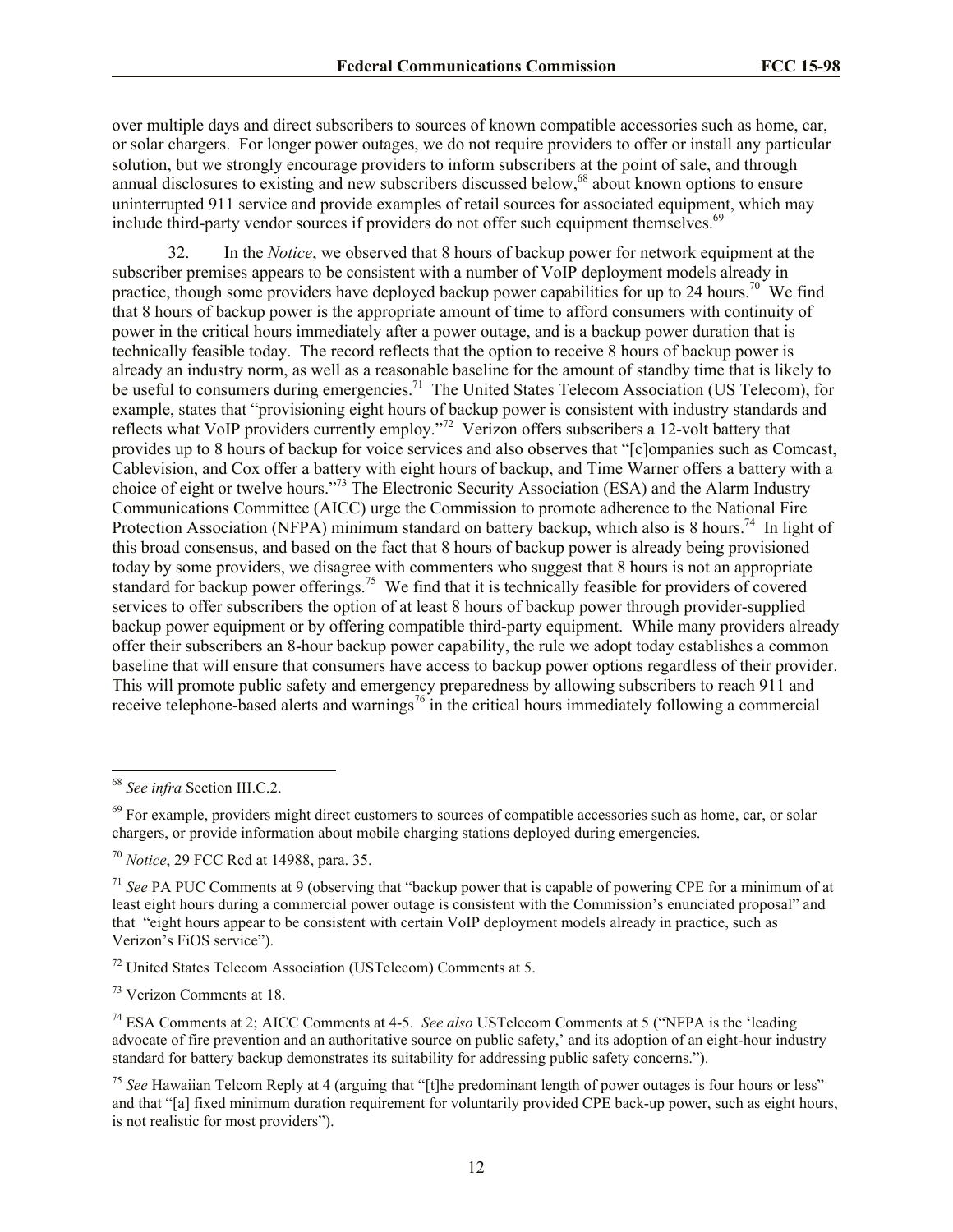over multiple days and direct subscribers to sources of known compatible accessories such as home, car, or solar chargers. For longer power outages, we do not require providers to offer or install any particular solution, but we strongly encourage providers to inform subscribers at the point of sale, and through annual disclosures to existing and new subscribers discussed below,[68] about known options to ensure uninterrupted 911 service and provide examples of retail sources for associated equipment, which may include third-party vendor sources if providers do not offer such equipment themselves.[69]

32. In the *Notice*, we observed that 8 hours of backup power for network equipment at the subscriber premises appears to be consistent with a number of VoIP deployment models already in practice, though some providers have deployed backup power capabilities for up to 24 hours.[70] We find that 8 hours of backup power is the appropriate amount of time to afford consumers with continuity of power in the critical hours immediately after a power outage, and is a backup power duration that is technically feasible today. The record reflects that the option to receive 8 hours of backup power is already an industry norm, as well as a reasonable baseline for the amount of standby time that is likely to be useful to consumers during emergencies.[71] The United States Telecom Association (US Telecom), for example, states that "provisioning eight hours of backup power is consistent with industry standards and reflects what VoIP providers currently employ."[72] Verizon offers subscribers a 12-volt battery that provides up to 8 hours of backup for voice services and also observes that "[c]ompanies such as Comcast, Cablevision, and Cox offer a battery with eight hours of backup, and Time Warner offers a battery with a choice of eight or twelve hours."[73] The Electronic Security Association (ESA) and the Alarm Industry Communications Committee (AICC) urge the Commission to promote adherence to the National Fire Protection Association (NFPA) minimum standard on battery backup, which also is 8 hours.[74] In light of this broad consensus, and based on the fact that 8 hours of backup power is already being provisioned today by some providers, we disagree with commenters who suggest that 8 hours is not an appropriate standard for backup power offerings.[75] We find that it is technically feasible for providers of covered services to offer subscribers the option of at least 8 hours of backup power through provider-supplied backup power equipment or by offering compatible third-party equipment. While many providers already offer their subscribers an 8-hour backup power capability, the rule we adopt today establishes a common baseline that will ensure that consumers have access to backup power options regardless of their provider. This will promote public safety and emergency preparedness by allowing subscribers to reach 911 and receive telephone-based alerts and warnings[76] in the critical hours immediately following a commercial

---

[68] *See infra* Section III.C.2.

[69] For example, providers might direct customers to sources of compatible accessories such as home, car, or solar chargers, or provide information about mobile charging stations deployed during emergencies.

[70] *Notice*, 29 FCC Rcd at 14988, para. 35.

[71] *See* PA PUC Comments at 9 (observing that "backup power that is capable of powering CPE for a minimum of at least eight hours during a commercial power outage is consistent with the Commission's enunciated proposal" and that "eight hours appear to be consistent with certain VoIP deployment models already in practice, such as Verizon's FiOS service").

[72] United States Telecom Association (USTelecom) Comments at 5.

[73] Verizon Comments at 18.

[74] ESA Comments at 2; AICC Comments at 4-5. *See also* USTelecom Comments at 5 ("NFPA is the 'leading advocate of fire prevention and an authoritative source on public safety,' and its adoption of an eight-hour industry standard for battery backup demonstrates its suitability for addressing public safety concerns.").

[75] *See* Hawaiian Telcom Reply at 4 (arguing that "[t]he predominant length of power outages is four hours or less" and that "[a] fixed minimum duration requirement for voluntarily provided CPE back-up power, such as eight hours, is not realistic for most providers").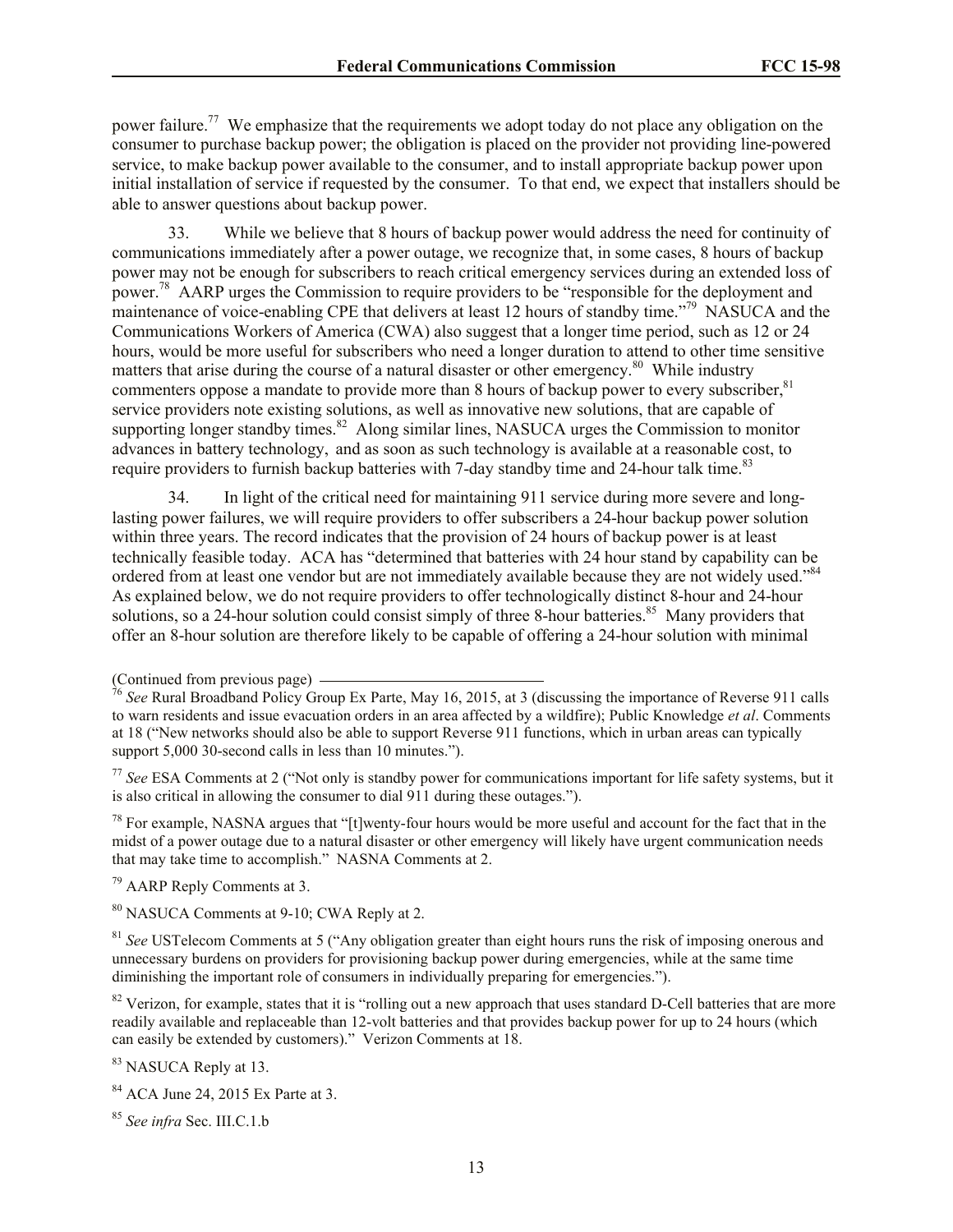power failure.[77] We emphasize that the requirements we adopt today do not place any obligation on the consumer to purchase backup power; the obligation is placed on the provider not providing line-powered service, to make backup power available to the consumer, and to install appropriate backup power upon initial installation of service if requested by the consumer. To that end, we expect that installers should be able to answer questions about backup power.

33. While we believe that 8 hours of backup power would address the need for continuity of communications immediately after a power outage, we recognize that, in some cases, 8 hours of backup power may not be enough for subscribers to reach critical emergency services during an extended loss of power.[78] AARP urges the Commission to require providers to be "responsible for the deployment and maintenance of voice-enabling CPE that delivers at least 12 hours of standby time."[79] NASUCA and the Communications Workers of America (CWA) also suggest that a longer time period, such as 12 or 24 hours, would be more useful for subscribers who need a longer duration to attend to other time sensitive matters that arise during the course of a natural disaster or other emergency.[80] While industry commenters oppose a mandate to provide more than 8 hours of backup power to every subscriber,[81] service providers note existing solutions, as well as innovative new solutions, that are capable of supporting longer standby times.[82] Along similar lines, NASUCA urges the Commission to monitor advances in battery technology, and as soon as such technology is available at a reasonable cost, to require providers to furnish backup batteries with 7-day standby time and 24-hour talk time.[83]

34. In light of the critical need for maintaining 911 service during more severe and long-lasting power failures, we will require providers to offer subscribers a 24-hour backup power solution within three years. The record indicates that the provision of 24 hours of backup power is at least technically feasible today. ACA has "determined that batteries with 24 hour stand by capability can be ordered from at least one vendor but are not immediately available because they are not widely used."[84] As explained below, we do not require providers to offer technologically distinct 8-hour and 24-hour solutions, so a 24-hour solution could consist simply of three 8-hour batteries.[85] Many providers that offer an 8-hour solution are therefore likely to be capable of offering a 24-hour solution with minimal

(Continued from previous page)

[76] *See* Rural Broadband Policy Group Ex Parte, May 16, 2015, at 3 (discussing the importance of Reverse 911 calls to warn residents and issue evacuation orders in an area affected by a wildfire); Public Knowledge *et al*. Comments at 18 ("New networks should also be able to support Reverse 911 functions, which in urban areas can typically support 5,000 30-second calls in less than 10 minutes.").

[77] *See* ESA Comments at 2 ("Not only is standby power for communications important for life safety systems, but it is also critical in allowing the consumer to dial 911 during these outages.").

[78] For example, NASNA argues that "[t]wenty-four hours would be more useful and account for the fact that in the midst of a power outage due to a natural disaster or other emergency will likely have urgent communication needs that may take time to accomplish." NASNA Comments at 2.

[79] AARP Reply Comments at 3.

[80] NASUCA Comments at 9-10; CWA Reply at 2.

[81] *See* USTelecom Comments at 5 ("Any obligation greater than eight hours runs the risk of imposing onerous and unnecessary burdens on providers for provisioning backup power during emergencies, while at the same time diminishing the important role of consumers in individually preparing for emergencies.").

[82] Verizon, for example, states that it is "rolling out a new approach that uses standard D-Cell batteries that are more readily available and replaceable than 12-volt batteries and that provides backup power for up to 24 hours (which can easily be extended by customers)." Verizon Comments at 18.

[83] NASUCA Reply at 13.

[84] ACA June 24, 2015 Ex Parte at 3.

[85] *See infra* Sec. III.C.1.b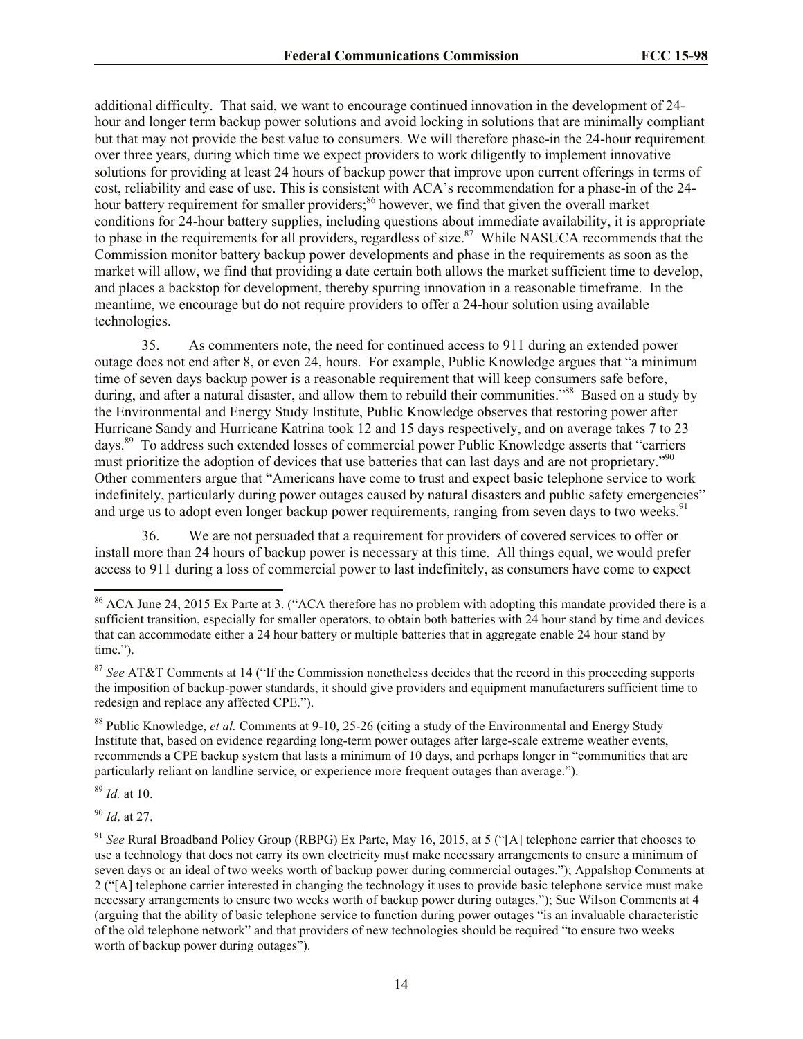additional difficulty. That said, we want to encourage continued innovation in the development of 24-hour and longer term backup power solutions and avoid locking in solutions that are minimally compliant but that may not provide the best value to consumers. We will therefore phase-in the 24-hour requirement over three years, during which time we expect providers to work diligently to implement innovative solutions for providing at least 24 hours of backup power that improve upon current offerings in terms of cost, reliability and ease of use. This is consistent with ACA's recommendation for a phase-in of the 24-hour battery requirement for smaller providers;[86] however, we find that given the overall market conditions for 24-hour battery supplies, including questions about immediate availability, it is appropriate to phase in the requirements for all providers, regardless of size.[87] While NASUCA recommends that the Commission monitor battery backup power developments and phase in the requirements as soon as the market will allow, we find that providing a date certain both allows the market sufficient time to develop, and places a backstop for development, thereby spurring innovation in a reasonable timeframe. In the meantime, we encourage but do not require providers to offer a 24-hour solution using available technologies.

35. As commenters note, the need for continued access to 911 during an extended power outage does not end after 8, or even 24, hours. For example, Public Knowledge argues that "a minimum time of seven days backup power is a reasonable requirement that will keep consumers safe before, during, and after a natural disaster, and allow them to rebuild their communities."[88] Based on a study by the Environmental and Energy Study Institute, Public Knowledge observes that restoring power after Hurricane Sandy and Hurricane Katrina took 12 and 15 days respectively, and on average takes 7 to 23 days.[89] To address such extended losses of commercial power Public Knowledge asserts that "carriers must prioritize the adoption of devices that use batteries that can last days and are not proprietary."[90] Other commenters argue that "Americans have come to trust and expect basic telephone service to work indefinitely, particularly during power outages caused by natural disasters and public safety emergencies" and urge us to adopt even longer backup power requirements, ranging from seven days to two weeks.[91]

36. We are not persuaded that a requirement for providers of covered services to offer or install more than 24 hours of backup power is necessary at this time. All things equal, we would prefer access to 911 during a loss of commercial power to last indefinitely, as consumers have come to expect

[86] ACA June 24, 2015 Ex Parte at 3. ("ACA therefore has no problem with adopting this mandate provided there is a sufficient transition, especially for smaller operators, to obtain both batteries with 24 hour stand by time and devices that can accommodate either a 24 hour battery or multiple batteries that in aggregate enable 24 hour stand by time.").

[87] *See* AT&T Comments at 14 ("If the Commission nonetheless decides that the record in this proceeding supports the imposition of backup-power standards, it should give providers and equipment manufacturers sufficient time to redesign and replace any affected CPE.").

[88] Public Knowledge, *et al.* Comments at 9-10, 25-26 (citing a study of the Environmental and Energy Study Institute that, based on evidence regarding long-term power outages after large-scale extreme weather events, recommends a CPE backup system that lasts a minimum of 10 days, and perhaps longer in "communities that are particularly reliant on landline service, or experience more frequent outages than average.").

[89] *Id.* at 10.

[90] *Id*. at 27.

[91] *See* Rural Broadband Policy Group (RBPG) Ex Parte, May 16, 2015, at 5 ("[A] telephone carrier that chooses to use a technology that does not carry its own electricity must make necessary arrangements to ensure a minimum of seven days or an ideal of two weeks worth of backup power during commercial outages."); Appalshop Comments at 2 ("[A] telephone carrier interested in changing the technology it uses to provide basic telephone service must make necessary arrangements to ensure two weeks worth of backup power during outages."); Sue Wilson Comments at 4 (arguing that the ability of basic telephone service to function during power outages "is an invaluable characteristic of the old telephone network" and that providers of new technologies should be required "to ensure two weeks worth of backup power during outages").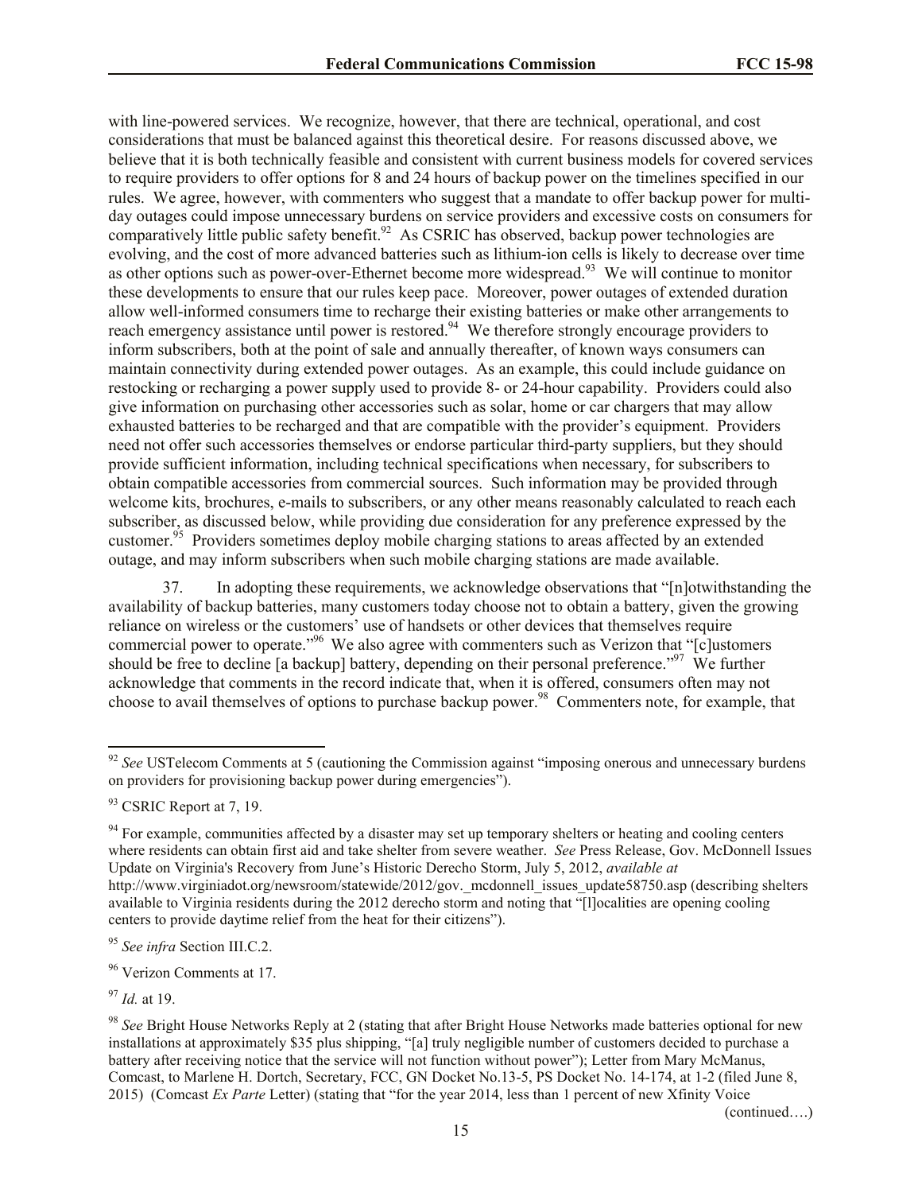with line-powered services. We recognize, however, that there are technical, operational, and cost considerations that must be balanced against this theoretical desire. For reasons discussed above, we believe that it is both technically feasible and consistent with current business models for covered services to require providers to offer options for 8 and 24 hours of backup power on the timelines specified in our rules. We agree, however, with commenters who suggest that a mandate to offer backup power for multi-day outages could impose unnecessary burdens on service providers and excessive costs on consumers for comparatively little public safety benefit.[92] As CSRIC has observed, backup power technologies are evolving, and the cost of more advanced batteries such as lithium-ion cells is likely to decrease over time as other options such as power-over-Ethernet become more widespread.[93] We will continue to monitor these developments to ensure that our rules keep pace. Moreover, power outages of extended duration allow well-informed consumers time to recharge their existing batteries or make other arrangements to reach emergency assistance until power is restored.[94] We therefore strongly encourage providers to inform subscribers, both at the point of sale and annually thereafter, of known ways consumers can maintain connectivity during extended power outages. As an example, this could include guidance on restocking or recharging a power supply used to provide 8- or 24-hour capability. Providers could also give information on purchasing other accessories such as solar, home or car chargers that may allow exhausted batteries to be recharged and that are compatible with the provider's equipment. Providers need not offer such accessories themselves or endorse particular third-party suppliers, but they should provide sufficient information, including technical specifications when necessary, for subscribers to obtain compatible accessories from commercial sources. Such information may be provided through welcome kits, brochures, e-mails to subscribers, or any other means reasonably calculated to reach each subscriber, as discussed below, while providing due consideration for any preference expressed by the customer.[95] Providers sometimes deploy mobile charging stations to areas affected by an extended outage, and may inform subscribers when such mobile charging stations are made available.

37. In adopting these requirements, we acknowledge observations that "[n]otwithstanding the availability of backup batteries, many customers today choose not to obtain a battery, given the growing reliance on wireless or the customers' use of handsets or other devices that themselves require commercial power to operate."[96] We also agree with commenters such as Verizon that "[c]ustomers should be free to decline [a backup] battery, depending on their personal preference."[97] We further acknowledge that comments in the record indicate that, when it is offered, consumers often may not choose to avail themselves of options to purchase backup power.[98] Commenters note, for example, that

---

[92] *See* USTelecom Comments at 5 (cautioning the Commission against "imposing onerous and unnecessary burdens on providers for provisioning backup power during emergencies").

[93] CSRIC Report at 7, 19.

[94] For example, communities affected by a disaster may set up temporary shelters or heating and cooling centers where residents can obtain first aid and take shelter from severe weather. *See* Press Release, Gov. McDonnell Issues Update on Virginia's Recovery from June's Historic Derecho Storm, July 5, 2012, *available at* http://www.virginiadot.org/newsroom/statewide/2012/gov._mcdonnell_issues_update58750.asp (describing shelters available to Virginia residents during the 2012 derecho storm and noting that "[l]ocalities are opening cooling centers to provide daytime relief from the heat for their citizens").

[95] *See infra* Section III.C.2.

[96] Verizon Comments at 17.

[97] *Id.* at 19.

[98] *See* Bright House Networks Reply at 2 (stating that after Bright House Networks made batteries optional for new installations at approximately $35 plus shipping, "[a] truly negligible number of customers decided to purchase a battery after receiving notice that the service will not function without power"); Letter from Mary McManus, Comcast, to Marlene H. Dortch, Secretary, FCC, GN Docket No.13-5, PS Docket No. 14-174, at 1-2 (filed June 8, 2015) (Comcast *Ex Parte* Letter) (stating that "for the year 2014, less than 1 percent of new Xfinity Voice

(continued….)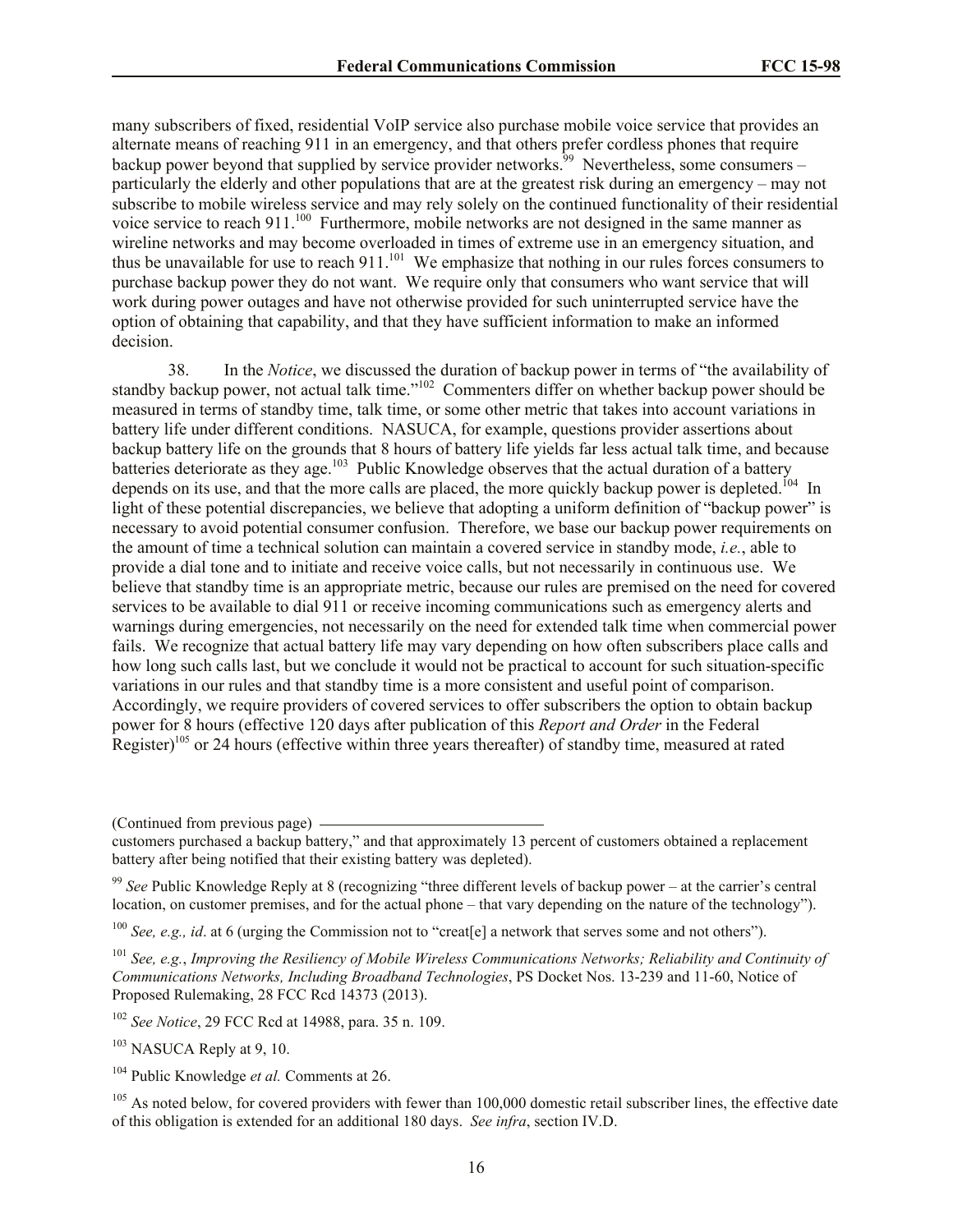many subscribers of fixed, residential VoIP service also purchase mobile voice service that provides an alternate means of reaching 911 in an emergency, and that others prefer cordless phones that require backup power beyond that supplied by service provider networks.[99] Nevertheless, some consumers – particularly the elderly and other populations that are at the greatest risk during an emergency – may not subscribe to mobile wireless service and may rely solely on the continued functionality of their residential voice service to reach 911.[100] Furthermore, mobile networks are not designed in the same manner as wireline networks and may become overloaded in times of extreme use in an emergency situation, and thus be unavailable for use to reach 911.[101] We emphasize that nothing in our rules forces consumers to purchase backup power they do not want. We require only that consumers who want service that will work during power outages and have not otherwise provided for such uninterrupted service have the option of obtaining that capability, and that they have sufficient information to make an informed decision.

38. In the *Notice*, we discussed the duration of backup power in terms of "the availability of standby backup power, not actual talk time."[102] Commenters differ on whether backup power should be measured in terms of standby time, talk time, or some other metric that takes into account variations in battery life under different conditions. NASUCA, for example, questions provider assertions about backup battery life on the grounds that 8 hours of battery life yields far less actual talk time, and because batteries deteriorate as they age.[103] Public Knowledge observes that the actual duration of a battery depends on its use, and that the more calls are placed, the more quickly backup power is depleted.[104] In light of these potential discrepancies, we believe that adopting a uniform definition of "backup power" is necessary to avoid potential consumer confusion. Therefore, we base our backup power requirements on the amount of time a technical solution can maintain a covered service in standby mode, *i.e.*, able to provide a dial tone and to initiate and receive voice calls, but not necessarily in continuous use. We believe that standby time is an appropriate metric, because our rules are premised on the need for covered services to be available to dial 911 or receive incoming communications such as emergency alerts and warnings during emergencies, not necessarily on the need for extended talk time when commercial power fails. We recognize that actual battery life may vary depending on how often subscribers place calls and how long such calls last, but we conclude it would not be practical to account for such situation-specific variations in our rules and that standby time is a more consistent and useful point of comparison. Accordingly, we require providers of covered services to offer subscribers the option to obtain backup power for 8 hours (effective 120 days after publication of this *Report and Order* in the Federal Register)[105] or 24 hours (effective within three years thereafter) of standby time, measured at rated

(Continued from previous page)

customers purchased a backup battery," and that approximately 13 percent of customers obtained a replacement battery after being notified that their existing battery was depleted).

[99] *See* Public Knowledge Reply at 8 (recognizing "three different levels of backup power – at the carrier's central location, on customer premises, and for the actual phone – that vary depending on the nature of the technology").

[100] *See, e.g., id*. at 6 (urging the Commission not to "creat[e] a network that serves some and not others").

[101] *See, e.g.*, *Improving the Resiliency of Mobile Wireless Communications Networks; Reliability and Continuity of Communications Networks, Including Broadband Technologies*, PS Docket Nos. 13-239 and 11-60, Notice of Proposed Rulemaking, 28 FCC Rcd 14373 (2013).

[102] *See Notice*, 29 FCC Rcd at 14988, para. 35 n. 109.

[103] NASUCA Reply at 9, 10.

[104] Public Knowledge *et al.* Comments at 26.

[105] As noted below, for covered providers with fewer than 100,000 domestic retail subscriber lines, the effective date of this obligation is extended for an additional 180 days. *See infra*, section IV.D.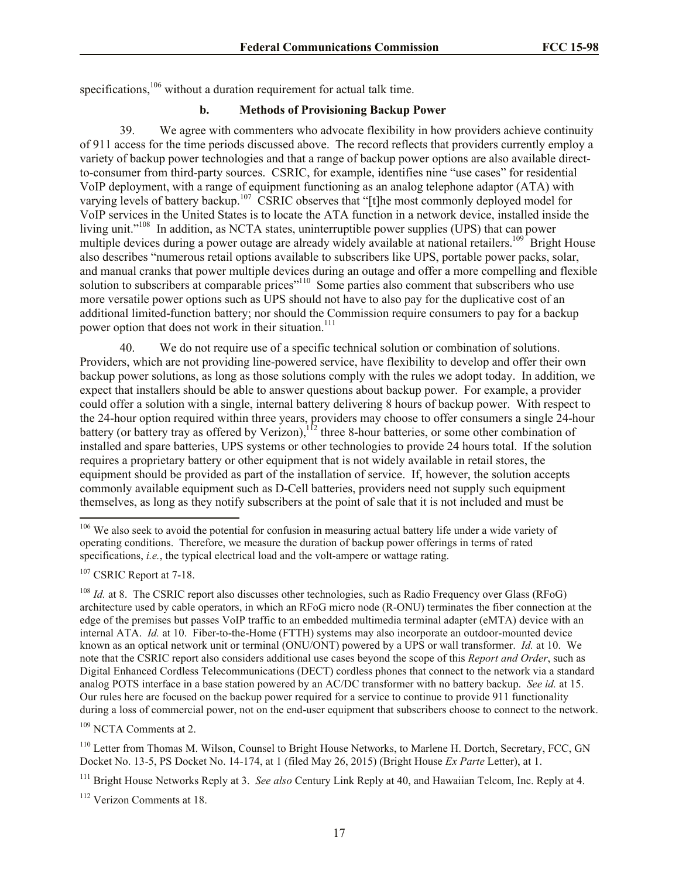specifications,[106] without a duration requirement for actual talk time.

### b. Methods of Provisioning Backup Power

39. We agree with commenters who advocate flexibility in how providers achieve continuity of 911 access for the time periods discussed above. The record reflects that providers currently employ a variety of backup power technologies and that a range of backup power options are also available direct-to-consumer from third-party sources. CSRIC, for example, identifies nine "use cases" for residential VoIP deployment, with a range of equipment functioning as an analog telephone adaptor (ATA) with varying levels of battery backup.[107] CSRIC observes that "[t]he most commonly deployed model for VoIP services in the United States is to locate the ATA function in a network device, installed inside the living unit."[108] In addition, as NCTA states, uninterruptible power supplies (UPS) that can power multiple devices during a power outage are already widely available at national retailers.[109] Bright House also describes "numerous retail options available to subscribers like UPS, portable power packs, solar, and manual cranks that power multiple devices during an outage and offer a more compelling and flexible solution to subscribers at comparable prices"[110] Some parties also comment that subscribers who use more versatile power options such as UPS should not have to also pay for the duplicative cost of an additional limited-function battery; nor should the Commission require consumers to pay for a backup power option that does not work in their situation.[111]

40. We do not require use of a specific technical solution or combination of solutions. Providers, which are not providing line-powered service, have flexibility to develop and offer their own backup power solutions, as long as those solutions comply with the rules we adopt today. In addition, we expect that installers should be able to answer questions about backup power. For example, a provider could offer a solution with a single, internal battery delivering 8 hours of backup power. With respect to the 24-hour option required within three years, providers may choose to offer consumers a single 24-hour battery (or battery tray as offered by Verizon),[112] three 8-hour batteries, or some other combination of installed and spare batteries, UPS systems or other technologies to provide 24 hours total. If the solution requires a proprietary battery or other equipment that is not widely available in retail stores, the equipment should be provided as part of the installation of service. If, however, the solution accepts commonly available equipment such as D-Cell batteries, providers need not supply such equipment themselves, as long as they notify subscribers at the point of sale that it is not included and must be

---

[106] We also seek to avoid the potential for confusion in measuring actual battery life under a wide variety of operating conditions. Therefore, we measure the duration of backup power offerings in terms of rated specifications, *i.e.*, the typical electrical load and the volt-ampere or wattage rating.

[107] CSRIC Report at 7-18.

[108] *Id.* at 8. The CSRIC report also discusses other technologies, such as Radio Frequency over Glass (RFoG) architecture used by cable operators, in which an RFoG micro node (R-ONU) terminates the fiber connection at the edge of the premises but passes VoIP traffic to an embedded multimedia terminal adapter (eMTA) device with an internal ATA. *Id.* at 10. Fiber-to-the-Home (FTTH) systems may also incorporate an outdoor-mounted device known as an optical network unit or terminal (ONU/ONT) powered by a UPS or wall transformer. *Id.* at 10. We note that the CSRIC report also considers additional use cases beyond the scope of this *Report and Order*, such as Digital Enhanced Cordless Telecommunications (DECT) cordless phones that connect to the network via a standard analog POTS interface in a base station powered by an AC/DC transformer with no battery backup. *See id.* at 15. Our rules here are focused on the backup power required for a service to continue to provide 911 functionality during a loss of commercial power, not on the end-user equipment that subscribers choose to connect to the network.

[109] NCTA Comments at 2.

[110] Letter from Thomas M. Wilson, Counsel to Bright House Networks, to Marlene H. Dortch, Secretary, FCC, GN Docket No. 13-5, PS Docket No. 14-174, at 1 (filed May 26, 2015) (Bright House *Ex Parte* Letter), at 1.

[111] Bright House Networks Reply at 3. *See also* Century Link Reply at 40, and Hawaiian Telcom, Inc. Reply at 4.

[112] Verizon Comments at 18.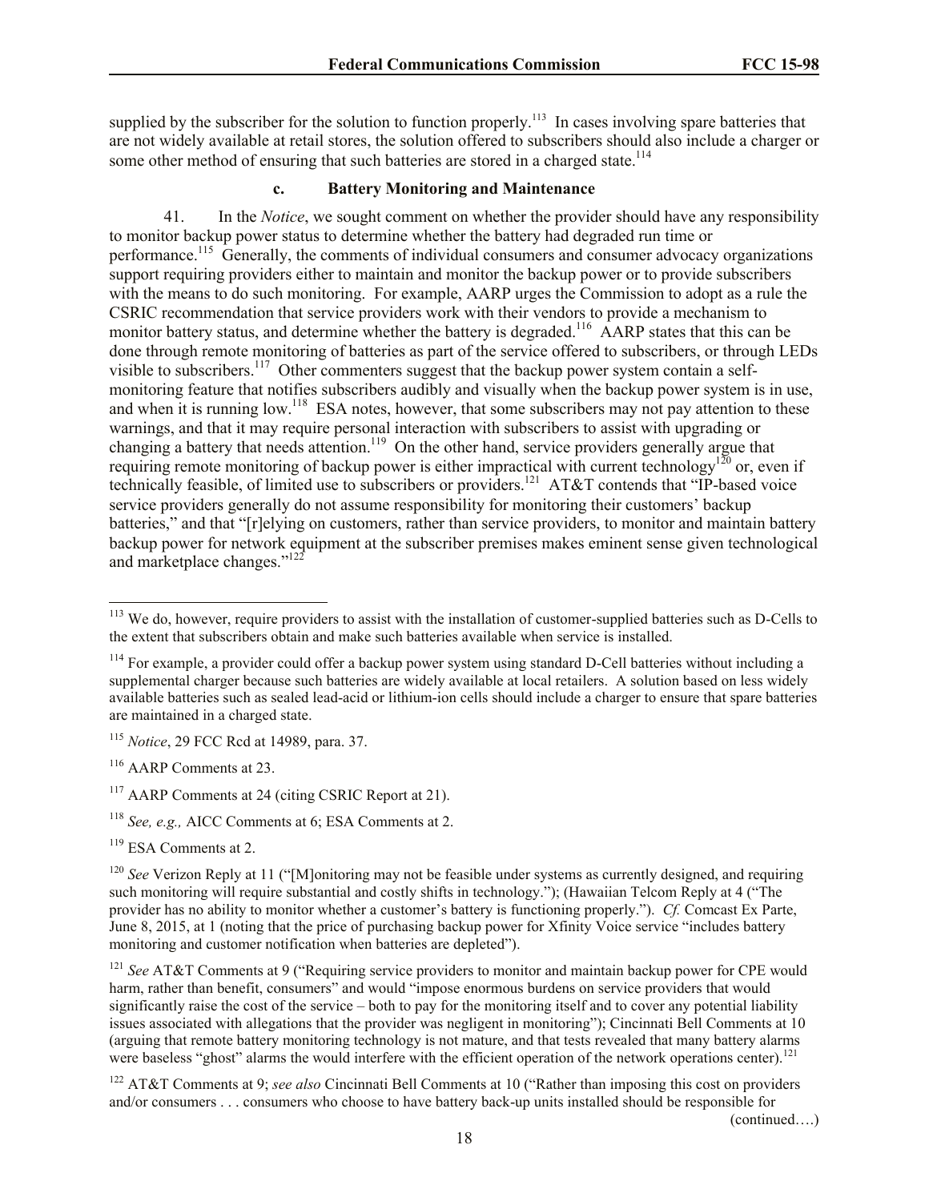supplied by the subscriber for the solution to function properly.[113] In cases involving spare batteries that are not widely available at retail stores, the solution offered to subscribers should also include a charger or some other method of ensuring that such batteries are stored in a charged state.[114]

### c. Battery Monitoring and Maintenance

41. In the *Notice*, we sought comment on whether the provider should have any responsibility to monitor backup power status to determine whether the battery had degraded run time or performance.[115] Generally, the comments of individual consumers and consumer advocacy organizations support requiring providers either to maintain and monitor the backup power or to provide subscribers with the means to do such monitoring. For example, AARP urges the Commission to adopt as a rule the CSRIC recommendation that service providers work with their vendors to provide a mechanism to monitor battery status, and determine whether the battery is degraded.[116] AARP states that this can be done through remote monitoring of batteries as part of the service offered to subscribers, or through LEDs visible to subscribers.[117] Other commenters suggest that the backup power system contain a self-monitoring feature that notifies subscribers audibly and visually when the backup power system is in use, and when it is running low.[118] ESA notes, however, that some subscribers may not pay attention to these warnings, and that it may require personal interaction with subscribers to assist with upgrading or changing a battery that needs attention.[119] On the other hand, service providers generally argue that requiring remote monitoring of backup power is either impractical with current technology[120] or, even if technically feasible, of limited use to subscribers or providers.[121] AT&T contends that "IP-based voice service providers generally do not assume responsibility for monitoring their customers' backup batteries," and that "[r]elying on customers, rather than service providers, to monitor and maintain battery backup power for network equipment at the subscriber premises makes eminent sense given technological and marketplace changes."[122]

---

[113] We do, however, require providers to assist with the installation of customer-supplied batteries such as D-Cells to the extent that subscribers obtain and make such batteries available when service is installed.

[114] For example, a provider could offer a backup power system using standard D-Cell batteries without including a supplemental charger because such batteries are widely available at local retailers. A solution based on less widely available batteries such as sealed lead-acid or lithium-ion cells should include a charger to ensure that spare batteries are maintained in a charged state.

[115] *Notice*, 29 FCC Rcd at 14989, para. 37.

[116] AARP Comments at 23.

[117] AARP Comments at 24 (citing CSRIC Report at 21).

[118] *See, e.g.,* AICC Comments at 6; ESA Comments at 2.

[119] ESA Comments at 2.

[120] *See* Verizon Reply at 11 ("[M]onitoring may not be feasible under systems as currently designed, and requiring such monitoring will require substantial and costly shifts in technology."); (Hawaiian Telcom Reply at 4 ("The provider has no ability to monitor whether a customer's battery is functioning properly."). *Cf.* Comcast Ex Parte, June 8, 2015, at 1 (noting that the price of purchasing backup power for Xfinity Voice service "includes battery monitoring and customer notification when batteries are depleted").

[121] *See* AT&T Comments at 9 ("Requiring service providers to monitor and maintain backup power for CPE would harm, rather than benefit, consumers" and would "impose enormous burdens on service providers that would significantly raise the cost of the service – both to pay for the monitoring itself and to cover any potential liability issues associated with allegations that the provider was negligent in monitoring"); Cincinnati Bell Comments at 10 (arguing that remote battery monitoring technology is not mature, and that tests revealed that many battery alarms were baseless "ghost" alarms the would interfere with the efficient operation of the network operations center).[121]

[122] AT&T Comments at 9; *see also* Cincinnati Bell Comments at 10 ("Rather than imposing this cost on providers and/or consumers . . . consumers who choose to have battery back-up units installed should be responsible for

(continued….)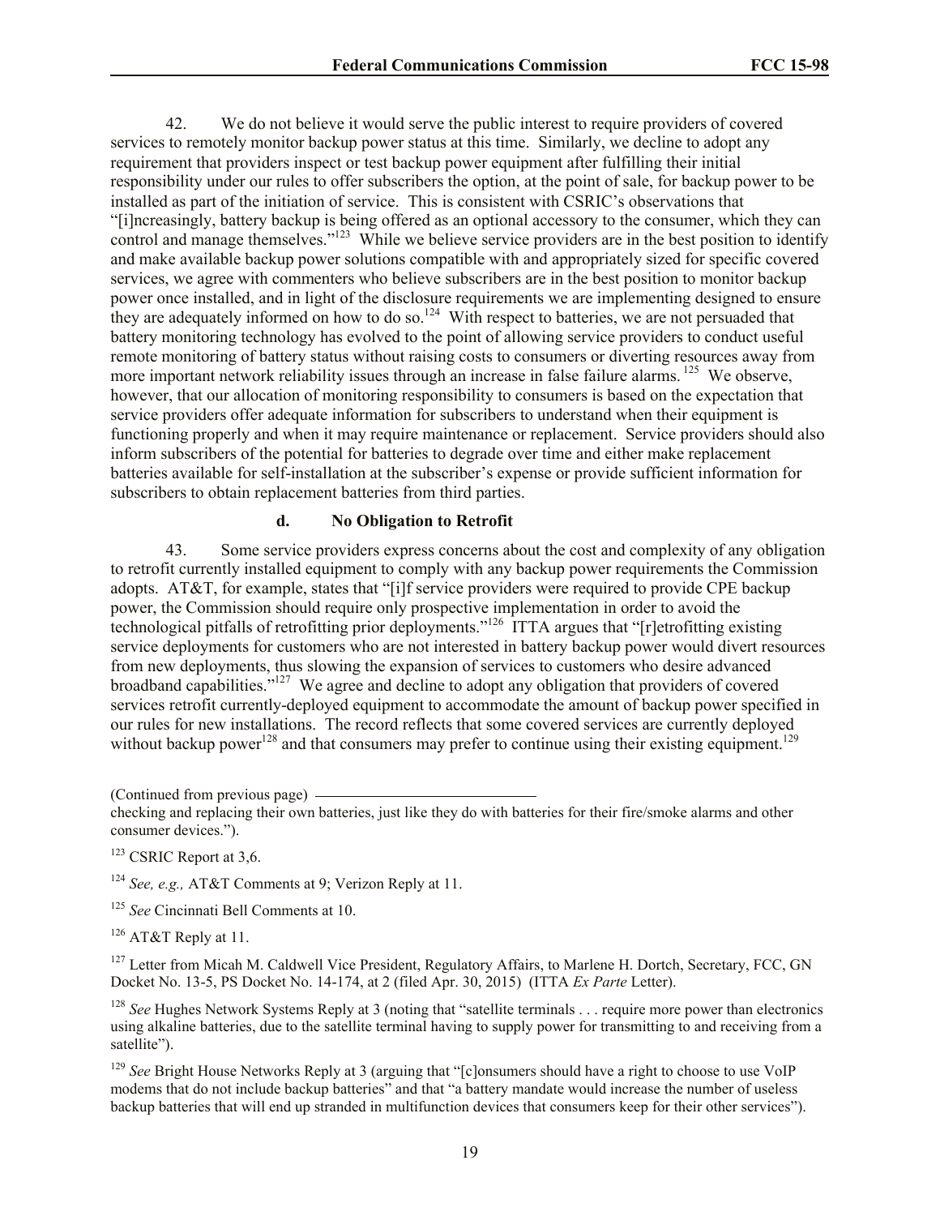42. We do not believe it would serve the public interest to require providers of covered services to remotely monitor backup power status at this time. Similarly, we decline to adopt any requirement that providers inspect or test backup power equipment after fulfilling their initial responsibility under our rules to offer subscribers the option, at the point of sale, for backup power to be installed as part of the initiation of service. This is consistent with CSRIC's observations that "[i]ncreasingly, battery backup is being offered as an optional accessory to the consumer, which they can control and manage themselves."[123] While we believe service providers are in the best position to identify and make available backup power solutions compatible with and appropriately sized for specific covered services, we agree with commenters who believe subscribers are in the best position to monitor backup power once installed, and in light of the disclosure requirements we are implementing designed to ensure they are adequately informed on how to do so.[124] With respect to batteries, we are not persuaded that battery monitoring technology has evolved to the point of allowing service providers to conduct useful remote monitoring of battery status without raising costs to consumers or diverting resources away from more important network reliability issues through an increase in false failure alarms.[125] We observe, however, that our allocation of monitoring responsibility to consumers is based on the expectation that service providers offer adequate information for subscribers to understand when their equipment is functioning properly and when it may require maintenance or replacement. Service providers should also inform subscribers of the potential for batteries to degrade over time and either make replacement batteries available for self-installation at the subscriber's expense or provide sufficient information for subscribers to obtain replacement batteries from third parties.

#### d. No Obligation to Retrofit

43. Some service providers express concerns about the cost and complexity of any obligation to retrofit currently installed equipment to comply with any backup power requirements the Commission adopts. AT&T, for example, states that "[i]f service providers were required to provide CPE backup power, the Commission should require only prospective implementation in order to avoid the technological pitfalls of retrofitting prior deployments."[126] ITTA argues that "[r]etrofitting existing service deployments for customers who are not interested in battery backup power would divert resources from new deployments, thus slowing the expansion of services to customers who desire advanced broadband capabilities."[127] We agree and decline to adopt any obligation that providers of covered services retrofit currently-deployed equipment to accommodate the amount of backup power specified in our rules for new installations. The record reflects that some covered services are currently deployed without backup power[128] and that consumers may prefer to continue using their existing equipment.[129]

---

(Continued from previous page) checking and replacing their own batteries, just like they do with batteries for their fire/smoke alarms and other consumer devices.").

[123] CSRIC Report at 3,6.

[124] *See, e.g.,* AT&T Comments at 9; Verizon Reply at 11.

[125] *See* Cincinnati Bell Comments at 10.

[126] AT&T Reply at 11.

[127] Letter from Micah M. Caldwell Vice President, Regulatory Affairs, to Marlene H. Dortch, Secretary, FCC, GN Docket No. 13-5, PS Docket No. 14-174, at 2 (filed Apr. 30, 2015) (ITTA *Ex Parte* Letter).

[128] *See* Hughes Network Systems Reply at 3 (noting that "satellite terminals . . . require more power than electronics using alkaline batteries, due to the satellite terminal having to supply power for transmitting to and receiving from a satellite").

[129] *See* Bright House Networks Reply at 3 (arguing that "[c]onsumers should have a right to choose to use VoIP modems that do not include backup batteries" and that "a battery mandate would increase the number of useless backup batteries that will end up stranded in multifunction devices that consumers keep for their other services").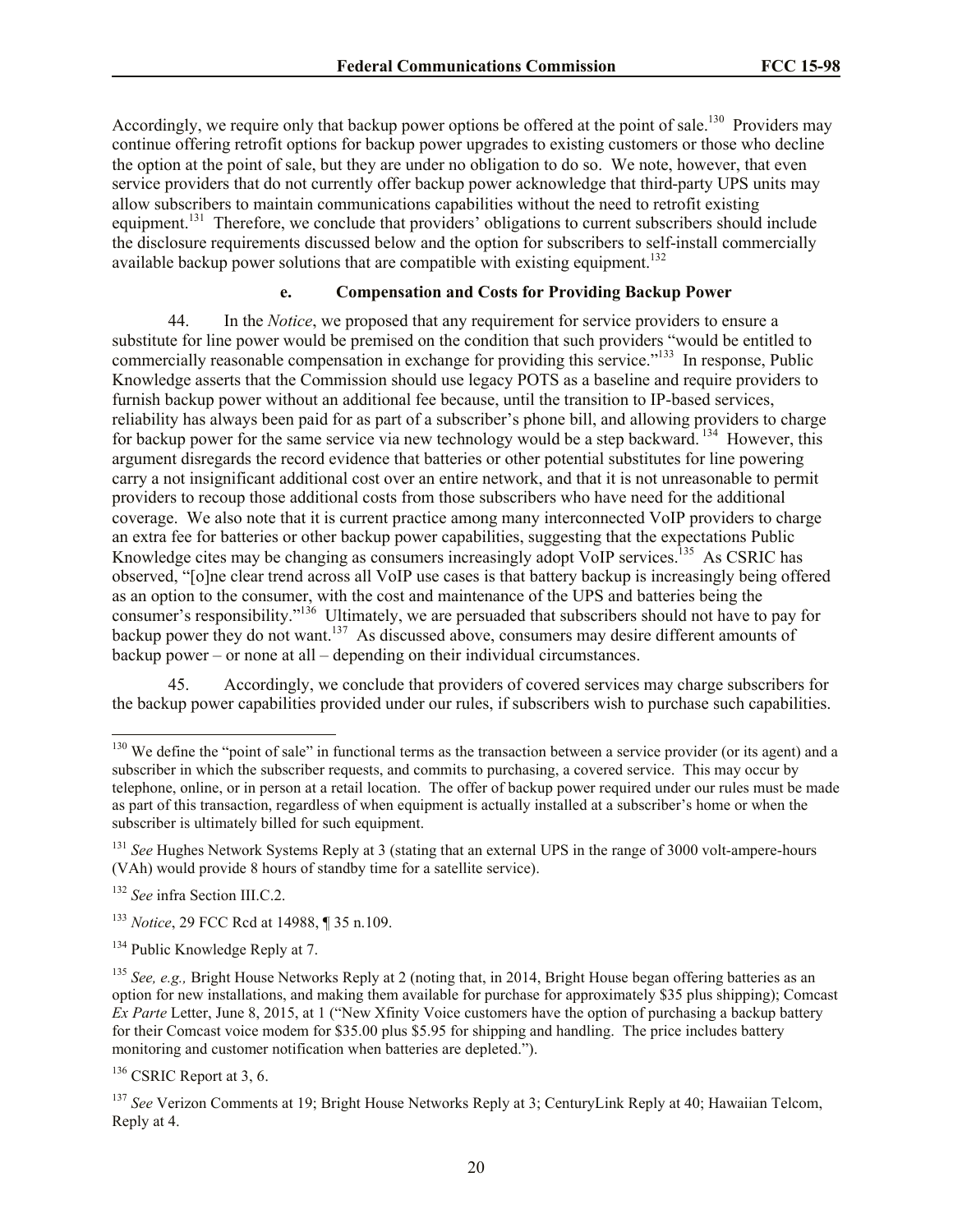Accordingly, we require only that backup power options be offered at the point of sale.[130] Providers may continue offering retrofit options for backup power upgrades to existing customers or those who decline the option at the point of sale, but they are under no obligation to do so. We note, however, that even service providers that do not currently offer backup power acknowledge that third-party UPS units may allow subscribers to maintain communications capabilities without the need to retrofit existing equipment.[131] Therefore, we conclude that providers' obligations to current subscribers should include the disclosure requirements discussed below and the option for subscribers to self-install commercially available backup power solutions that are compatible with existing equipment.[132]

#### e. Compensation and Costs for Providing Backup Power

44. In the *Notice*, we proposed that any requirement for service providers to ensure a substitute for line power would be premised on the condition that such providers "would be entitled to commercially reasonable compensation in exchange for providing this service."[133] In response, Public Knowledge asserts that the Commission should use legacy POTS as a baseline and require providers to furnish backup power without an additional fee because, until the transition to IP-based services, reliability has always been paid for as part of a subscriber's phone bill, and allowing providers to charge for backup power for the same service via new technology would be a step backward.[134] However, this argument disregards the record evidence that batteries or other potential substitutes for line powering carry a not insignificant additional cost over an entire network, and that it is not unreasonable to permit providers to recoup those additional costs from those subscribers who have need for the additional coverage. We also note that it is current practice among many interconnected VoIP providers to charge an extra fee for batteries or other backup power capabilities, suggesting that the expectations Public Knowledge cites may be changing as consumers increasingly adopt VoIP services.[135] As CSRIC has observed, "[o]ne clear trend across all VoIP use cases is that battery backup is increasingly being offered as an option to the consumer, with the cost and maintenance of the UPS and batteries being the consumer's responsibility."[136] Ultimately, we are persuaded that subscribers should not have to pay for backup power they do not want.[137] As discussed above, consumers may desire different amounts of backup power – or none at all – depending on their individual circumstances.

45. Accordingly, we conclude that providers of covered services may charge subscribers for the backup power capabilities provided under our rules, if subscribers wish to purchase such capabilities.

---

[130] We define the "point of sale" in functional terms as the transaction between a service provider (or its agent) and a subscriber in which the subscriber requests, and commits to purchasing, a covered service. This may occur by telephone, online, or in person at a retail location. The offer of backup power required under our rules must be made as part of this transaction, regardless of when equipment is actually installed at a subscriber's home or when the subscriber is ultimately billed for such equipment.

[131] *See* Hughes Network Systems Reply at 3 (stating that an external UPS in the range of 3000 volt-ampere-hours (VAh) would provide 8 hours of standby time for a satellite service).

[132] *See* infra Section III.C.2.

[133] *Notice*, 29 FCC Rcd at 14988, ¶ 35 n.109.

[134] Public Knowledge Reply at 7.

[135] *See, e.g.,* Bright House Networks Reply at 2 (noting that, in 2014, Bright House began offering batteries as an option for new installations, and making them available for purchase for approximately $35 plus shipping); Comcast *Ex Parte* Letter, June 8, 2015, at 1 ("New Xfinity Voice customers have the option of purchasing a backup battery for their Comcast voice modem for $35.00 plus $5.95 for shipping and handling. The price includes battery monitoring and customer notification when batteries are depleted.").

[136] CSRIC Report at 3, 6.

[137] *See* Verizon Comments at 19; Bright House Networks Reply at 3; CenturyLink Reply at 40; Hawaiian Telcom, Reply at 4.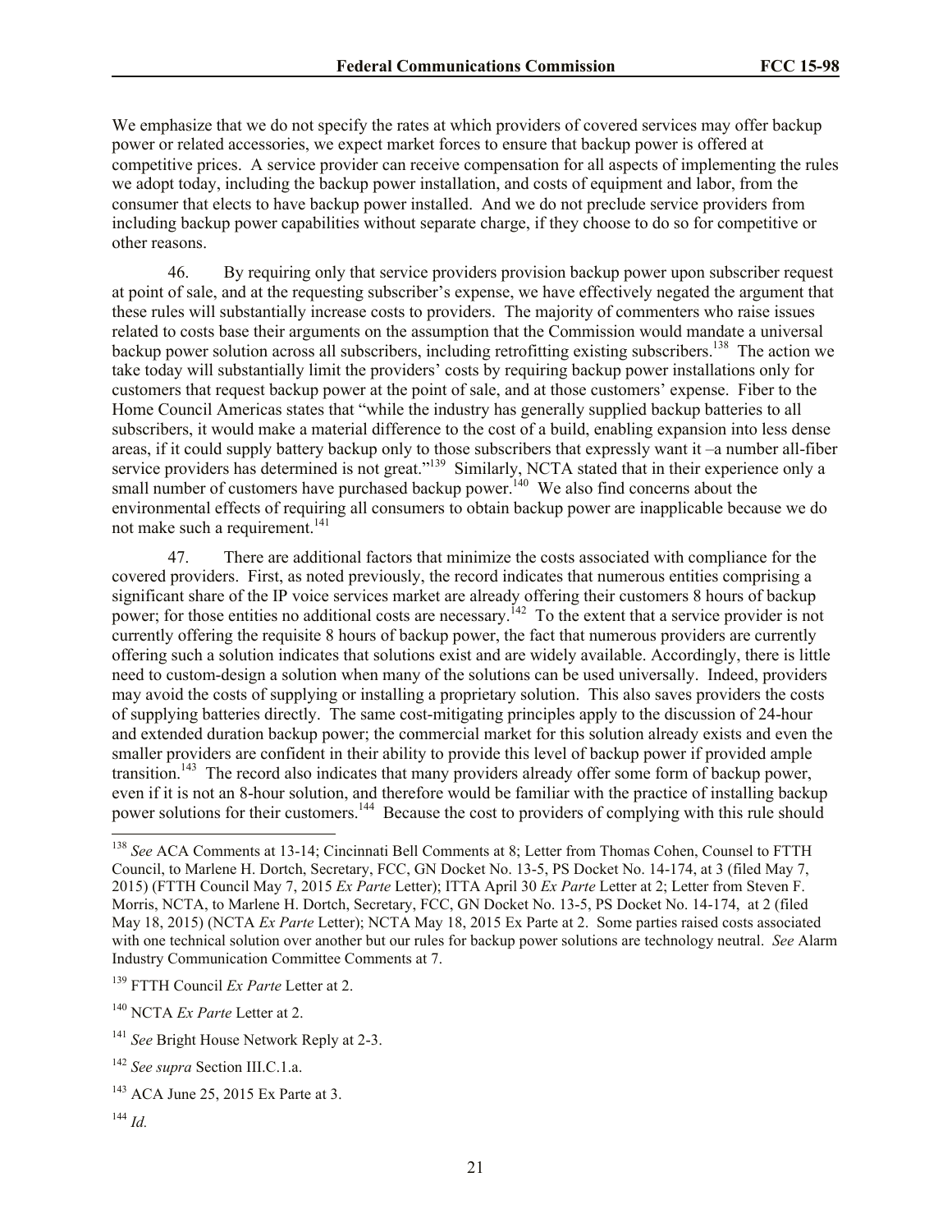We emphasize that we do not specify the rates at which providers of covered services may offer backup power or related accessories, we expect market forces to ensure that backup power is offered at competitive prices. A service provider can receive compensation for all aspects of implementing the rules we adopt today, including the backup power installation, and costs of equipment and labor, from the consumer that elects to have backup power installed. And we do not preclude service providers from including backup power capabilities without separate charge, if they choose to do so for competitive or other reasons.

46. By requiring only that service providers provision backup power upon subscriber request at point of sale, and at the requesting subscriber's expense, we have effectively negated the argument that these rules will substantially increase costs to providers. The majority of commenters who raise issues related to costs base their arguments on the assumption that the Commission would mandate a universal backup power solution across all subscribers, including retrofitting existing subscribers.[138] The action we take today will substantially limit the providers' costs by requiring backup power installations only for customers that request backup power at the point of sale, and at those customers' expense. Fiber to the Home Council Americas states that "while the industry has generally supplied backup batteries to all subscribers, it would make a material difference to the cost of a build, enabling expansion into less dense areas, if it could supply battery backup only to those subscribers that expressly want it –a number all-fiber service providers has determined is not great."[139] Similarly, NCTA stated that in their experience only a small number of customers have purchased backup power.[140] We also find concerns about the environmental effects of requiring all consumers to obtain backup power are inapplicable because we do not make such a requirement.[141]

47. There are additional factors that minimize the costs associated with compliance for the covered providers. First, as noted previously, the record indicates that numerous entities comprising a significant share of the IP voice services market are already offering their customers 8 hours of backup power; for those entities no additional costs are necessary.[142] To the extent that a service provider is not currently offering the requisite 8 hours of backup power, the fact that numerous providers are currently offering such a solution indicates that solutions exist and are widely available. Accordingly, there is little need to custom-design a solution when many of the solutions can be used universally. Indeed, providers may avoid the costs of supplying or installing a proprietary solution. This also saves providers the costs of supplying batteries directly. The same cost-mitigating principles apply to the discussion of 24-hour and extended duration backup power; the commercial market for this solution already exists and even the smaller providers are confident in their ability to provide this level of backup power if provided ample transition.[143] The record also indicates that many providers already offer some form of backup power, even if it is not an 8-hour solution, and therefore would be familiar with the practice of installing backup power solutions for their customers.[144] Because the cost to providers of complying with this rule should

---

[138] *See* ACA Comments at 13-14; Cincinnati Bell Comments at 8; Letter from Thomas Cohen, Counsel to FTTH Council, to Marlene H. Dortch, Secretary, FCC, GN Docket No. 13-5, PS Docket No. 14-174, at 3 (filed May 7, 2015) (FTTH Council May 7, 2015 *Ex Parte* Letter); ITTA April 30 *Ex Parte* Letter at 2; Letter from Steven F. Morris, NCTA, to Marlene H. Dortch, Secretary, FCC, GN Docket No. 13-5, PS Docket No. 14-174, at 2 (filed May 18, 2015) (NCTA *Ex Parte* Letter); NCTA May 18, 2015 Ex Parte at 2. Some parties raised costs associated with one technical solution over another but our rules for backup power solutions are technology neutral. *See* Alarm Industry Communication Committee Comments at 7.

[139] FTTH Council *Ex Parte* Letter at 2.

[140] NCTA *Ex Parte* Letter at 2.

[141] *See* Bright House Network Reply at 2-3.

[142] *See supra* Section III.C.1.a.

[143] ACA June 25, 2015 Ex Parte at 3.

[144] *Id.*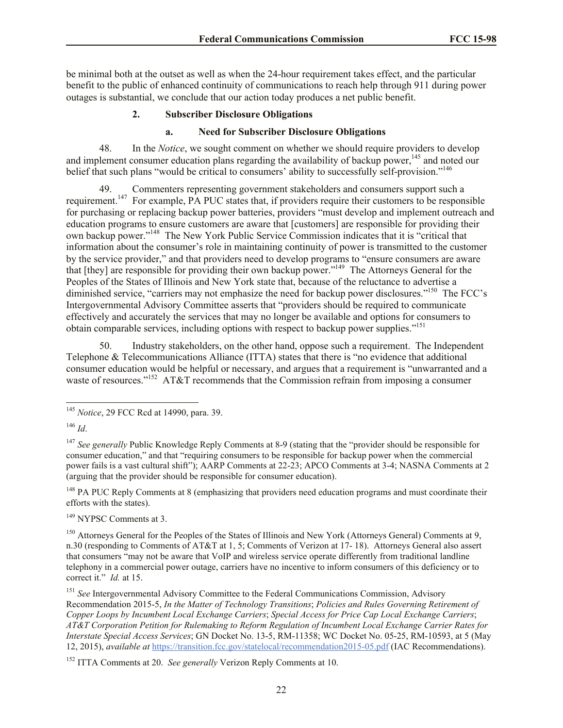be minimal both at the outset as well as when the 24-hour requirement takes effect, and the particular benefit to the public of enhanced continuity of communications to reach help through 911 during power outages is substantial, we conclude that our action today produces a net public benefit.

### 2. Subscriber Disclosure Obligations

#### a. Need for Subscriber Disclosure Obligations

48. In the *Notice*, we sought comment on whether we should require providers to develop and implement consumer education plans regarding the availability of backup power,[145] and noted our belief that such plans "would be critical to consumers' ability to successfully self-provision."[146]

49. Commenters representing government stakeholders and consumers support such a requirement.[147] For example, PA PUC states that, if providers require their customers to be responsible for purchasing or replacing backup power batteries, providers "must develop and implement outreach and education programs to ensure customers are aware that [customers] are responsible for providing their own backup power."[148] The New York Public Service Commission indicates that it is "critical that information about the consumer's role in maintaining continuity of power is transmitted to the customer by the service provider," and that providers need to develop programs to "ensure consumers are aware that [they] are responsible for providing their own backup power."[149] The Attorneys General for the Peoples of the States of Illinois and New York state that, because of the reluctance to advertise a diminished service, "carriers may not emphasize the need for backup power disclosures."[150] The FCC's Intergovernmental Advisory Committee asserts that "providers should be required to communicate effectively and accurately the services that may no longer be available and options for consumers to obtain comparable services, including options with respect to backup power supplies."[151]

50. Industry stakeholders, on the other hand, oppose such a requirement. The Independent Telephone & Telecommunications Alliance (ITTA) states that there is "no evidence that additional consumer education would be helpful or necessary, and argues that a requirement is "unwarranted and a waste of resources."[152] AT&T recommends that the Commission refrain from imposing a consumer

---

[145] *Notice*, 29 FCC Rcd at 14990, para. 39.

[146] *Id*.

[147] *See generally* Public Knowledge Reply Comments at 8-9 (stating that the "provider should be responsible for consumer education," and that "requiring consumers to be responsible for backup power when the commercial power fails is a vast cultural shift"); AARP Comments at 22-23; APCO Comments at 3-4; NASNA Comments at 2 (arguing that the provider should be responsible for consumer education).

[148] PA PUC Reply Comments at 8 (emphasizing that providers need education programs and must coordinate their efforts with the states).

[149] NYPSC Comments at 3.

[150] Attorneys General for the Peoples of the States of Illinois and New York (Attorneys General) Comments at 9, n.30 (responding to Comments of AT&T at 1, 5; Comments of Verizon at 17- 18). Attorneys General also assert that consumers "may not be aware that VoIP and wireless service operate differently from traditional landline telephony in a commercial power outage, carriers have no incentive to inform consumers of this deficiency or to correct it." *Id.* at 15.

[151] *See* Intergovernmental Advisory Committee to the Federal Communications Commission, Advisory Recommendation 2015-5, *In the Matter of Technology Transitions*; *Policies and Rules Governing Retirement of Copper Loops by Incumbent Local Exchange Carriers*; *Special Access for Price Cap Local Exchange Carriers*; *AT&T Corporation Petition for Rulemaking to Reform Regulation of Incumbent Local Exchange Carrier Rates for Interstate Special Access Services*; GN Docket No. 13-5, RM-11358; WC Docket No. 05-25, RM-10593, at 5 (May 12, 2015), *available at* https://transition.fcc.gov/statelocal/recommendation2015-05.pdf (IAC Recommendations).

[152] ITTA Comments at 20. *See generally* Verizon Reply Comments at 10.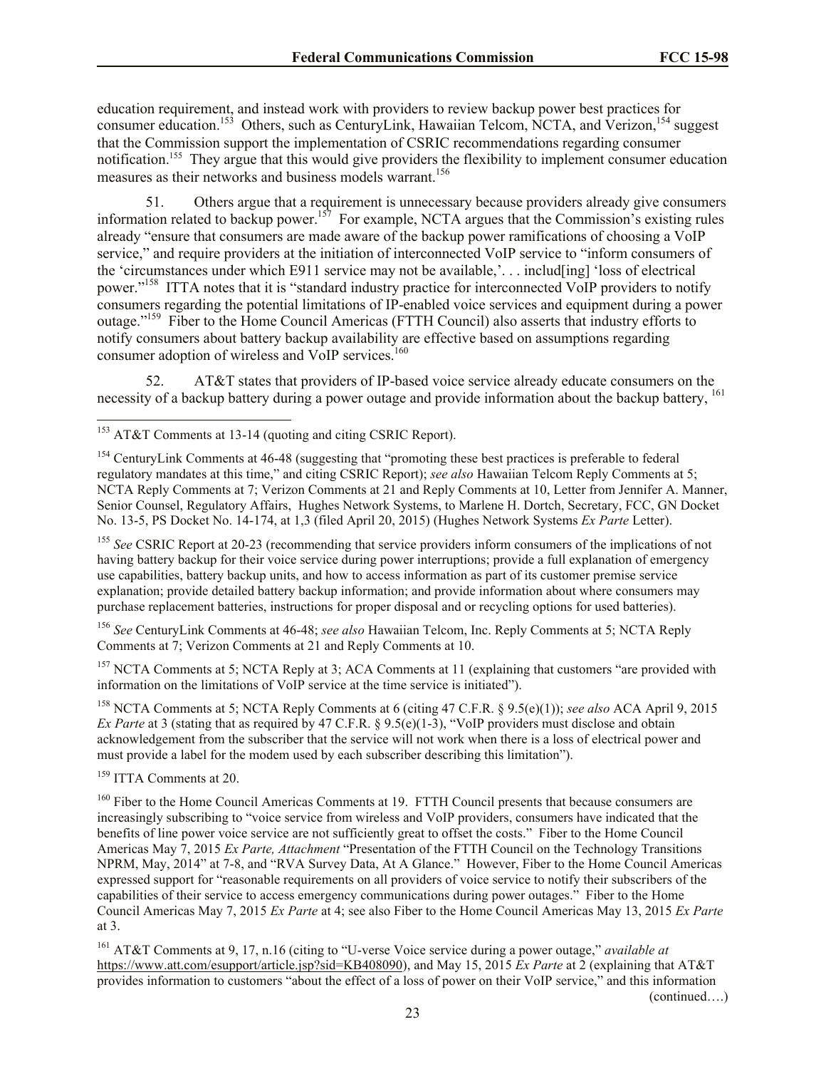education requirement, and instead work with providers to review backup power best practices for consumer education.[153] Others, such as CenturyLink, Hawaiian Telcom, NCTA, and Verizon,[154] suggest that the Commission support the implementation of CSRIC recommendations regarding consumer notification.[155] They argue that this would give providers the flexibility to implement consumer education measures as their networks and business models warrant.[156]

51. Others argue that a requirement is unnecessary because providers already give consumers information related to backup power.[157] For example, NCTA argues that the Commission's existing rules already "ensure that consumers are made aware of the backup power ramifications of choosing a VoIP service," and require providers at the initiation of interconnected VoIP service to "inform consumers of the 'circumstances under which E911 service may not be available,'. . . includ[ing] 'loss of electrical power."[158] ITTA notes that it is "standard industry practice for interconnected VoIP providers to notify consumers regarding the potential limitations of IP-enabled voice services and equipment during a power outage."[159] Fiber to the Home Council Americas (FTTH Council) also asserts that industry efforts to notify consumers about battery backup availability are effective based on assumptions regarding consumer adoption of wireless and VoIP services.[160]

52. AT&T states that providers of IP-based voice service already educate consumers on the necessity of a backup battery during a power outage and provide information about the backup battery, [161]

---

[153] AT&T Comments at 13-14 (quoting and citing CSRIC Report).

[154] CenturyLink Comments at 46-48 (suggesting that "promoting these best practices is preferable to federal regulatory mandates at this time," and citing CSRIC Report); *see also* Hawaiian Telcom Reply Comments at 5; NCTA Reply Comments at 7; Verizon Comments at 21 and Reply Comments at 10, Letter from Jennifer A. Manner, Senior Counsel, Regulatory Affairs, Hughes Network Systems, to Marlene H. Dortch, Secretary, FCC, GN Docket No. 13-5, PS Docket No. 14-174, at 1,3 (filed April 20, 2015) (Hughes Network Systems *Ex Parte* Letter).

[155] *See* CSRIC Report at 20-23 (recommending that service providers inform consumers of the implications of not having battery backup for their voice service during power interruptions; provide a full explanation of emergency use capabilities, battery backup units, and how to access information as part of its customer premise service explanation; provide detailed battery backup information; and provide information about where consumers may purchase replacement batteries, instructions for proper disposal and or recycling options for used batteries).

[156] *See* CenturyLink Comments at 46-48; *see also* Hawaiian Telcom, Inc. Reply Comments at 5; NCTA Reply Comments at 7; Verizon Comments at 21 and Reply Comments at 10.

[157] NCTA Comments at 5; NCTA Reply at 3; ACA Comments at 11 (explaining that customers "are provided with information on the limitations of VoIP service at the time service is initiated").

[158] NCTA Comments at 5; NCTA Reply Comments at 6 (citing 47 C.F.R. § 9.5(e)(1)); *see also* ACA April 9, 2015 *Ex Parte* at 3 (stating that as required by 47 C.F.R. § 9.5(e)(1-3), "VoIP providers must disclose and obtain acknowledgement from the subscriber that the service will not work when there is a loss of electrical power and must provide a label for the modem used by each subscriber describing this limitation").

[159] ITTA Comments at 20.

[160] Fiber to the Home Council Americas Comments at 19. FTTH Council presents that because consumers are increasingly subscribing to "voice service from wireless and VoIP providers, consumers have indicated that the benefits of line power voice service are not sufficiently great to offset the costs." Fiber to the Home Council Americas May 7, 2015 *Ex Parte, Attachment* "Presentation of the FTTH Council on the Technology Transitions NPRM, May, 2014" at 7-8, and "RVA Survey Data, At A Glance." However, Fiber to the Home Council Americas expressed support for "reasonable requirements on all providers of voice service to notify their subscribers of the capabilities of their service to access emergency communications during power outages." Fiber to the Home Council Americas May 7, 2015 *Ex Parte* at 4; see also Fiber to the Home Council Americas May 13, 2015 *Ex Parte* at 3.

[161] AT&T Comments at 9, 17, n.16 (citing to "U-verse Voice service during a power outage," *available at* https://www.att.com/esupport/article.jsp?sid=KB408090), and May 15, 2015 *Ex Parte* at 2 (explaining that AT&T provides information to customers "about the effect of a loss of power on their VoIP service," and this information

(continued….)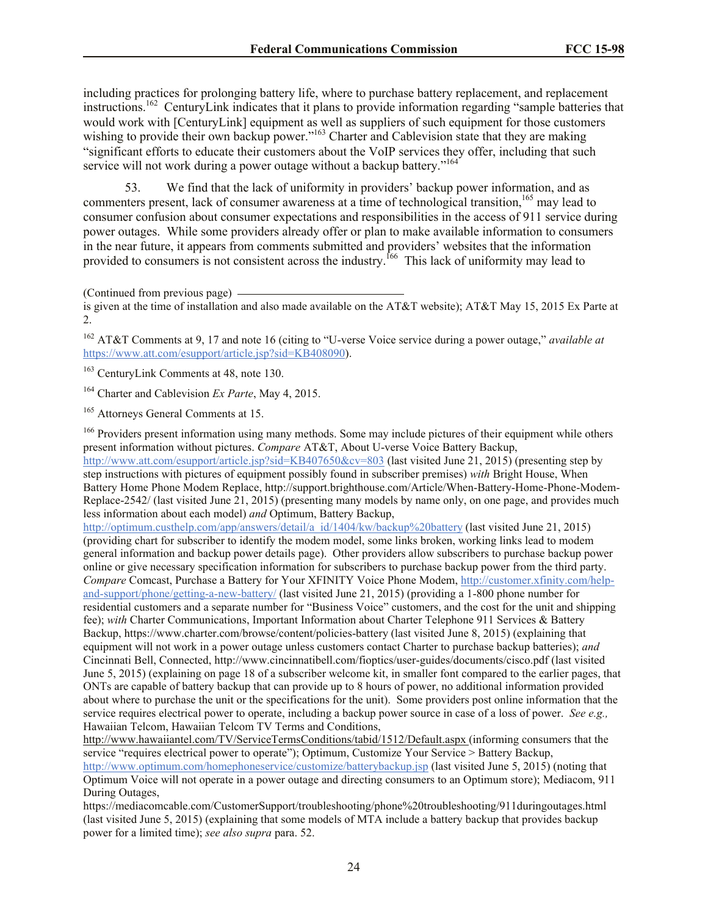including practices for prolonging battery life, where to purchase battery replacement, and replacement instructions.[162] CenturyLink indicates that it plans to provide information regarding "sample batteries that would work with [CenturyLink] equipment as well as suppliers of such equipment for those customers wishing to provide their own backup power."[163] Charter and Cablevision state that they are making "significant efforts to educate their customers about the VoIP services they offer, including that such service will not work during a power outage without a backup battery."[164]

53. We find that the lack of uniformity in providers' backup power information, and as commenters present, lack of consumer awareness at a time of technological transition,[165] may lead to consumer confusion about consumer expectations and responsibilities in the access of 911 service during power outages. While some providers already offer or plan to make available information to consumers in the near future, it appears from comments submitted and providers' websites that the information provided to consumers is not consistent across the industry.[166] This lack of uniformity may lead to

(Continued from previous page)

is given at the time of installation and also made available on the AT&T website); AT&T May 15, 2015 Ex Parte at 2.

[162] AT&T Comments at 9, 17 and note 16 (citing to "U-verse Voice service during a power outage," *available at* https://www.att.com/esupport/article.jsp?sid=KB408090).

[163] CenturyLink Comments at 48, note 130.

[164] Charter and Cablevision *Ex Parte*, May 4, 2015.

[165] Attorneys General Comments at 15.

[166] Providers present information using many methods. Some may include pictures of their equipment while others present information without pictures. *Compare* AT&T, About U-verse Voice Battery Backup, http://www.att.com/esupport/article.jsp?sid=KB407650&cv=803 (last visited June 21, 2015) (presenting step by step instructions with pictures of equipment possibly found in subscriber premises) *with* Bright House, When Battery Home Phone Modem Replace, http://support.brighthouse.com/Article/When-Battery-Home-Phone-Modem-Replace-2542/ (last visited June 21, 2015) (presenting many models by name only, on one page, and provides much less information about each model) *and* Optimum, Battery Backup, http://optimum.custhelp.com/app/answers/detail/a_id/1404/kw/backup%20battery (last visited June 21, 2015) (providing chart for subscriber to identify the modem model, some links broken, working links lead to modem general information and backup power details page). Other providers allow subscribers to purchase backup power online or give necessary specification information for subscribers to purchase backup power from the third party. *Compare* Comcast, Purchase a Battery for Your XFINITY Voice Phone Modem, http://customer.xfinity.com/help-and-support/phone/getting-a-new-battery/ (last visited June 21, 2015) (providing a 1-800 phone number for residential customers and a separate number for "Business Voice" customers, and the cost for the unit and shipping fee); *with* Charter Communications, Important Information about Charter Telephone 911 Services & Battery Backup, https://www.charter.com/browse/content/policies-battery (last visited June 8, 2015) (explaining that equipment will not work in a power outage unless customers contact Charter to purchase backup batteries); *and* Cincinnati Bell, Connected, http://www.cincinnatibell.com/fioptics/user-guides/documents/cisco.pdf (last visited June 5, 2015) (explaining on page 18 of a subscriber welcome kit, in smaller font compared to the earlier pages, that ONTs are capable of battery backup that can provide up to 8 hours of power, no additional information provided about where to purchase the unit or the specifications for the unit). Some providers post online information that the service requires electrical power to operate, including a backup power source in case of a loss of power. *See e.g.,* Hawaiian Telcom, Hawaiian Telcom TV Terms and Conditions, http://www.hawaiiantel.com/TV/ServiceTermsConditions/tabid/1512/Default.aspx (informing consumers that the service "requires electrical power to operate"); Optimum, Customize Your Service > Battery Backup, http://www.optimum.com/homephoneservice/customize/batterybackup.jsp (last visited June 5, 2015) (noting that Optimum Voice will not operate in a power outage and directing consumers to an Optimum store); Mediacom, 911 During Outages, https://mediacomcable.com/CustomerSupport/troubleshooting/phone%20troubleshooting/911duringoutages.html (last visited June 5, 2015) (explaining that some models of MTA include a battery backup that provides backup power for a limited time); *see also supra* para. 52.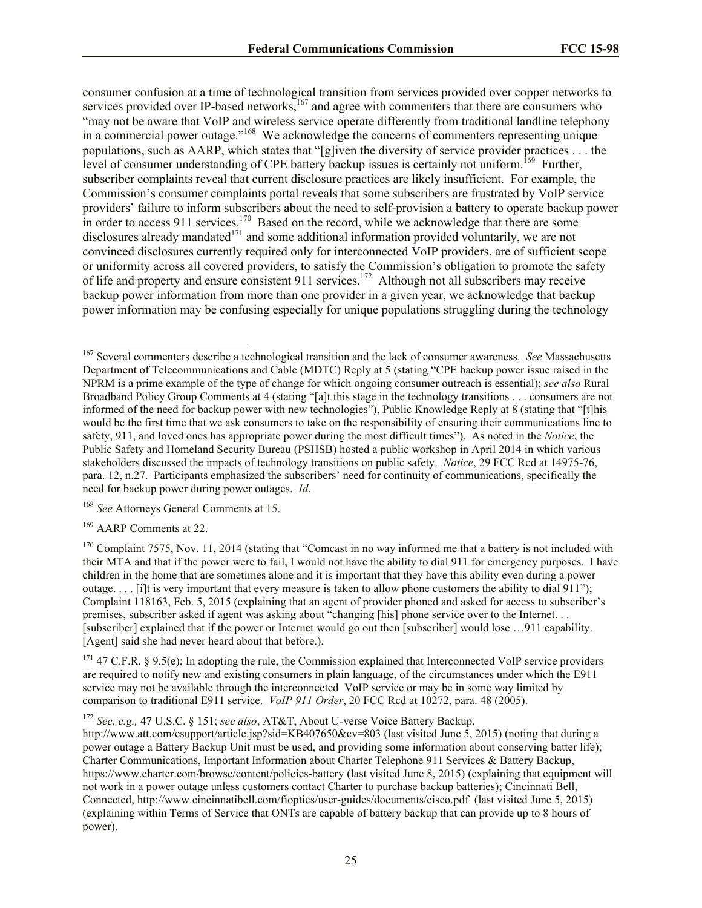consumer confusion at a time of technological transition from services provided over copper networks to services provided over IP-based networks,[167] and agree with commenters that there are consumers who "may not be aware that VoIP and wireless service operate differently from traditional landline telephony in a commercial power outage."[168] We acknowledge the concerns of commenters representing unique populations, such as AARP, which states that "[g]iven the diversity of service provider practices . . . the level of consumer understanding of CPE battery backup issues is certainly not uniform.[169] Further, subscriber complaints reveal that current disclosure practices are likely insufficient. For example, the Commission's consumer complaints portal reveals that some subscribers are frustrated by VoIP service providers' failure to inform subscribers about the need to self-provision a battery to operate backup power in order to access 911 services.[170] Based on the record, while we acknowledge that there are some disclosures already mandated[171] and some additional information provided voluntarily, we are not convinced disclosures currently required only for interconnected VoIP providers, are of sufficient scope or uniformity across all covered providers, to satisfy the Commission's obligation to promote the safety of life and property and ensure consistent 911 services.[172] Although not all subscribers may receive backup power information from more than one provider in a given year, we acknowledge that backup power information may be confusing especially for unique populations struggling during the technology

---

[167] Several commenters describe a technological transition and the lack of consumer awareness. *See* Massachusetts Department of Telecommunications and Cable (MDTC) Reply at 5 (stating "CPE backup power issue raised in the NPRM is a prime example of the type of change for which ongoing consumer outreach is essential); *see also* Rural Broadband Policy Group Comments at 4 (stating "[a]t this stage in the technology transitions . . . consumers are not informed of the need for backup power with new technologies"), Public Knowledge Reply at 8 (stating that "[t]his would be the first time that we ask consumers to take on the responsibility of ensuring their communications line to safety, 911, and loved ones has appropriate power during the most difficult times"). As noted in the *Notice*, the Public Safety and Homeland Security Bureau (PSHSB) hosted a public workshop in April 2014 in which various stakeholders discussed the impacts of technology transitions on public safety. *Notice*, 29 FCC Rcd at 14975-76, para. 12, n.27. Participants emphasized the subscribers' need for continuity of communications, specifically the need for backup power during power outages. *Id*.

[168] *See* Attorneys General Comments at 15.

[169] AARP Comments at 22.

[170] Complaint 7575, Nov. 11, 2014 (stating that "Comcast in no way informed me that a battery is not included with their MTA and that if the power were to fail, I would not have the ability to dial 911 for emergency purposes. I have children in the home that are sometimes alone and it is important that they have this ability even during a power outage. . . . [i]t is very important that every measure is taken to allow phone customers the ability to dial 911"); Complaint 118163, Feb. 5, 2015 (explaining that an agent of provider phoned and asked for access to subscriber's premises, subscriber asked if agent was asking about "changing [his] phone service over to the Internet. . . [subscriber] explained that if the power or Internet would go out then [subscriber] would lose …911 capability. [Agent] said she had never heard about that before.).

[171] 47 C.F.R. § 9.5(e); In adopting the rule, the Commission explained that Interconnected VoIP service providers are required to notify new and existing consumers in plain language, of the circumstances under which the E911 service may not be available through the interconnected VoIP service or may be in some way limited by comparison to traditional E911 service. *VoIP 911 Order*, 20 FCC Rcd at 10272, para. 48 (2005).

[172] *See, e.g.,* 47 U.S.C. § 151; *see also*, AT&T, About U-verse Voice Battery Backup, http://www.att.com/esupport/article.jsp?sid=KB407650&cv=803 (last visited June 5, 2015) (noting that during a power outage a Battery Backup Unit must be used, and providing some information about conserving batter life); Charter Communications, Important Information about Charter Telephone 911 Services & Battery Backup, https://www.charter.com/browse/content/policies-battery (last visited June 8, 2015) (explaining that equipment will not work in a power outage unless customers contact Charter to purchase backup batteries); Cincinnati Bell, Connected, http://www.cincinnatibell.com/fioptics/user-guides/documents/cisco.pdf (last visited June 5, 2015) (explaining within Terms of Service that ONTs are capable of battery backup that can provide up to 8 hours of power).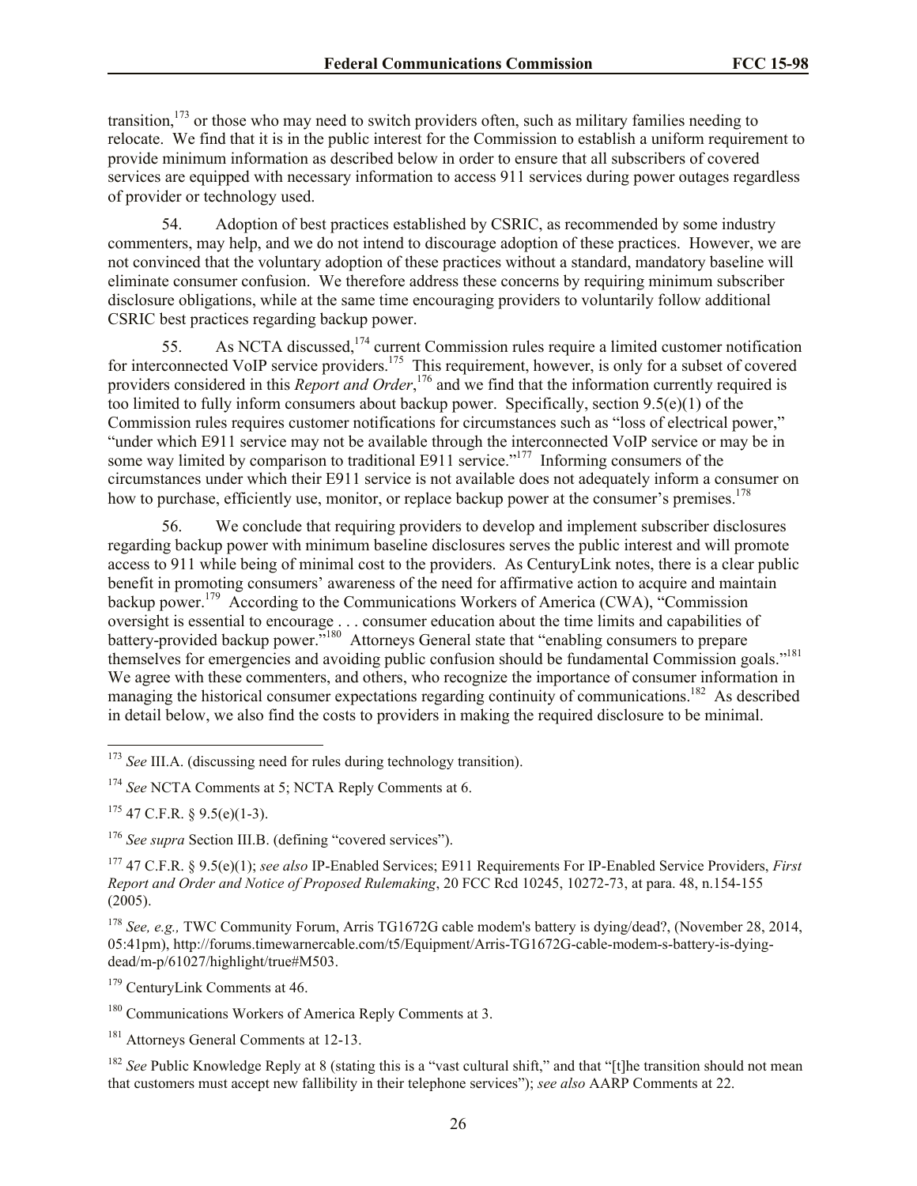transition,[173] or those who may need to switch providers often, such as military families needing to relocate. We find that it is in the public interest for the Commission to establish a uniform requirement to provide minimum information as described below in order to ensure that all subscribers of covered services are equipped with necessary information to access 911 services during power outages regardless of provider or technology used.

54. Adoption of best practices established by CSRIC, as recommended by some industry commenters, may help, and we do not intend to discourage adoption of these practices. However, we are not convinced that the voluntary adoption of these practices without a standard, mandatory baseline will eliminate consumer confusion. We therefore address these concerns by requiring minimum subscriber disclosure obligations, while at the same time encouraging providers to voluntarily follow additional CSRIC best practices regarding backup power.

55. As NCTA discussed,[174] current Commission rules require a limited customer notification for interconnected VoIP service providers.[175] This requirement, however, is only for a subset of covered providers considered in this *Report and Order*,[176] and we find that the information currently required is too limited to fully inform consumers about backup power. Specifically, section 9.5(e)(1) of the Commission rules requires customer notifications for circumstances such as "loss of electrical power," "under which E911 service may not be available through the interconnected VoIP service or may be in some way limited by comparison to traditional E911 service."[177] Informing consumers of the circumstances under which their E911 service is not available does not adequately inform a consumer on how to purchase, efficiently use, monitor, or replace backup power at the consumer's premises.[178]

56. We conclude that requiring providers to develop and implement subscriber disclosures regarding backup power with minimum baseline disclosures serves the public interest and will promote access to 911 while being of minimal cost to the providers. As CenturyLink notes, there is a clear public benefit in promoting consumers' awareness of the need for affirmative action to acquire and maintain backup power.[179] According to the Communications Workers of America (CWA), "Commission oversight is essential to encourage . . . consumer education about the time limits and capabilities of battery-provided backup power."[180] Attorneys General state that "enabling consumers to prepare themselves for emergencies and avoiding public confusion should be fundamental Commission goals."[181] We agree with these commenters, and others, who recognize the importance of consumer information in managing the historical consumer expectations regarding continuity of communications.[182] As described in detail below, we also find the costs to providers in making the required disclosure to be minimal.

---

[173] *See* III.A. (discussing need for rules during technology transition).

[174] *See* NCTA Comments at 5; NCTA Reply Comments at 6.

[175] 47 C.F.R. § 9.5(e)(1-3).

[176] *See supra* Section III.B. (defining "covered services").

[177] 47 C.F.R. § 9.5(e)(1); *see also* IP-Enabled Services; E911 Requirements For IP-Enabled Service Providers, *First Report and Order and Notice of Proposed Rulemaking*, 20 FCC Rcd 10245, 10272-73, at para. 48, n.154-155 (2005).

[178] *See, e.g.,* TWC Community Forum, Arris TG1672G cable modem's battery is dying/dead?, (November 28, 2014, 05:41pm), http://forums.timewarnercable.com/t5/Equipment/Arris-TG1672G-cable-modem-s-battery-is-dying-dead/m-p/61027/highlight/true#M503.

[179] CenturyLink Comments at 46.

[180] Communications Workers of America Reply Comments at 3.

[181] Attorneys General Comments at 12-13.

[182] *See* Public Knowledge Reply at 8 (stating this is a "vast cultural shift," and that "[t]he transition should not mean that customers must accept new fallibility in their telephone services"); *see also* AARP Comments at 22.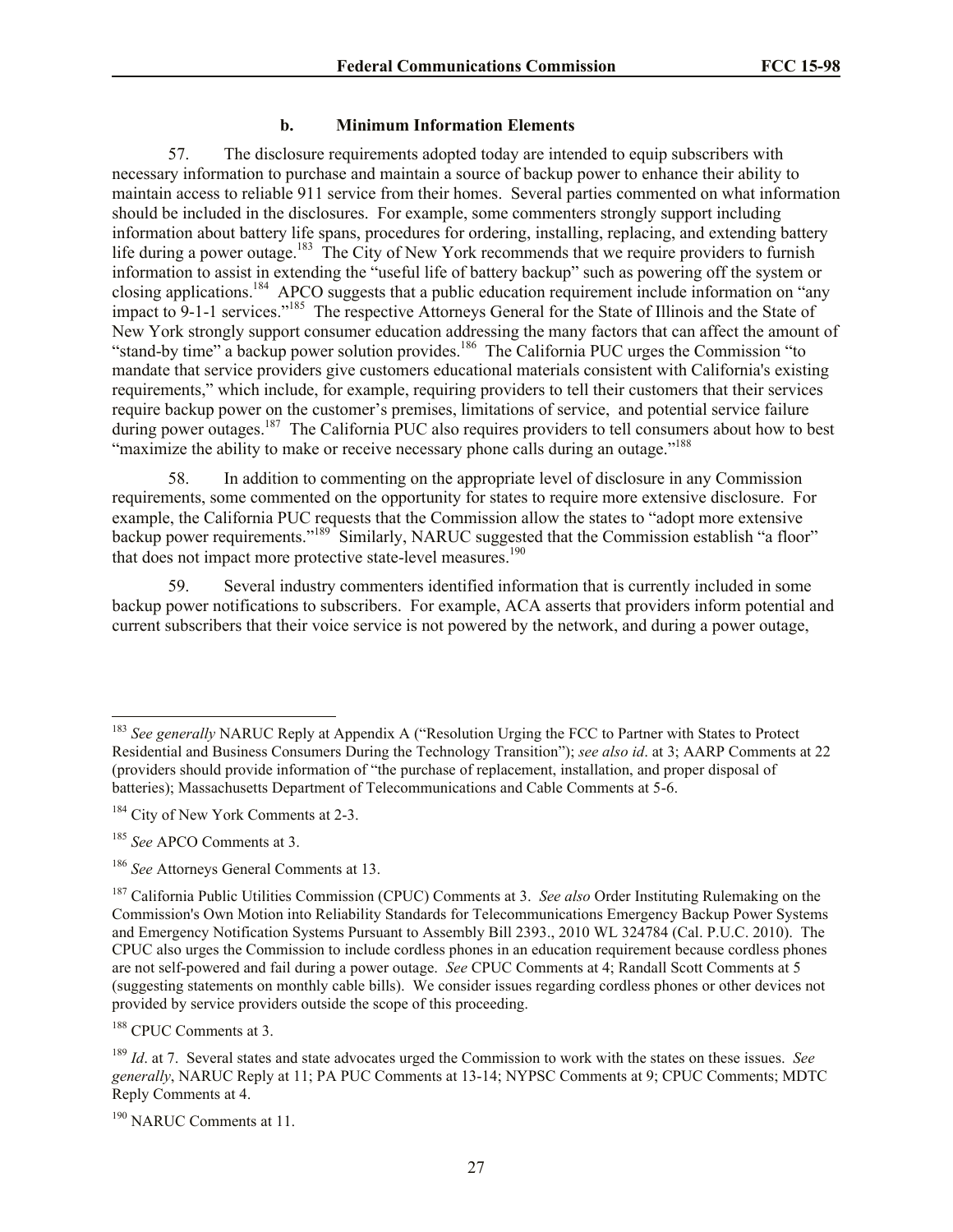#### b. Minimum Information Elements

57. The disclosure requirements adopted today are intended to equip subscribers with necessary information to purchase and maintain a source of backup power to enhance their ability to maintain access to reliable 911 service from their homes. Several parties commented on what information should be included in the disclosures. For example, some commenters strongly support including information about battery life spans, procedures for ordering, installing, replacing, and extending battery life during a power outage.[183] The City of New York recommends that we require providers to furnish information to assist in extending the "useful life of battery backup" such as powering off the system or closing applications.[184] APCO suggests that a public education requirement include information on "any impact to 9-1-1 services."[185] The respective Attorneys General for the State of Illinois and the State of New York strongly support consumer education addressing the many factors that can affect the amount of "stand-by time" a backup power solution provides.[186] The California PUC urges the Commission "to mandate that service providers give customers educational materials consistent with California's existing requirements," which include, for example, requiring providers to tell their customers that their services require backup power on the customer's premises, limitations of service, and potential service failure during power outages.[187] The California PUC also requires providers to tell consumers about how to best "maximize the ability to make or receive necessary phone calls during an outage."[188]

58. In addition to commenting on the appropriate level of disclosure in any Commission requirements, some commented on the opportunity for states to require more extensive disclosure. For example, the California PUC requests that the Commission allow the states to "adopt more extensive backup power requirements."[189] Similarly, NARUC suggested that the Commission establish "a floor" that does not impact more protective state-level measures.[190]

59. Several industry commenters identified information that is currently included in some backup power notifications to subscribers. For example, ACA asserts that providers inform potential and current subscribers that their voice service is not powered by the network, and during a power outage,

---

[183] *See generally* NARUC Reply at Appendix A ("Resolution Urging the FCC to Partner with States to Protect Residential and Business Consumers During the Technology Transition"); *see also id*. at 3; AARP Comments at 22 (providers should provide information of "the purchase of replacement, installation, and proper disposal of batteries); Massachusetts Department of Telecommunications and Cable Comments at 5-6.

[184] City of New York Comments at 2-3.

[185] *See* APCO Comments at 3.

[186] *See* Attorneys General Comments at 13.

[187] California Public Utilities Commission (CPUC) Comments at 3. *See also* Order Instituting Rulemaking on the Commission's Own Motion into Reliability Standards for Telecommunications Emergency Backup Power Systems and Emergency Notification Systems Pursuant to Assembly Bill 2393., 2010 WL 324784 (Cal. P.U.C. 2010). The CPUC also urges the Commission to include cordless phones in an education requirement because cordless phones are not self-powered and fail during a power outage. *See* CPUC Comments at 4; Randall Scott Comments at 5 (suggesting statements on monthly cable bills). We consider issues regarding cordless phones or other devices not provided by service providers outside the scope of this proceeding.

[188] CPUC Comments at 3.

[189] *Id*. at 7. Several states and state advocates urged the Commission to work with the states on these issues. *See generally*, NARUC Reply at 11; PA PUC Comments at 13-14; NYPSC Comments at 9; CPUC Comments; MDTC Reply Comments at 4.

[190] NARUC Comments at 11.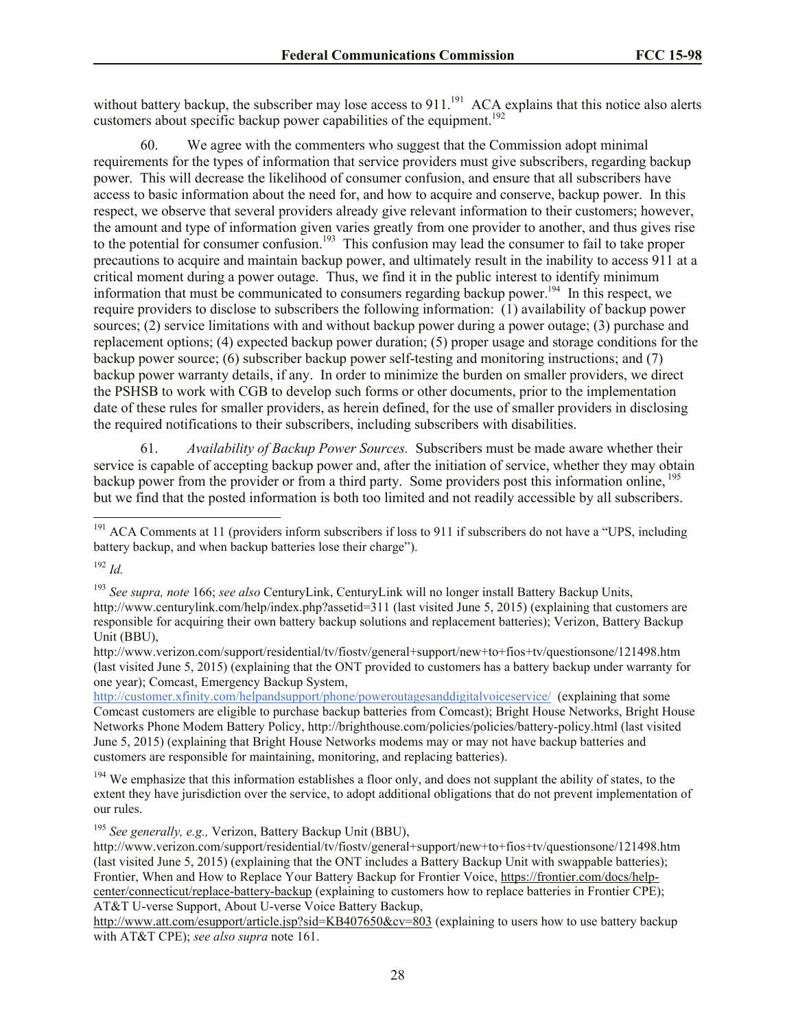without battery backup, the subscriber may lose access to 911.[191] ACA explains that this notice also alerts customers about specific backup power capabilities of the equipment.[192]

60. We agree with the commenters who suggest that the Commission adopt minimal requirements for the types of information that service providers must give subscribers, regarding backup power. This will decrease the likelihood of consumer confusion, and ensure that all subscribers have access to basic information about the need for, and how to acquire and conserve, backup power. In this respect, we observe that several providers already give relevant information to their customers; however, the amount and type of information given varies greatly from one provider to another, and thus gives rise to the potential for consumer confusion.[193] This confusion may lead the consumer to fail to take proper precautions to acquire and maintain backup power, and ultimately result in the inability to access 911 at a critical moment during a power outage. Thus, we find it in the public interest to identify minimum information that must be communicated to consumers regarding backup power.[194] In this respect, we require providers to disclose to subscribers the following information: (1) availability of backup power sources; (2) service limitations with and without backup power during a power outage; (3) purchase and replacement options; (4) expected backup power duration; (5) proper usage and storage conditions for the backup power source; (6) subscriber backup power self-testing and monitoring instructions; and (7) backup power warranty details, if any. In order to minimize the burden on smaller providers, we direct the PSHSB to work with CGB to develop such forms or other documents, prior to the implementation date of these rules for smaller providers, as herein defined, for the use of smaller providers in disclosing the required notifications to their subscribers, including subscribers with disabilities.

61. *Availability of Backup Power Sources.* Subscribers must be made aware whether their service is capable of accepting backup power and, after the initiation of service, whether they may obtain backup power from the provider or from a third party. Some providers post this information online,[195] but we find that the posted information is both too limited and not readily accessible by all subscribers.

---

[191] ACA Comments at 11 (providers inform subscribers if loss to 911 if subscribers do not have a "UPS, including battery backup, and when backup batteries lose their charge").

[192] *Id.*

[193] *See supra, note* 166; *see also* CenturyLink, CenturyLink will no longer install Battery Backup Units, http://www.centurylink.com/help/index.php?assetid=311 (last visited June 5, 2015) (explaining that customers are responsible for acquiring their own battery backup solutions and replacement batteries); Verizon, Battery Backup Unit (BBU), http://www.verizon.com/support/residential/tv/fiostv/general+support/new+to+fios+tv/questionsone/121498.htm (last visited June 5, 2015) (explaining that the ONT provided to customers has a battery backup under warranty for one year); Comcast, Emergency Backup System, http://customer.xfinity.com/helpandsupport/phone/poweroutagesanddigitalvoiceservice/ (explaining that some Comcast customers are eligible to purchase backup batteries from Comcast); Bright House Networks, Bright House Networks Phone Modem Battery Policy, http://brighthouse.com/policies/policies/battery-policy.html (last visited June 5, 2015) (explaining that Bright House Networks modems may or may not have backup batteries and customers are responsible for maintaining, monitoring, and replacing batteries).

[194] We emphasize that this information establishes a floor only, and does not supplant the ability of states, to the extent they have jurisdiction over the service, to adopt additional obligations that do not prevent implementation of our rules.

[195] *See generally, e.g.,* Verizon, Battery Backup Unit (BBU), http://www.verizon.com/support/residential/tv/fiostv/general+support/new+to+fios+tv/questionsone/121498.htm (last visited June 5, 2015) (explaining that the ONT includes a Battery Backup Unit with swappable batteries); Frontier, When and How to Replace Your Battery Backup for Frontier Voice, https://frontier.com/docs/help-center/connecticut/replace-battery-backup (explaining to customers how to replace batteries in Frontier CPE); AT&T U-verse Support, About U-verse Voice Battery Backup, http://www.att.com/esupport/article.jsp?sid=KB407650&cv=803 (explaining to users how to use battery backup with AT&T CPE); *see also supra* note 161.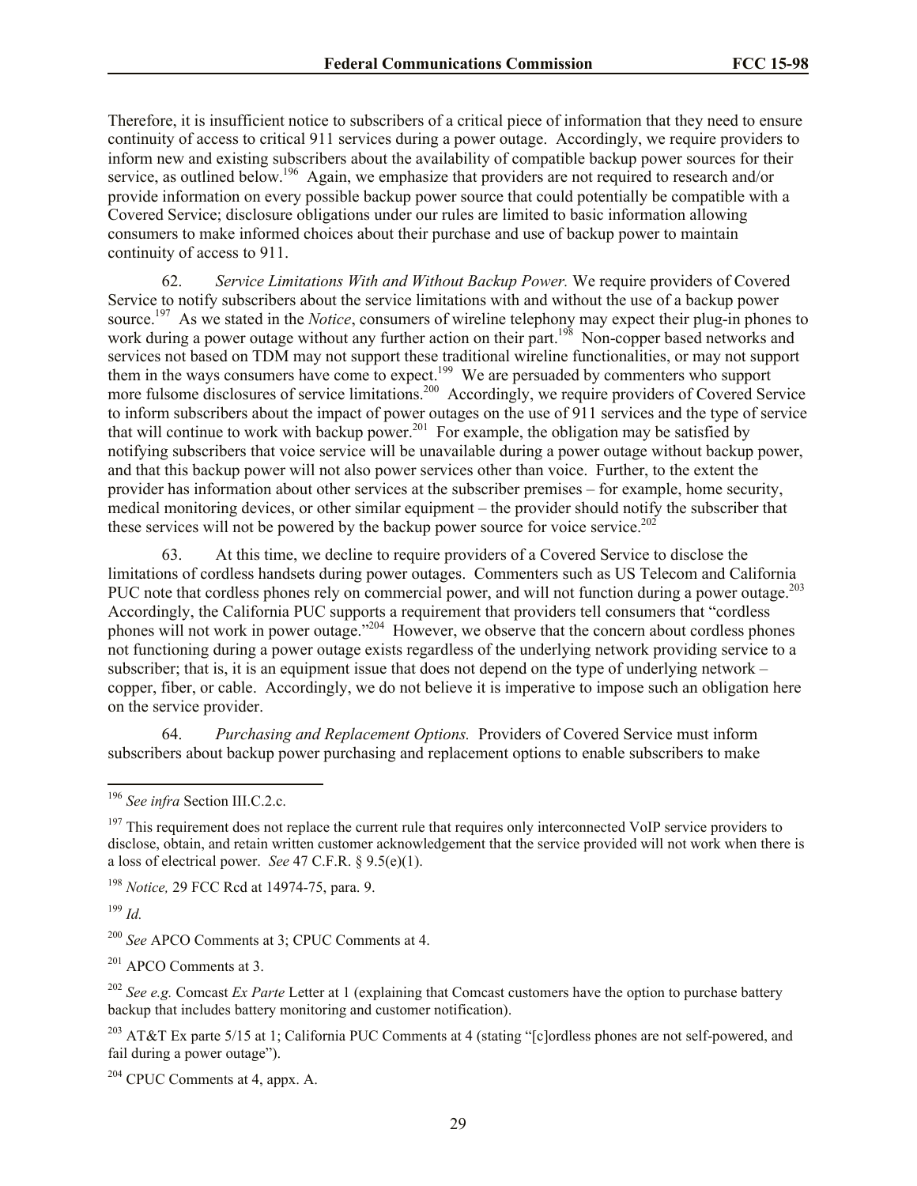Therefore, it is insufficient notice to subscribers of a critical piece of information that they need to ensure continuity of access to critical 911 services during a power outage. Accordingly, we require providers to inform new and existing subscribers about the availability of compatible backup power sources for their service, as outlined below.[196] Again, we emphasize that providers are not required to research and/or provide information on every possible backup power source that could potentially be compatible with a Covered Service; disclosure obligations under our rules are limited to basic information allowing consumers to make informed choices about their purchase and use of backup power to maintain continuity of access to 911.

62. *Service Limitations With and Without Backup Power.* We require providers of Covered Service to notify subscribers about the service limitations with and without the use of a backup power source.[197] As we stated in the *Notice*, consumers of wireline telephony may expect their plug-in phones to work during a power outage without any further action on their part.[198] Non-copper based networks and services not based on TDM may not support these traditional wireline functionalities, or may not support them in the ways consumers have come to expect.[199] We are persuaded by commenters who support more fulsome disclosures of service limitations.[200] Accordingly, we require providers of Covered Service to inform subscribers about the impact of power outages on the use of 911 services and the type of service that will continue to work with backup power.[201] For example, the obligation may be satisfied by notifying subscribers that voice service will be unavailable during a power outage without backup power, and that this backup power will not also power services other than voice. Further, to the extent the provider has information about other services at the subscriber premises – for example, home security, medical monitoring devices, or other similar equipment – the provider should notify the subscriber that these services will not be powered by the backup power source for voice service.[202]

63. At this time, we decline to require providers of a Covered Service to disclose the limitations of cordless handsets during power outages. Commenters such as US Telecom and California PUC note that cordless phones rely on commercial power, and will not function during a power outage.[203] Accordingly, the California PUC supports a requirement that providers tell consumers that "cordless phones will not work in power outage."[204] However, we observe that the concern about cordless phones not functioning during a power outage exists regardless of the underlying network providing service to a subscriber; that is, it is an equipment issue that does not depend on the type of underlying network – copper, fiber, or cable. Accordingly, we do not believe it is imperative to impose such an obligation here on the service provider.

64. *Purchasing and Replacement Options.* Providers of Covered Service must inform subscribers about backup power purchasing and replacement options to enable subscribers to make

---

[196] *See infra* Section III.C.2.c.

[197] This requirement does not replace the current rule that requires only interconnected VoIP service providers to disclose, obtain, and retain written customer acknowledgement that the service provided will not work when there is a loss of electrical power. *See* 47 C.F.R. § 9.5(e)(1).

[198] *Notice,* 29 FCC Rcd at 14974-75, para. 9.

[199] *Id.*

[200] *See* APCO Comments at 3; CPUC Comments at 4.

[201] APCO Comments at 3.

[202] *See e.g.* Comcast *Ex Parte* Letter at 1 (explaining that Comcast customers have the option to purchase battery backup that includes battery monitoring and customer notification).

[203] AT&T Ex parte 5/15 at 1; California PUC Comments at 4 (stating "[c]ordless phones are not self-powered, and fail during a power outage").

[204] CPUC Comments at 4, appx. A.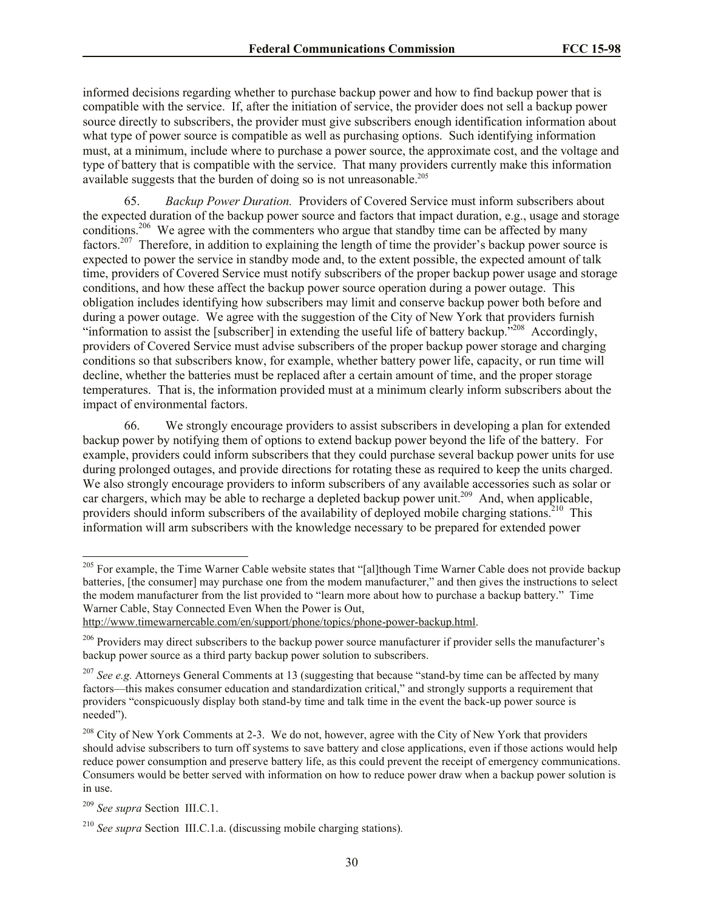informed decisions regarding whether to purchase backup power and how to find backup power that is compatible with the service. If, after the initiation of service, the provider does not sell a backup power source directly to subscribers, the provider must give subscribers enough identification information about what type of power source is compatible as well as purchasing options. Such identifying information must, at a minimum, include where to purchase a power source, the approximate cost, and the voltage and type of battery that is compatible with the service. That many providers currently make this information available suggests that the burden of doing so is not unreasonable.[205]

65. *Backup Power Duration.* Providers of Covered Service must inform subscribers about the expected duration of the backup power source and factors that impact duration, e.g., usage and storage conditions.[206] We agree with the commenters who argue that standby time can be affected by many factors.[207] Therefore, in addition to explaining the length of time the provider's backup power source is expected to power the service in standby mode and, to the extent possible, the expected amount of talk time, providers of Covered Service must notify subscribers of the proper backup power usage and storage conditions, and how these affect the backup power source operation during a power outage. This obligation includes identifying how subscribers may limit and conserve backup power both before and during a power outage. We agree with the suggestion of the City of New York that providers furnish "information to assist the [subscriber] in extending the useful life of battery backup."[208] Accordingly, providers of Covered Service must advise subscribers of the proper backup power storage and charging conditions so that subscribers know, for example, whether battery power life, capacity, or run time will decline, whether the batteries must be replaced after a certain amount of time, and the proper storage temperatures. That is, the information provided must at a minimum clearly inform subscribers about the impact of environmental factors.

66. We strongly encourage providers to assist subscribers in developing a plan for extended backup power by notifying them of options to extend backup power beyond the life of the battery. For example, providers could inform subscribers that they could purchase several backup power units for use during prolonged outages, and provide directions for rotating these as required to keep the units charged. We also strongly encourage providers to inform subscribers of any available accessories such as solar or car chargers, which may be able to recharge a depleted backup power unit.[209] And, when applicable, providers should inform subscribers of the availability of deployed mobile charging stations.[210] This information will arm subscribers with the knowledge necessary to be prepared for extended power

---

[205] For example, the Time Warner Cable website states that "[al]though Time Warner Cable does not provide backup batteries, [the consumer] may purchase one from the modem manufacturer," and then gives the instructions to select the modem manufacturer from the list provided to "learn more about how to purchase a backup battery." Time Warner Cable, Stay Connected Even When the Power is Out, http://www.timewarnercable.com/en/support/phone/topics/phone-power-backup.html.

[206] Providers may direct subscribers to the backup power source manufacturer if provider sells the manufacturer's backup power source as a third party backup power solution to subscribers.

[207] *See e.g.* Attorneys General Comments at 13 (suggesting that because "stand-by time can be affected by many factors—this makes consumer education and standardization critical," and strongly supports a requirement that providers "conspicuously display both stand-by time and talk time in the event the back-up power source is needed").

[208] City of New York Comments at 2-3. We do not, however, agree with the City of New York that providers should advise subscribers to turn off systems to save battery and close applications, even if those actions would help reduce power consumption and preserve battery life, as this could prevent the receipt of emergency communications. Consumers would be better served with information on how to reduce power draw when a backup power solution is in use.

[209] *See supra* Section III.C.1.

[210] *See supra* Section III.C.1.a. (discussing mobile charging stations).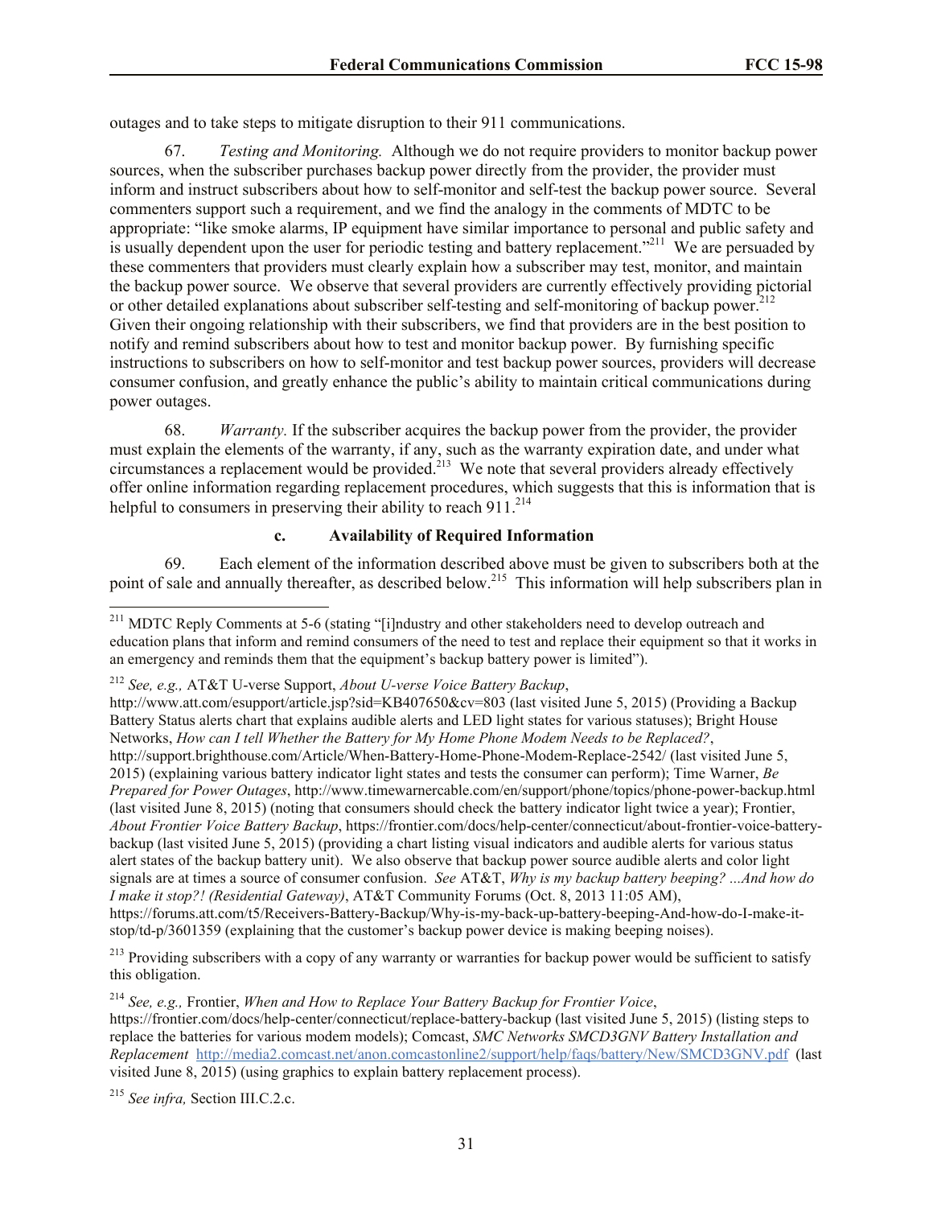outages and to take steps to mitigate disruption to their 911 communications.

67. *Testing and Monitoring.* Although we do not require providers to monitor backup power sources, when the subscriber purchases backup power directly from the provider, the provider must inform and instruct subscribers about how to self-monitor and self-test the backup power source. Several commenters support such a requirement, and we find the analogy in the comments of MDTC to be appropriate: "like smoke alarms, IP equipment have similar importance to personal and public safety and is usually dependent upon the user for periodic testing and battery replacement."[211] We are persuaded by these commenters that providers must clearly explain how a subscriber may test, monitor, and maintain the backup power source. We observe that several providers are currently effectively providing pictorial or other detailed explanations about subscriber self-testing and self-monitoring of backup power.[212] Given their ongoing relationship with their subscribers, we find that providers are in the best position to notify and remind subscribers about how to test and monitor backup power. By furnishing specific instructions to subscribers on how to self-monitor and test backup power sources, providers will decrease consumer confusion, and greatly enhance the public's ability to maintain critical communications during power outages.

68. *Warranty.* If the subscriber acquires the backup power from the provider, the provider must explain the elements of the warranty, if any, such as the warranty expiration date, and under what circumstances a replacement would be provided.[213] We note that several providers already effectively offer online information regarding replacement procedures, which suggests that this is information that is helpful to consumers in preserving their ability to reach 911.[214]

#### c. Availability of Required Information

69. Each element of the information described above must be given to subscribers both at the point of sale and annually thereafter, as described below.[215] This information will help subscribers plan in

---

[211] MDTC Reply Comments at 5-6 (stating "[i]ndustry and other stakeholders need to develop outreach and education plans that inform and remind consumers of the need to test and replace their equipment so that it works in an emergency and reminds them that the equipment's backup battery power is limited").

[212] *See, e.g.,* AT&T U-verse Support, *About U-verse Voice Battery Backup*, http://www.att.com/esupport/article.jsp?sid=KB407650&cv=803 (last visited June 5, 2015) (Providing a Backup Battery Status alerts chart that explains audible alerts and LED light states for various statuses); Bright House Networks, *How can I tell Whether the Battery for My Home Phone Modem Needs to be Replaced?*, http://support.brighthouse.com/Article/When-Battery-Home-Phone-Modem-Replace-2542/ (last visited June 5, 2015) (explaining various battery indicator light states and tests the consumer can perform); Time Warner, *Be Prepared for Power Outages*, http://www.timewarnercable.com/en/support/phone/topics/phone-power-backup.html (last visited June 8, 2015) (noting that consumers should check the battery indicator light twice a year); Frontier, *About Frontier Voice Battery Backup*, https://frontier.com/docs/help-center/connecticut/about-frontier-voice-battery-backup (last visited June 5, 2015) (providing a chart listing visual indicators and audible alerts for various status alert states of the backup battery unit). We also observe that backup power source audible alerts and color light signals are at times a source of consumer confusion. *See* AT&T, *Why is my backup battery beeping? ...And how do I make it stop?! (Residential Gateway)*, AT&T Community Forums (Oct. 8, 2013 11:05 AM), https://forums.att.com/t5/Receivers-Battery-Backup/Why-is-my-back-up-battery-beeping-And-how-do-I-make-it-stop/td-p/3601359 (explaining that the customer's backup power device is making beeping noises).

[213] Providing subscribers with a copy of any warranty or warranties for backup power would be sufficient to satisfy this obligation.

[214] *See, e.g.,* Frontier, *When and How to Replace Your Battery Backup for Frontier Voice*, https://frontier.com/docs/help-center/connecticut/replace-battery-backup (last visited June 5, 2015) (listing steps to replace the batteries for various modem models); Comcast, *SMC Networks SMCD3GNV Battery Installation and Replacement* http://media2.comcast.net/anon.comcastonline2/support/help/faqs/battery/New/SMCD3GNV.pdf (last visited June 8, 2015) (using graphics to explain battery replacement process).

[215] *See infra,* Section III.C.2.c.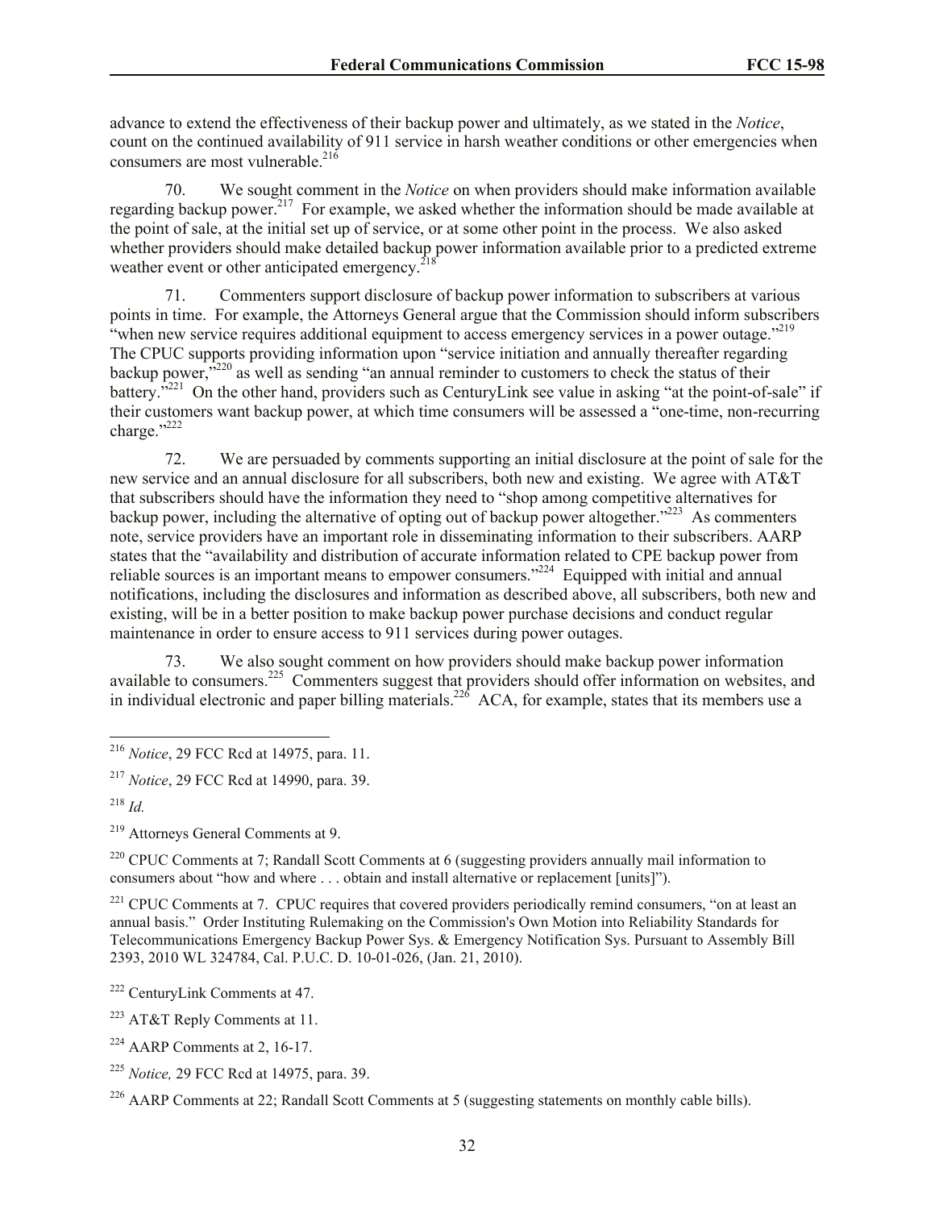advance to extend the effectiveness of their backup power and ultimately, as we stated in the *Notice*, count on the continued availability of 911 service in harsh weather conditions or other emergencies when consumers are most vulnerable.[216]

70. We sought comment in the *Notice* on when providers should make information available regarding backup power.[217] For example, we asked whether the information should be made available at the point of sale, at the initial set up of service, or at some other point in the process. We also asked whether providers should make detailed backup power information available prior to a predicted extreme weather event or other anticipated emergency.[218]

71. Commenters support disclosure of backup power information to subscribers at various points in time. For example, the Attorneys General argue that the Commission should inform subscribers "when new service requires additional equipment to access emergency services in a power outage."[219] The CPUC supports providing information upon "service initiation and annually thereafter regarding backup power,"[220] as well as sending "an annual reminder to customers to check the status of their battery."[221] On the other hand, providers such as CenturyLink see value in asking "at the point-of-sale" if their customers want backup power, at which time consumers will be assessed a "one-time, non-recurring charge."[222]

72. We are persuaded by comments supporting an initial disclosure at the point of sale for the new service and an annual disclosure for all subscribers, both new and existing. We agree with AT&T that subscribers should have the information they need to "shop among competitive alternatives for backup power, including the alternative of opting out of backup power altogether."[223] As commenters note, service providers have an important role in disseminating information to their subscribers. AARP states that the "availability and distribution of accurate information related to CPE backup power from reliable sources is an important means to empower consumers."[224] Equipped with initial and annual notifications, including the disclosures and information as described above, all subscribers, both new and existing, will be in a better position to make backup power purchase decisions and conduct regular maintenance in order to ensure access to 911 services during power outages.

73. We also sought comment on how providers should make backup power information available to consumers.[225] Commenters suggest that providers should offer information on websites, and in individual electronic and paper billing materials.[226] ACA, for example, states that its members use a

---

[216] *Notice*, 29 FCC Rcd at 14975, para. 11.

[217] *Notice*, 29 FCC Rcd at 14990, para. 39.

[218] *Id.*

[219] Attorneys General Comments at 9.

[220] CPUC Comments at 7; Randall Scott Comments at 6 (suggesting providers annually mail information to consumers about "how and where . . . obtain and install alternative or replacement [units]").

[221] CPUC Comments at 7. CPUC requires that covered providers periodically remind consumers, "on at least an annual basis." Order Instituting Rulemaking on the Commission's Own Motion into Reliability Standards for Telecommunications Emergency Backup Power Sys. & Emergency Notification Sys. Pursuant to Assembly Bill 2393, 2010 WL 324784, Cal. P.U.C. D. 10-01-026, (Jan. 21, 2010).

[222] CenturyLink Comments at 47.

[223] AT&T Reply Comments at 11.

[224] AARP Comments at 2, 16-17.

[225] *Notice,* 29 FCC Rcd at 14975, para. 39.

[226] AARP Comments at 22; Randall Scott Comments at 5 (suggesting statements on monthly cable bills).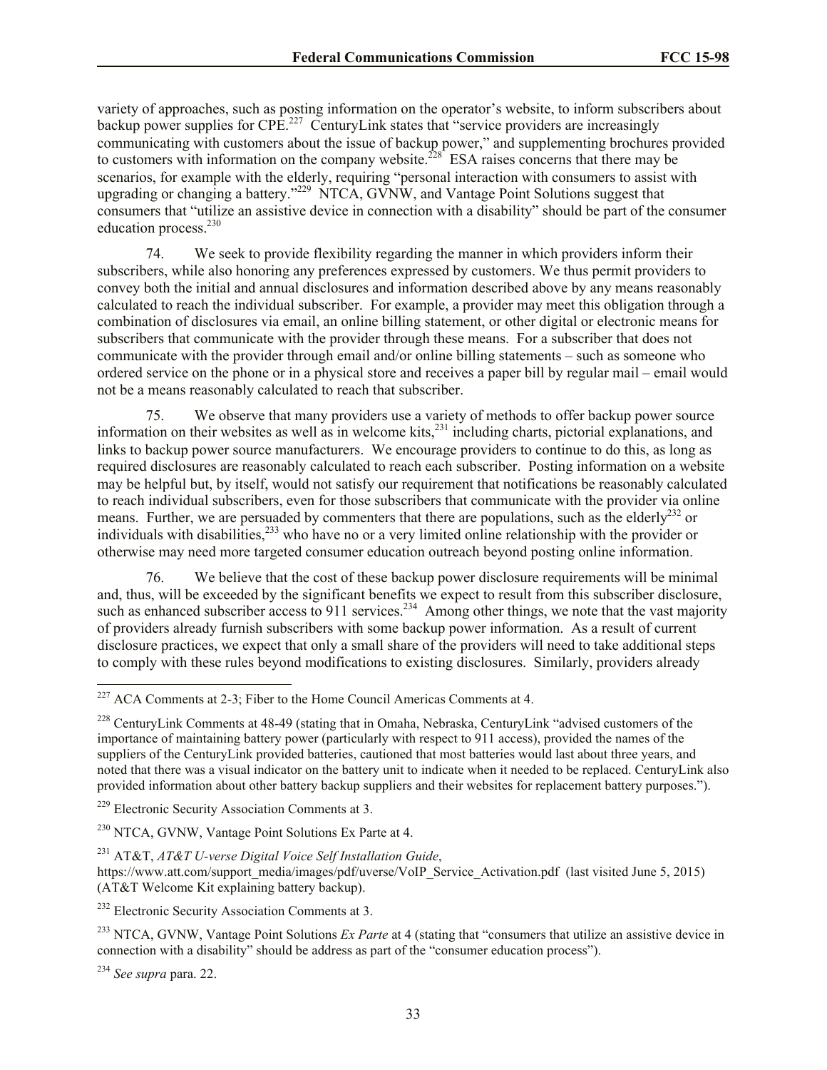variety of approaches, such as posting information on the operator's website, to inform subscribers about backup power supplies for CPE.[227] CenturyLink states that "service providers are increasingly communicating with customers about the issue of backup power," and supplementing brochures provided to customers with information on the company website.[228] ESA raises concerns that there may be scenarios, for example with the elderly, requiring "personal interaction with consumers to assist with upgrading or changing a battery."[229] NTCA, GVNW, and Vantage Point Solutions suggest that consumers that "utilize an assistive device in connection with a disability" should be part of the consumer education process.[230]

74. We seek to provide flexibility regarding the manner in which providers inform their subscribers, while also honoring any preferences expressed by customers. We thus permit providers to convey both the initial and annual disclosures and information described above by any means reasonably calculated to reach the individual subscriber. For example, a provider may meet this obligation through a combination of disclosures via email, an online billing statement, or other digital or electronic means for subscribers that communicate with the provider through these means. For a subscriber that does not communicate with the provider through email and/or online billing statements – such as someone who ordered service on the phone or in a physical store and receives a paper bill by regular mail – email would not be a means reasonably calculated to reach that subscriber.

75. We observe that many providers use a variety of methods to offer backup power source information on their websites as well as in welcome kits,[231] including charts, pictorial explanations, and links to backup power source manufacturers. We encourage providers to continue to do this, as long as required disclosures are reasonably calculated to reach each subscriber. Posting information on a website may be helpful but, by itself, would not satisfy our requirement that notifications be reasonably calculated to reach individual subscribers, even for those subscribers that communicate with the provider via online means. Further, we are persuaded by commenters that there are populations, such as the elderly[232] or individuals with disabilities,[233] who have no or a very limited online relationship with the provider or otherwise may need more targeted consumer education outreach beyond posting online information.

76. We believe that the cost of these backup power disclosure requirements will be minimal and, thus, will be exceeded by the significant benefits we expect to result from this subscriber disclosure, such as enhanced subscriber access to 911 services.[234] Among other things, we note that the vast majority of providers already furnish subscribers with some backup power information. As a result of current disclosure practices, we expect that only a small share of the providers will need to take additional steps to comply with these rules beyond modifications to existing disclosures. Similarly, providers already

---

[227] ACA Comments at 2-3; Fiber to the Home Council Americas Comments at 4.

[228] CenturyLink Comments at 48-49 (stating that in Omaha, Nebraska, CenturyLink "advised customers of the importance of maintaining battery power (particularly with respect to 911 access), provided the names of the suppliers of the CenturyLink provided batteries, cautioned that most batteries would last about three years, and noted that there was a visual indicator on the battery unit to indicate when it needed to be replaced. CenturyLink also provided information about other battery backup suppliers and their websites for replacement battery purposes.").

[229] Electronic Security Association Comments at 3.

[230] NTCA, GVNW, Vantage Point Solutions Ex Parte at 4.

[231] AT&T, *AT&T U-verse Digital Voice Self Installation Guide*, https://www.att.com/support_media/images/pdf/uverse/VoIP_Service_Activation.pdf (last visited June 5, 2015) (AT&T Welcome Kit explaining battery backup).

[232] Electronic Security Association Comments at 3.

[233] NTCA, GVNW, Vantage Point Solutions *Ex Parte* at 4 (stating that "consumers that utilize an assistive device in connection with a disability" should be address as part of the "consumer education process").

[234] *See supra* para. 22.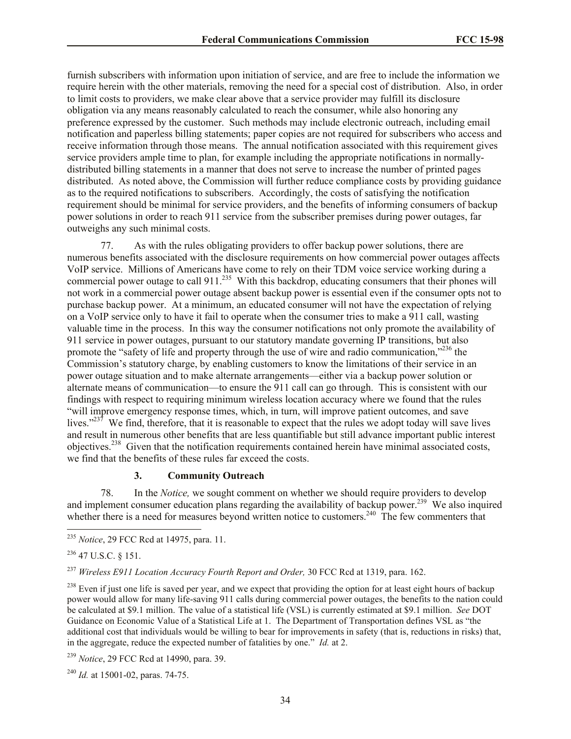furnish subscribers with information upon initiation of service, and are free to include the information we require herein with the other materials, removing the need for a special cost of distribution. Also, in order to limit costs to providers, we make clear above that a service provider may fulfill its disclosure obligation via any means reasonably calculated to reach the consumer, while also honoring any preference expressed by the customer. Such methods may include electronic outreach, including email notification and paperless billing statements; paper copies are not required for subscribers who access and receive information through those means. The annual notification associated with this requirement gives service providers ample time to plan, for example including the appropriate notifications in normally-distributed billing statements in a manner that does not serve to increase the number of printed pages distributed. As noted above, the Commission will further reduce compliance costs by providing guidance as to the required notifications to subscribers. Accordingly, the costs of satisfying the notification requirement should be minimal for service providers, and the benefits of informing consumers of backup power solutions in order to reach 911 service from the subscriber premises during power outages, far outweighs any such minimal costs.

77. As with the rules obligating providers to offer backup power solutions, there are numerous benefits associated with the disclosure requirements on how commercial power outages affects VoIP service. Millions of Americans have come to rely on their TDM voice service working during a commercial power outage to call 911.[235] With this backdrop, educating consumers that their phones will not work in a commercial power outage absent backup power is essential even if the consumer opts not to purchase backup power. At a minimum, an educated consumer will not have the expectation of relying on a VoIP service only to have it fail to operate when the consumer tries to make a 911 call, wasting valuable time in the process. In this way the consumer notifications not only promote the availability of 911 service in power outages, pursuant to our statutory mandate governing IP transitions, but also promote the "safety of life and property through the use of wire and radio communication,"[236] the Commission's statutory charge, by enabling customers to know the limitations of their service in an power outage situation and to make alternate arrangements—either via a backup power solution or alternate means of communication—to ensure the 911 call can go through. This is consistent with our findings with respect to requiring minimum wireless location accuracy where we found that the rules "will improve emergency response times, which, in turn, will improve patient outcomes, and save lives."[237] We find, therefore, that it is reasonable to expect that the rules we adopt today will save lives and result in numerous other benefits that are less quantifiable but still advance important public interest objectives.[238] Given that the notification requirements contained herein have minimal associated costs, we find that the benefits of these rules far exceed the costs.

### 3. Community Outreach

78. In the *Notice,* we sought comment on whether we should require providers to develop and implement consumer education plans regarding the availability of backup power.[239] We also inquired whether there is a need for measures beyond written notice to customers.[240] The few commenters that

---

[235] *Notice*, 29 FCC Rcd at 14975, para. 11.

[236] 47 U.S.C. § 151.

[237] *Wireless E911 Location Accuracy Fourth Report and Order,* 30 FCC Rcd at 1319, para. 162.

[238] Even if just one life is saved per year, and we expect that providing the option for at least eight hours of backup power would allow for many life-saving 911 calls during commercial power outages, the benefits to the nation could be calculated at $9.1 million. The value of a statistical life (VSL) is currently estimated at $9.1 million. *See* DOT Guidance on Economic Value of a Statistical Life at 1. The Department of Transportation defines VSL as "the additional cost that individuals would be willing to bear for improvements in safety (that is, reductions in risks) that, in the aggregate, reduce the expected number of fatalities by one." *Id.* at 2.

[239] *Notice*, 29 FCC Rcd at 14990, para. 39.

[240] *Id.* at 15001-02, paras. 74-75.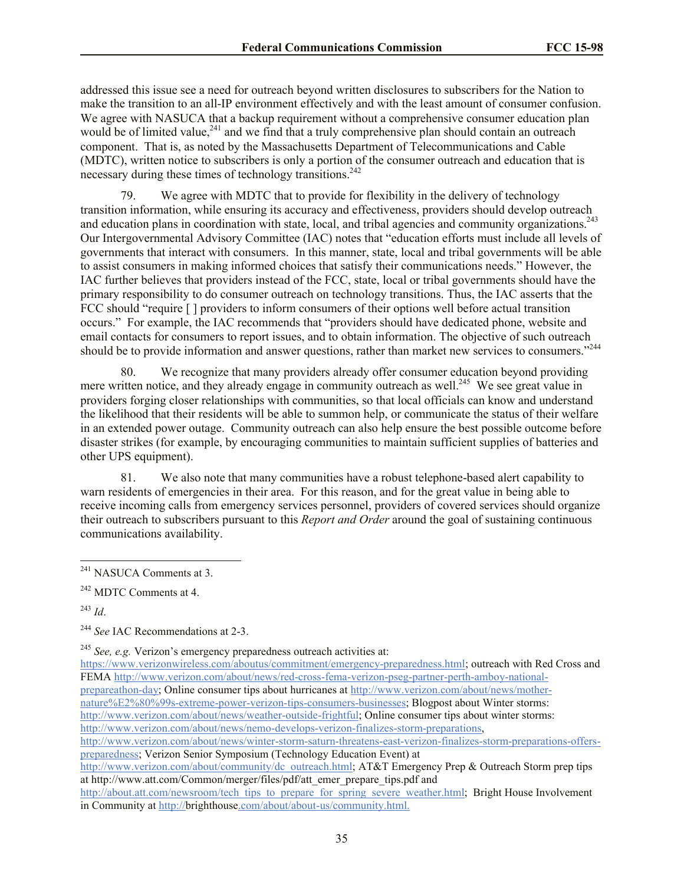addressed this issue see a need for outreach beyond written disclosures to subscribers for the Nation to make the transition to an all-IP environment effectively and with the least amount of consumer confusion. We agree with NASUCA that a backup requirement without a comprehensive consumer education plan would be of limited value,[241] and we find that a truly comprehensive plan should contain an outreach component. That is, as noted by the Massachusetts Department of Telecommunications and Cable (MDTC), written notice to subscribers is only a portion of the consumer outreach and education that is necessary during these times of technology transitions.[242]

79. We agree with MDTC that to provide for flexibility in the delivery of technology transition information, while ensuring its accuracy and effectiveness, providers should develop outreach and education plans in coordination with state, local, and tribal agencies and community organizations.[243] Our Intergovernmental Advisory Committee (IAC) notes that "education efforts must include all levels of governments that interact with consumers. In this manner, state, local and tribal governments will be able to assist consumers in making informed choices that satisfy their communications needs." However, the IAC further believes that providers instead of the FCC, state, local or tribal governments should have the primary responsibility to do consumer outreach on technology transitions. Thus, the IAC asserts that the FCC should "require [ ] providers to inform consumers of their options well before actual transition occurs." For example, the IAC recommends that "providers should have dedicated phone, website and email contacts for consumers to report issues, and to obtain information. The objective of such outreach should be to provide information and answer questions, rather than market new services to consumers."[244]

80. We recognize that many providers already offer consumer education beyond providing mere written notice, and they already engage in community outreach as well.[245] We see great value in providers forging closer relationships with communities, so that local officials can know and understand the likelihood that their residents will be able to summon help, or communicate the status of their welfare in an extended power outage. Community outreach can also help ensure the best possible outcome before disaster strikes (for example, by encouraging communities to maintain sufficient supplies of batteries and other UPS equipment).

81. We also note that many communities have a robust telephone-based alert capability to warn residents of emergencies in their area. For this reason, and for the great value in being able to receive incoming calls from emergency services personnel, providers of covered services should organize their outreach to subscribers pursuant to this *Report and Order* around the goal of sustaining continuous communications availability.

---

[241] NASUCA Comments at 3.

[242] MDTC Comments at 4.

[243] *Id*.

[244] *See* IAC Recommendations at 2-3.

[245] *See, e.g.* Verizon's emergency preparedness outreach activities at: https://www.verizonwireless.com/aboutus/commitment/emergency-preparedness.html; outreach with Red Cross and FEMA http://www.verizon.com/about/news/red-cross-fema-verizon-pseg-partner-perth-amboy-national-prepareathon-day; Online consumer tips about hurricanes at http://www.verizon.com/about/news/mother-nature%E2%80%99s-extreme-power-verizon-tips-consumers-businesses; Blogpost about Winter storms: http://www.verizon.com/about/news/weather-outside-frightful; Online consumer tips about winter storms: http://www.verizon.com/about/news/nemo-develops-verizon-finalizes-storm-preparations, http://www.verizon.com/about/news/winter-storm-saturn-threatens-east-verizon-finalizes-storm-preparations-offers-preparedness; Verizon Senior Symposium (Technology Education Event) at http://www.verizon.com/about/community/dc_outreach.html; AT&T Emergency Prep & Outreach Storm prep tips at http://www.att.com/Common/merger/files/pdf/att_emer_prepare_tips.pdf and http://about.att.com/newsroom/tech_tips_to_prepare_for_spring_severe_weather.html; Bright House Involvement in Community at http://brighthouse.com/about/about-us/community.html.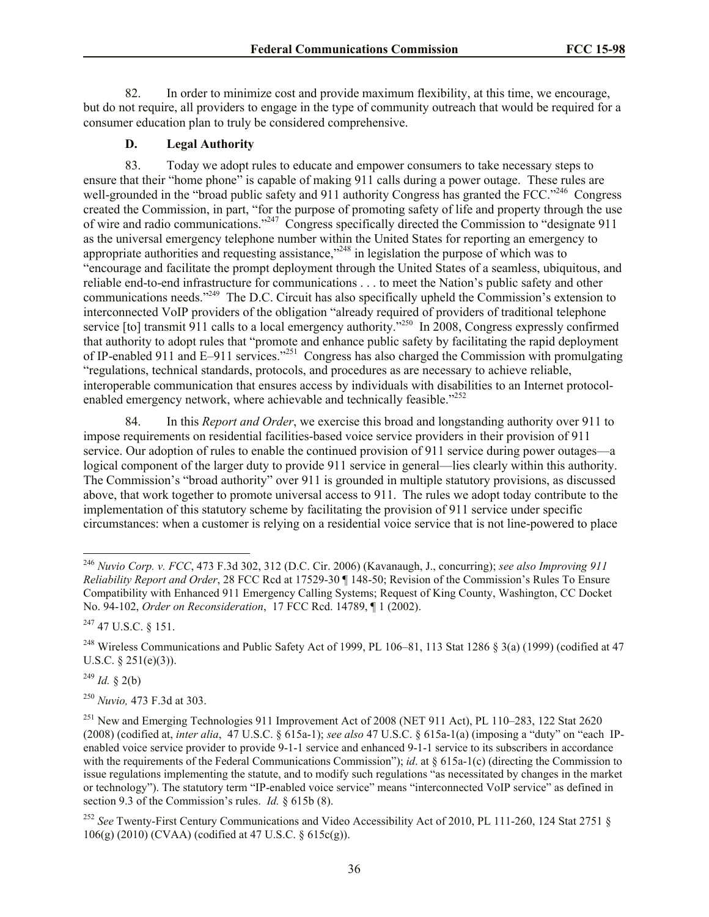82. In order to minimize cost and provide maximum flexibility, at this time, we encourage, but do not require, all providers to engage in the type of community outreach that would be required for a consumer education plan to truly be considered comprehensive.

### D. Legal Authority

83. Today we adopt rules to educate and empower consumers to take necessary steps to ensure that their "home phone" is capable of making 911 calls during a power outage. These rules are well-grounded in the "broad public safety and 911 authority Congress has granted the FCC."[246] Congress created the Commission, in part, "for the purpose of promoting safety of life and property through the use of wire and radio communications."[247] Congress specifically directed the Commission to "designate 911 as the universal emergency telephone number within the United States for reporting an emergency to appropriate authorities and requesting assistance,"[248] in legislation the purpose of which was to "encourage and facilitate the prompt deployment through the United States of a seamless, ubiquitous, and reliable end-to-end infrastructure for communications . . . to meet the Nation's public safety and other communications needs."[249] The D.C. Circuit has also specifically upheld the Commission's extension to interconnected VoIP providers of the obligation "already required of providers of traditional telephone service [to] transmit 911 calls to a local emergency authority."[250] In 2008, Congress expressly confirmed that authority to adopt rules that "promote and enhance public safety by facilitating the rapid deployment of IP-enabled 911 and E–911 services."[251] Congress has also charged the Commission with promulgating "regulations, technical standards, protocols, and procedures as are necessary to achieve reliable, interoperable communication that ensures access by individuals with disabilities to an Internet protocol-enabled emergency network, where achievable and technically feasible."[252]

84. In this *Report and Order*, we exercise this broad and longstanding authority over 911 to impose requirements on residential facilities-based voice service providers in their provision of 911 service. Our adoption of rules to enable the continued provision of 911 service during power outages—a logical component of the larger duty to provide 911 service in general—lies clearly within this authority. The Commission's "broad authority" over 911 is grounded in multiple statutory provisions, as discussed above, that work together to promote universal access to 911. The rules we adopt today contribute to the implementation of this statutory scheme by facilitating the provision of 911 service under specific circumstances: when a customer is relying on a residential voice service that is not line-powered to place

---

[246] *Nuvio Corp. v. FCC*, 473 F.3d 302, 312 (D.C. Cir. 2006) (Kavanaugh, J., concurring); *see also Improving 911 Reliability Report and Order*, 28 FCC Rcd at 17529-30 ¶ 148-50; Revision of the Commission's Rules To Ensure Compatibility with Enhanced 911 Emergency Calling Systems; Request of King County, Washington, CC Docket No. 94-102, *Order on Reconsideration*, 17 FCC Rcd. 14789, ¶ 1 (2002).

[247] 47 U.S.C. § 151.

[248] Wireless Communications and Public Safety Act of 1999, PL 106–81, 113 Stat 1286 § 3(a) (1999) (codified at 47 U.S.C. § 251(e)(3)).

[249] *Id.* § 2(b)

[250] *Nuvio,* 473 F.3d at 303.

[251] New and Emerging Technologies 911 Improvement Act of 2008 (NET 911 Act), PL 110–283, 122 Stat 2620 (2008) (codified at, *inter alia*, 47 U.S.C. § 615a-1); *see also* 47 U.S.C. § 615a-1(a) (imposing a "duty" on "each IP-enabled voice service provider to provide 9-1-1 service and enhanced 9-1-1 service to its subscribers in accordance with the requirements of the Federal Communications Commission"); *id*. at § 615a-1(c) (directing the Commission to issue regulations implementing the statute, and to modify such regulations "as necessitated by changes in the market or technology"). The statutory term "IP-enabled voice service" means "interconnected VoIP service" as defined in section 9.3 of the Commission's rules. *Id.* § 615b (8).

[252] *See* Twenty-First Century Communications and Video Accessibility Act of 2010, PL 111-260, 124 Stat 2751 § 106(g) (2010) (CVAA) (codified at 47 U.S.C. § 615c(g)).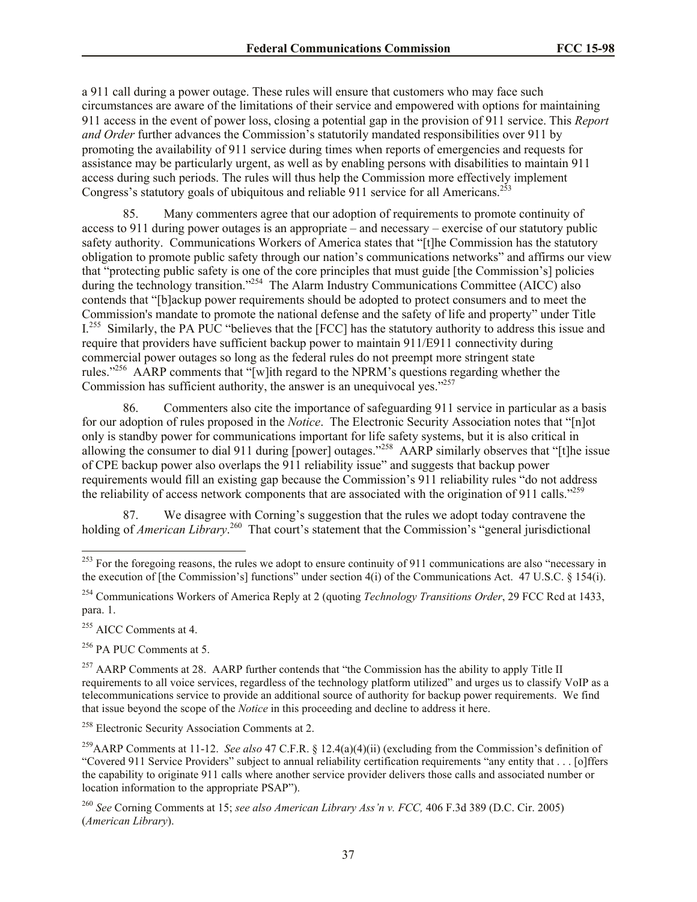a 911 call during a power outage. These rules will ensure that customers who may face such circumstances are aware of the limitations of their service and empowered with options for maintaining 911 access in the event of power loss, closing a potential gap in the provision of 911 service. This *Report and Order* further advances the Commission's statutorily mandated responsibilities over 911 by promoting the availability of 911 service during times when reports of emergencies and requests for assistance may be particularly urgent, as well as by enabling persons with disabilities to maintain 911 access during such periods. The rules will thus help the Commission more effectively implement Congress's statutory goals of ubiquitous and reliable 911 service for all Americans.[253]

85. Many commenters agree that our adoption of requirements to promote continuity of access to 911 during power outages is an appropriate – and necessary – exercise of our statutory public safety authority. Communications Workers of America states that "[t]he Commission has the statutory obligation to promote public safety through our nation's communications networks" and affirms our view that "protecting public safety is one of the core principles that must guide [the Commission's] policies during the technology transition."[254] The Alarm Industry Communications Committee (AICC) also contends that "[b]ackup power requirements should be adopted to protect consumers and to meet the Commission's mandate to promote the national defense and the safety of life and property" under Title I.[255] Similarly, the PA PUC "believes that the [FCC] has the statutory authority to address this issue and require that providers have sufficient backup power to maintain 911/E911 connectivity during commercial power outages so long as the federal rules do not preempt more stringent state rules."[256] AARP comments that "[w]ith regard to the NPRM's questions regarding whether the Commission has sufficient authority, the answer is an unequivocal yes."[257]

86. Commenters also cite the importance of safeguarding 911 service in particular as a basis for our adoption of rules proposed in the *Notice*. The Electronic Security Association notes that "[n]ot only is standby power for communications important for life safety systems, but it is also critical in allowing the consumer to dial 911 during [power] outages."[258] AARP similarly observes that "[t]he issue of CPE backup power also overlaps the 911 reliability issue" and suggests that backup power requirements would fill an existing gap because the Commission's 911 reliability rules "do not address the reliability of access network components that are associated with the origination of 911 calls."[259]

87. We disagree with Corning's suggestion that the rules we adopt today contravene the holding of *American Library*.[260] That court's statement that the Commission's "general jurisdictional

---

[253] For the foregoing reasons, the rules we adopt to ensure continuity of 911 communications are also "necessary in the execution of [the Commission's] functions" under section 4(i) of the Communications Act. 47 U.S.C. § 154(i).

[254] Communications Workers of America Reply at 2 (quoting *Technology Transitions Order*, 29 FCC Rcd at 1433, para. 1.

[255] AICC Comments at 4.

[256] PA PUC Comments at 5.

[257] AARP Comments at 28. AARP further contends that "the Commission has the ability to apply Title II requirements to all voice services, regardless of the technology platform utilized" and urges us to classify VoIP as a telecommunications service to provide an additional source of authority for backup power requirements. We find that issue beyond the scope of the *Notice* in this proceeding and decline to address it here.

[258] Electronic Security Association Comments at 2.

[259] AARP Comments at 11-12. *See also* 47 C.F.R. § 12.4(a)(4)(ii) (excluding from the Commission's definition of "Covered 911 Service Providers" subject to annual reliability certification requirements "any entity that . . . [o]ffers the capability to originate 911 calls where another service provider delivers those calls and associated number or location information to the appropriate PSAP").

[260] *See* Corning Comments at 15; *see also American Library Ass'n v. FCC,* 406 F.3d 389 (D.C. Cir. 2005) (*American Library*).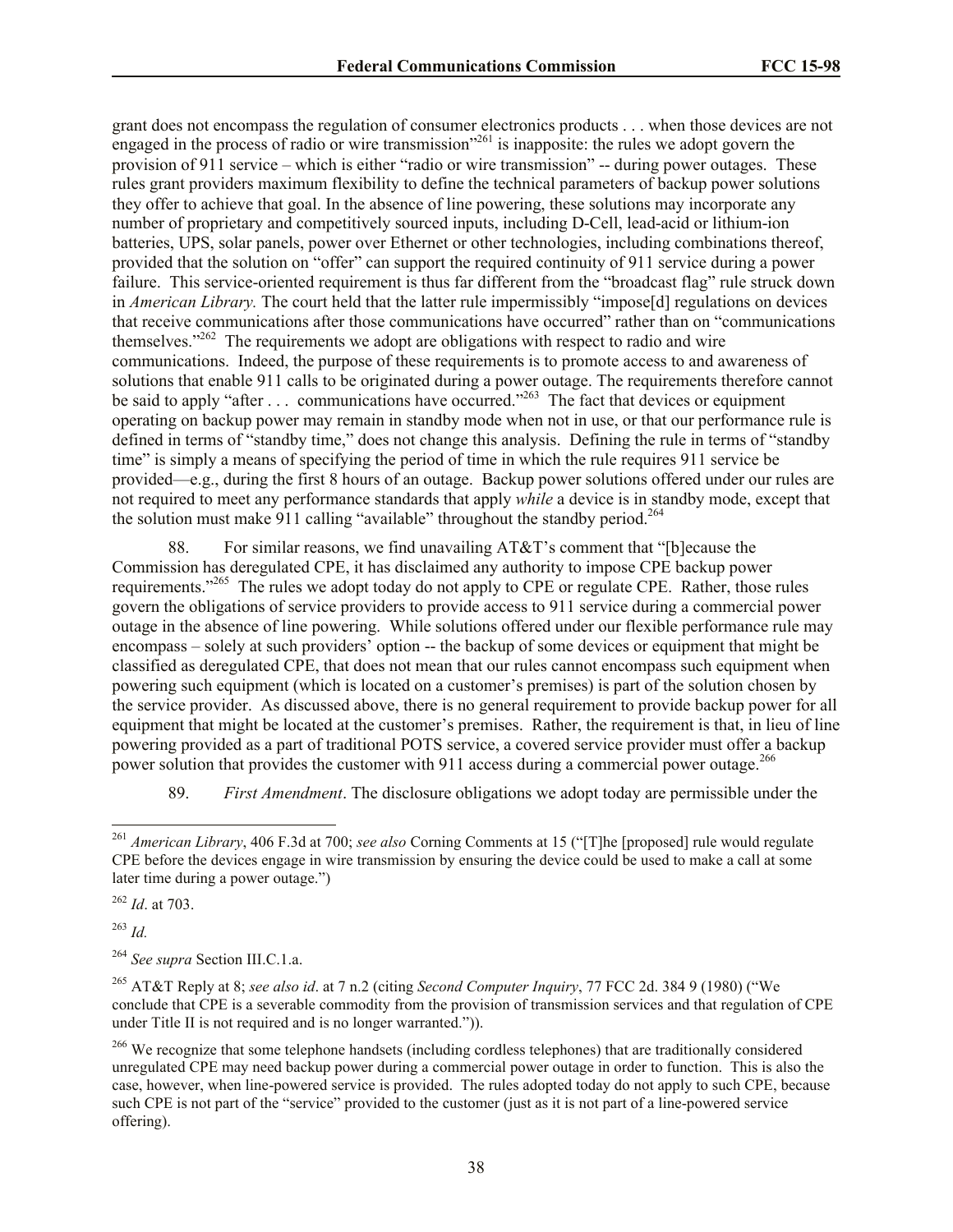grant does not encompass the regulation of consumer electronics products . . . when those devices are not engaged in the process of radio or wire transmission"[261] is inapposite: the rules we adopt govern the provision of 911 service – which is either "radio or wire transmission" -- during power outages. These rules grant providers maximum flexibility to define the technical parameters of backup power solutions they offer to achieve that goal. In the absence of line powering, these solutions may incorporate any number of proprietary and competitively sourced inputs, including D-Cell, lead-acid or lithium-ion batteries, UPS, solar panels, power over Ethernet or other technologies, including combinations thereof, provided that the solution on "offer" can support the required continuity of 911 service during a power failure. This service-oriented requirement is thus far different from the "broadcast flag" rule struck down in *American Library.* The court held that the latter rule impermissibly "impose[d] regulations on devices that receive communications after those communications have occurred" rather than on "communications themselves."[262] The requirements we adopt are obligations with respect to radio and wire communications. Indeed, the purpose of these requirements is to promote access to and awareness of solutions that enable 911 calls to be originated during a power outage. The requirements therefore cannot be said to apply "after . . . communications have occurred."[263] The fact that devices or equipment operating on backup power may remain in standby mode when not in use, or that our performance rule is defined in terms of "standby time," does not change this analysis. Defining the rule in terms of "standby time" is simply a means of specifying the period of time in which the rule requires 911 service be provided—e.g., during the first 8 hours of an outage. Backup power solutions offered under our rules are not required to meet any performance standards that apply *while* a device is in standby mode, except that the solution must make 911 calling "available" throughout the standby period.[264]

88. For similar reasons, we find unavailing AT&T's comment that "[b]ecause the Commission has deregulated CPE, it has disclaimed any authority to impose CPE backup power requirements."[265] The rules we adopt today do not apply to CPE or regulate CPE. Rather, those rules govern the obligations of service providers to provide access to 911 service during a commercial power outage in the absence of line powering. While solutions offered under our flexible performance rule may encompass – solely at such providers' option -- the backup of some devices or equipment that might be classified as deregulated CPE, that does not mean that our rules cannot encompass such equipment when powering such equipment (which is located on a customer's premises) is part of the solution chosen by the service provider. As discussed above, there is no general requirement to provide backup power for all equipment that might be located at the customer's premises. Rather, the requirement is that, in lieu of line powering provided as a part of traditional POTS service, a covered service provider must offer a backup power solution that provides the customer with 911 access during a commercial power outage.[266]

89. *First Amendment*. The disclosure obligations we adopt today are permissible under the

---

[261] *American Library*, 406 F.3d at 700; *see also* Corning Comments at 15 ("[T]he [proposed] rule would regulate CPE before the devices engage in wire transmission by ensuring the device could be used to make a call at some later time during a power outage.")

[262] *Id*. at 703.

[263] *Id.*

[264] *See supra* Section III.C.1.a.

[265] AT&T Reply at 8; *see also id*. at 7 n.2 (citing *Second Computer Inquiry*, 77 FCC 2d. 384 9 (1980) ("We conclude that CPE is a severable commodity from the provision of transmission services and that regulation of CPE under Title II is not required and is no longer warranted.")).

[266] We recognize that some telephone handsets (including cordless telephones) that are traditionally considered unregulated CPE may need backup power during a commercial power outage in order to function. This is also the case, however, when line-powered service is provided. The rules adopted today do not apply to such CPE, because such CPE is not part of the "service" provided to the customer (just as it is not part of a line-powered service offering).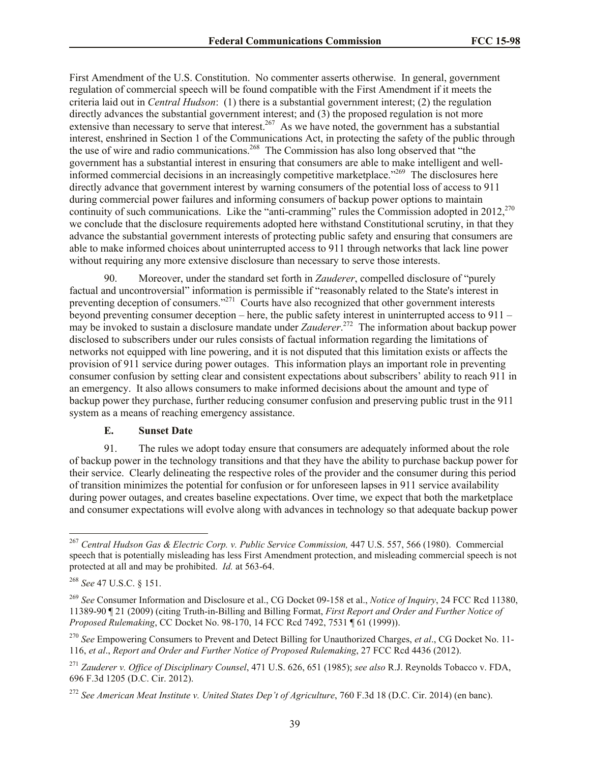First Amendment of the U.S. Constitution. No commenter asserts otherwise. In general, government regulation of commercial speech will be found compatible with the First Amendment if it meets the criteria laid out in *Central Hudson*: (1) there is a substantial government interest; (2) the regulation directly advances the substantial government interest; and (3) the proposed regulation is not more extensive than necessary to serve that interest.[267] As we have noted, the government has a substantial interest, enshrined in Section 1 of the Communications Act, in protecting the safety of the public through the use of wire and radio communications.[268] The Commission has also long observed that "the government has a substantial interest in ensuring that consumers are able to make intelligent and well-informed commercial decisions in an increasingly competitive marketplace."[269] The disclosures here directly advance that government interest by warning consumers of the potential loss of access to 911 during commercial power failures and informing consumers of backup power options to maintain continuity of such communications. Like the "anti-cramming" rules the Commission adopted in 2012,[270] we conclude that the disclosure requirements adopted here withstand Constitutional scrutiny, in that they advance the substantial government interests of protecting public safety and ensuring that consumers are able to make informed choices about uninterrupted access to 911 through networks that lack line power without requiring any more extensive disclosure than necessary to serve those interests.

90. Moreover, under the standard set forth in *Zauderer*, compelled disclosure of "purely factual and uncontroversial" information is permissible if "reasonably related to the State's interest in preventing deception of consumers."[271] Courts have also recognized that other government interests beyond preventing consumer deception – here, the public safety interest in uninterrupted access to 911 – may be invoked to sustain a disclosure mandate under *Zauderer*.[272] The information about backup power disclosed to subscribers under our rules consists of factual information regarding the limitations of networks not equipped with line powering, and it is not disputed that this limitation exists or affects the provision of 911 service during power outages. This information plays an important role in preventing consumer confusion by setting clear and consistent expectations about subscribers' ability to reach 911 in an emergency. It also allows consumers to make informed decisions about the amount and type of backup power they purchase, further reducing consumer confusion and preserving public trust in the 911 system as a means of reaching emergency assistance.

### E. Sunset Date

91. The rules we adopt today ensure that consumers are adequately informed about the role of backup power in the technology transitions and that they have the ability to purchase backup power for their service. Clearly delineating the respective roles of the provider and the consumer during this period of transition minimizes the potential for confusion or for unforeseen lapses in 911 service availability during power outages, and creates baseline expectations. Over time, we expect that both the marketplace and consumer expectations will evolve along with advances in technology so that adequate backup power

---

[267] *Central Hudson Gas & Electric Corp. v. Public Service Commission,* 447 U.S. 557, 566 (1980). Commercial speech that is potentially misleading has less First Amendment protection, and misleading commercial speech is not protected at all and may be prohibited. *Id.* at 563-64.

[268] *See* 47 U.S.C. § 151.

[269] *See* Consumer Information and Disclosure et al., CG Docket 09-158 et al., *Notice of Inquiry*, 24 FCC Rcd 11380, 11389-90 ¶ 21 (2009) (citing Truth-in-Billing and Billing Format, *First Report and Order and Further Notice of Proposed Rulemaking*, CC Docket No. 98-170, 14 FCC Rcd 7492, 7531 ¶ 61 (1999)).

[270] *See* Empowering Consumers to Prevent and Detect Billing for Unauthorized Charges, *et al*., CG Docket No. 11-116, *et al*., *Report and Order and Further Notice of Proposed Rulemaking*, 27 FCC Rcd 4436 (2012).

[271] *Zauderer v. Office of Disciplinary Counsel*, 471 U.S. 626, 651 (1985); *see also* R.J. Reynolds Tobacco v. FDA, 696 F.3d 1205 (D.C. Cir. 2012).

[272] *See American Meat Institute v. United States Dep't of Agriculture*, 760 F.3d 18 (D.C. Cir. 2014) (en banc).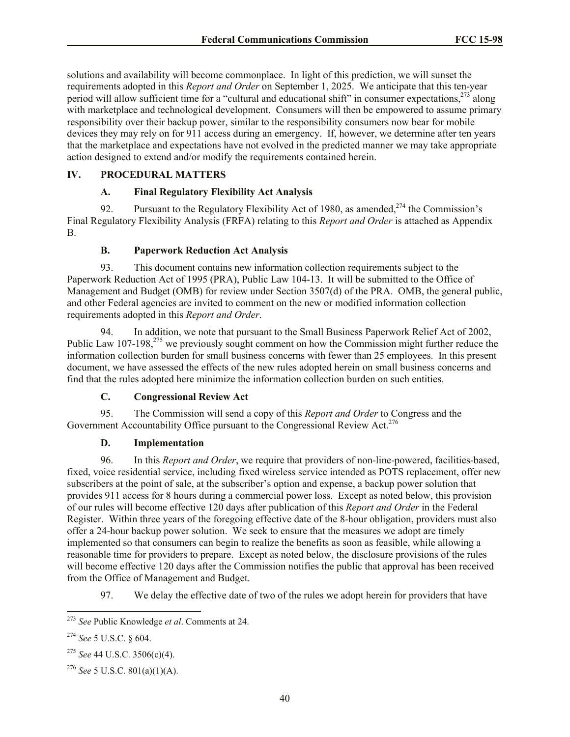solutions and availability will become commonplace. In light of this prediction, we will sunset the requirements adopted in this *Report and Order* on September 1, 2025. We anticipate that this ten-year period will allow sufficient time for a "cultural and educational shift" in consumer expectations,[273] along with marketplace and technological development. Consumers will then be empowered to assume primary responsibility over their backup power, similar to the responsibility consumers now bear for mobile devices they may rely on for 911 access during an emergency. If, however, we determine after ten years that the marketplace and expectations have not evolved in the predicted manner we may take appropriate action designed to extend and/or modify the requirements contained herein.

## IV. PROCEDURAL MATTERS

### A. Final Regulatory Flexibility Act Analysis

92. Pursuant to the Regulatory Flexibility Act of 1980, as amended,[274] the Commission's Final Regulatory Flexibility Analysis (FRFA) relating to this *Report and Order* is attached as Appendix B.

### B. Paperwork Reduction Act Analysis

93. This document contains new information collection requirements subject to the Paperwork Reduction Act of 1995 (PRA), Public Law 104-13. It will be submitted to the Office of Management and Budget (OMB) for review under Section 3507(d) of the PRA. OMB, the general public, and other Federal agencies are invited to comment on the new or modified information collection requirements adopted in this *Report and Order*.

94. In addition, we note that pursuant to the Small Business Paperwork Relief Act of 2002, Public Law 107-198,[275] we previously sought comment on how the Commission might further reduce the information collection burden for small business concerns with fewer than 25 employees. In this present document, we have assessed the effects of the new rules adopted herein on small business concerns and find that the rules adopted here minimize the information collection burden on such entities.

### C. Congressional Review Act

95. The Commission will send a copy of this *Report and Order* to Congress and the Government Accountability Office pursuant to the Congressional Review Act.[276]

### D. Implementation

96. In this *Report and Order*, we require that providers of non-line-powered, facilities-based, fixed, voice residential service, including fixed wireless service intended as POTS replacement, offer new subscribers at the point of sale, at the subscriber's option and expense, a backup power solution that provides 911 access for 8 hours during a commercial power loss. Except as noted below, this provision of our rules will become effective 120 days after publication of this *Report and Order* in the Federal Register. Within three years of the foregoing effective date of the 8-hour obligation, providers must also offer a 24-hour backup power solution. We seek to ensure that the measures we adopt are timely implemented so that consumers can begin to realize the benefits as soon as feasible, while allowing a reasonable time for providers to prepare. Except as noted below, the disclosure provisions of the rules will become effective 120 days after the Commission notifies the public that approval has been received from the Office of Management and Budget.

97. We delay the effective date of two of the rules we adopt herein for providers that have

---

[273] *See* Public Knowledge *et al*. Comments at 24.

[274] *See* 5 U.S.C. § 604.

[275] *See* 44 U.S.C. 3506(c)(4).

[276] *See* 5 U.S.C. 801(a)(1)(A).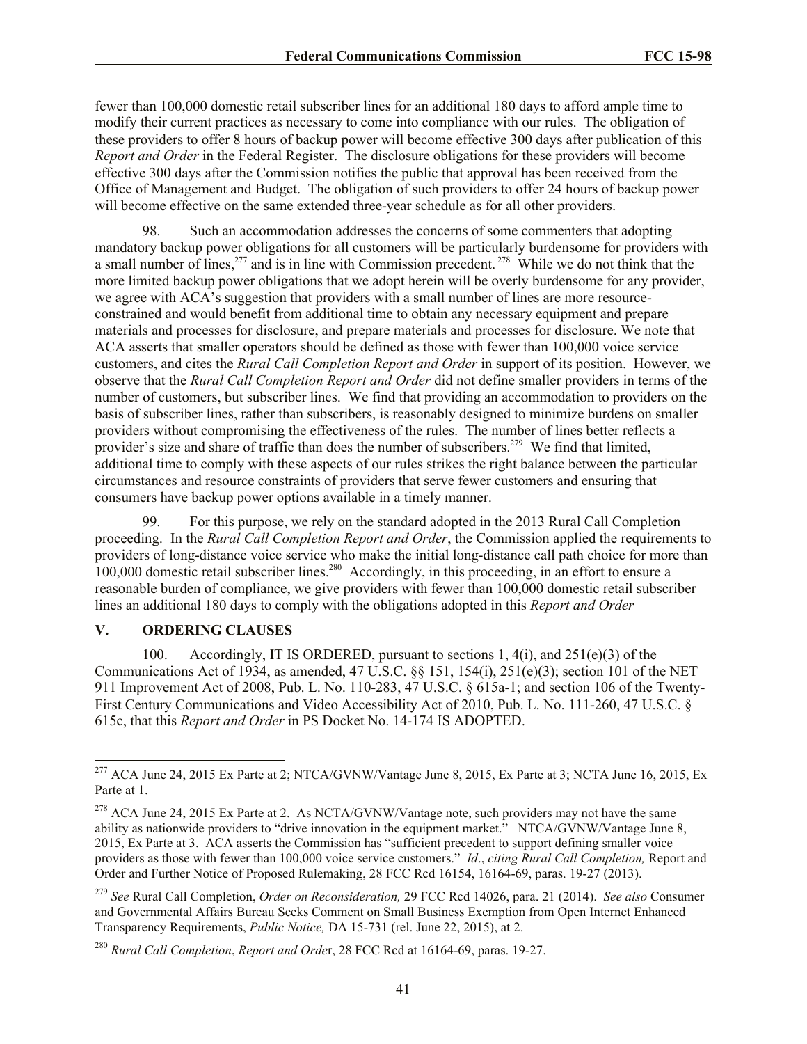fewer than 100,000 domestic retail subscriber lines for an additional 180 days to afford ample time to modify their current practices as necessary to come into compliance with our rules. The obligation of these providers to offer 8 hours of backup power will become effective 300 days after publication of this *Report and Order* in the Federal Register. The disclosure obligations for these providers will become effective 300 days after the Commission notifies the public that approval has been received from the Office of Management and Budget. The obligation of such providers to offer 24 hours of backup power will become effective on the same extended three-year schedule as for all other providers.

98. Such an accommodation addresses the concerns of some commenters that adopting mandatory backup power obligations for all customers will be particularly burdensome for providers with a small number of lines,[277] and is in line with Commission precedent.[278] While we do not think that the more limited backup power obligations that we adopt herein will be overly burdensome for any provider, we agree with ACA's suggestion that providers with a small number of lines are more resource-constrained and would benefit from additional time to obtain any necessary equipment and prepare materials and processes for disclosure, and prepare materials and processes for disclosure. We note that ACA asserts that smaller operators should be defined as those with fewer than 100,000 voice service customers, and cites the *Rural Call Completion Report and Order* in support of its position. However, we observe that the *Rural Call Completion Report and Order* did not define smaller providers in terms of the number of customers, but subscriber lines. We find that providing an accommodation to providers on the basis of subscriber lines, rather than subscribers, is reasonably designed to minimize burdens on smaller providers without compromising the effectiveness of the rules. The number of lines better reflects a provider's size and share of traffic than does the number of subscribers.[279] We find that limited, additional time to comply with these aspects of our rules strikes the right balance between the particular circumstances and resource constraints of providers that serve fewer customers and ensuring that consumers have backup power options available in a timely manner.

99. For this purpose, we rely on the standard adopted in the 2013 Rural Call Completion proceeding. In the *Rural Call Completion Report and Order*, the Commission applied the requirements to providers of long-distance voice service who make the initial long-distance call path choice for more than 100,000 domestic retail subscriber lines.[280] Accordingly, in this proceeding, in an effort to ensure a reasonable burden of compliance, we give providers with fewer than 100,000 domestic retail subscriber lines an additional 180 days to comply with the obligations adopted in this *Report and Order*

## V. ORDERING CLAUSES

100. Accordingly, IT IS ORDERED, pursuant to sections 1, 4(i), and 251(e)(3) of the Communications Act of 1934, as amended, 47 U.S.C. §§ 151, 154(i), 251(e)(3); section 101 of the NET 911 Improvement Act of 2008, Pub. L. No. 110-283, 47 U.S.C. § 615a-1; and section 106 of the Twenty-First Century Communications and Video Accessibility Act of 2010, Pub. L. No. 111-260, 47 U.S.C. § 615c, that this *Report and Order* in PS Docket No. 14-174 IS ADOPTED.

---

[277] ACA June 24, 2015 Ex Parte at 2; NTCA/GVNW/Vantage June 8, 2015, Ex Parte at 3; NCTA June 16, 2015, Ex Parte at 1.

[278] ACA June 24, 2015 Ex Parte at 2. As NCTA/GVNW/Vantage note, such providers may not have the same ability as nationwide providers to "drive innovation in the equipment market." NCTA/GVNW/Vantage June 8, 2015, Ex Parte at 3. ACA asserts the Commission has "sufficient precedent to support defining smaller voice providers as those with fewer than 100,000 voice service customers." *Id*., *citing Rural Call Completion,* Report and Order and Further Notice of Proposed Rulemaking, 28 FCC Rcd 16154, 16164-69, paras. 19-27 (2013).

[279] *See* Rural Call Completion, *Order on Reconsideration,* 29 FCC Rcd 14026, para. 21 (2014). *See also* Consumer and Governmental Affairs Bureau Seeks Comment on Small Business Exemption from Open Internet Enhanced Transparency Requirements, *Public Notice,* DA 15-731 (rel. June 22, 2015), at 2.

[280] *Rural Call Completion*, *Report and Order*, 28 FCC Rcd at 16164-69, paras. 19-27.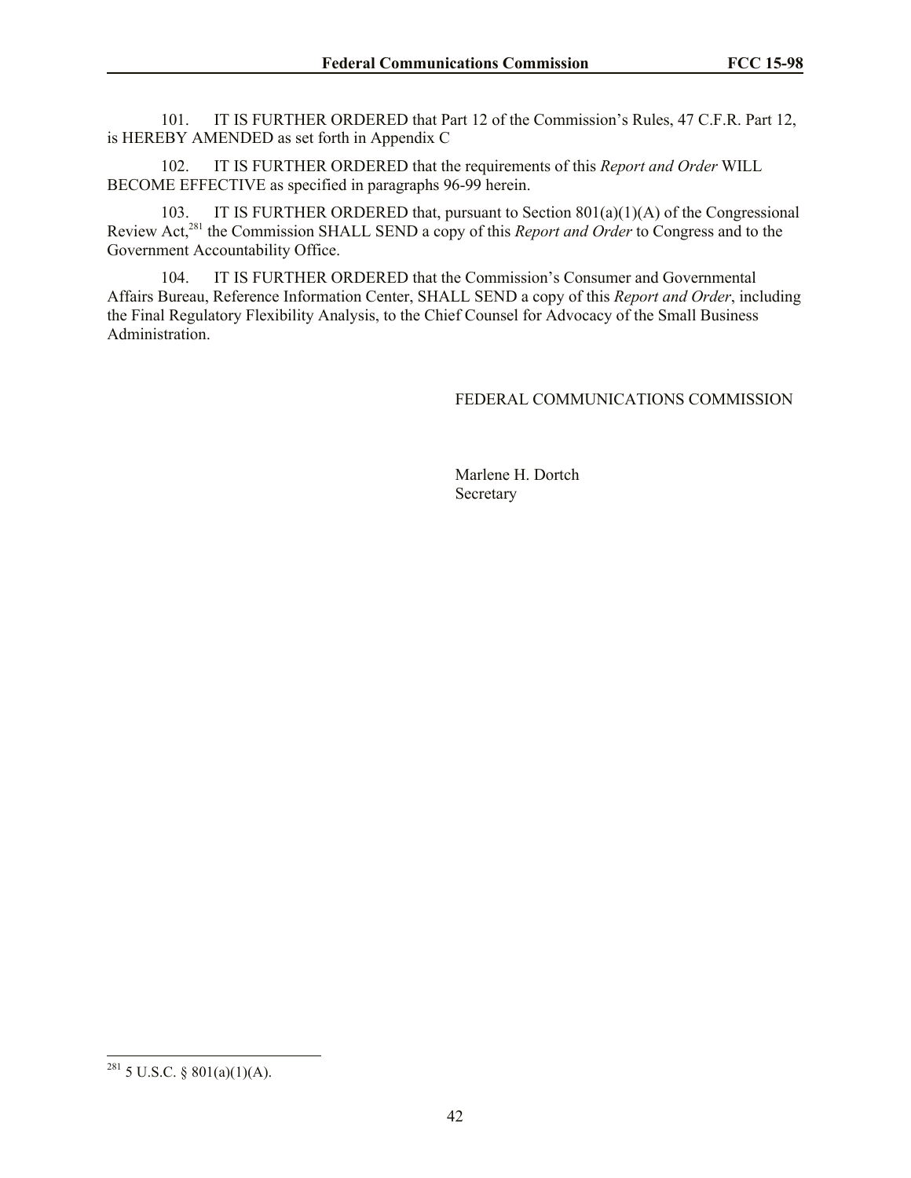101. IT IS FURTHER ORDERED that Part 12 of the Commission's Rules, 47 C.F.R. Part 12, is HEREBY AMENDED as set forth in Appendix C

102. IT IS FURTHER ORDERED that the requirements of this *Report and Order* WILL BECOME EFFECTIVE as specified in paragraphs 96-99 herein.

103. IT IS FURTHER ORDERED that, pursuant to Section 801(a)(1)(A) of the Congressional Review Act,[281] the Commission SHALL SEND a copy of this *Report and Order* to Congress and to the Government Accountability Office.

104. IT IS FURTHER ORDERED that the Commission's Consumer and Governmental Affairs Bureau, Reference Information Center, SHALL SEND a copy of this *Report and Order*, including the Final Regulatory Flexibility Analysis, to the Chief Counsel for Advocacy of the Small Business Administration.

FEDERAL COMMUNICATIONS COMMISSION

Marlene H. Dortch
Secretary

---

[281] 5 U.S.C. § 801(a)(1)(A).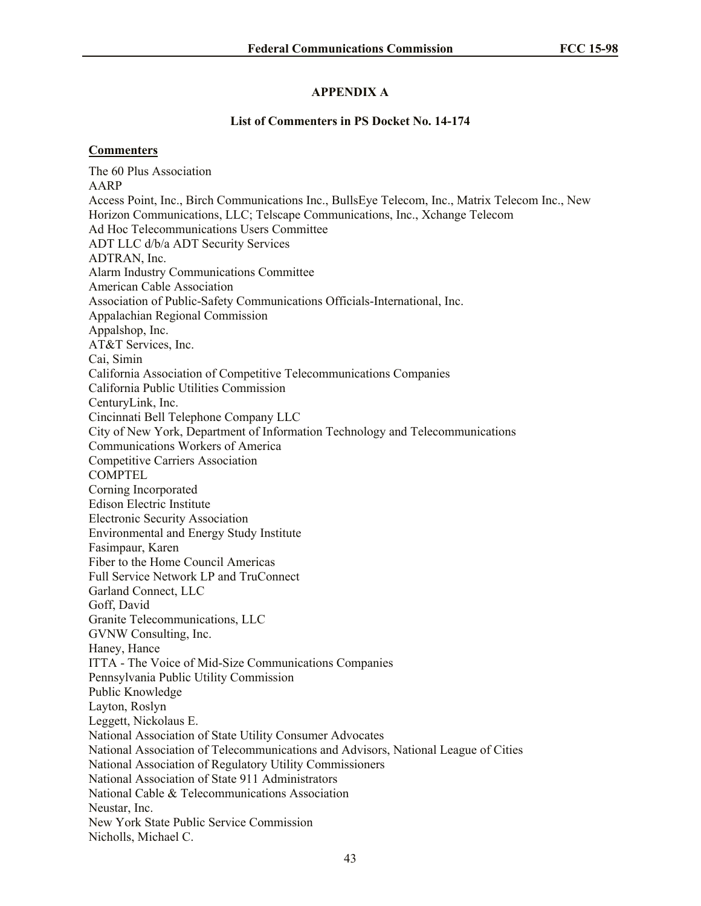**APPENDIX A**

**List of Commenters in PS Docket No. 14-174**

**Commenters**

The 60 Plus Association  
AARP  
Access Point, Inc., Birch Communications Inc., BullsEye Telecom, Inc., Matrix Telecom Inc., New Horizon Communications, LLC; Telscape Communications, Inc., Xchange Telecom  
Ad Hoc Telecommunications Users Committee  
ADT LLC d/b/a ADT Security Services  
ADTRAN, Inc.  
Alarm Industry Communications Committee  
American Cable Association  
Association of Public-Safety Communications Officials-International, Inc.  
Appalachian Regional Commission  
Appalshop, Inc.  
AT&T Services, Inc.  
Cai, Simin  
California Association of Competitive Telecommunications Companies  
California Public Utilities Commission  
CenturyLink, Inc.  
Cincinnati Bell Telephone Company LLC  
City of New York, Department of Information Technology and Telecommunications  
Communications Workers of America  
Competitive Carriers Association  
COMPTEL  
Corning Incorporated  
Edison Electric Institute  
Electronic Security Association  
Environmental and Energy Study Institute  
Fasimpaur, Karen  
Fiber to the Home Council Americas  
Full Service Network LP and TruConnect  
Garland Connect, LLC  
Goff, David  
Granite Telecommunications, LLC  
GVNW Consulting, Inc.  
Haney, Hance  
ITTA - The Voice of Mid-Size Communications Companies  
Pennsylvania Public Utility Commission  
Public Knowledge  
Layton, Roslyn  
Leggett, Nickolaus E.  
National Association of State Utility Consumer Advocates  
National Association of Telecommunications and Advisors, National League of Cities  
National Association of Regulatory Utility Commissioners  
National Association of State 911 Administrators  
National Cable & Telecommunications Association  
Neustar, Inc.  
New York State Public Service Commission  
Nicholls, Michael C.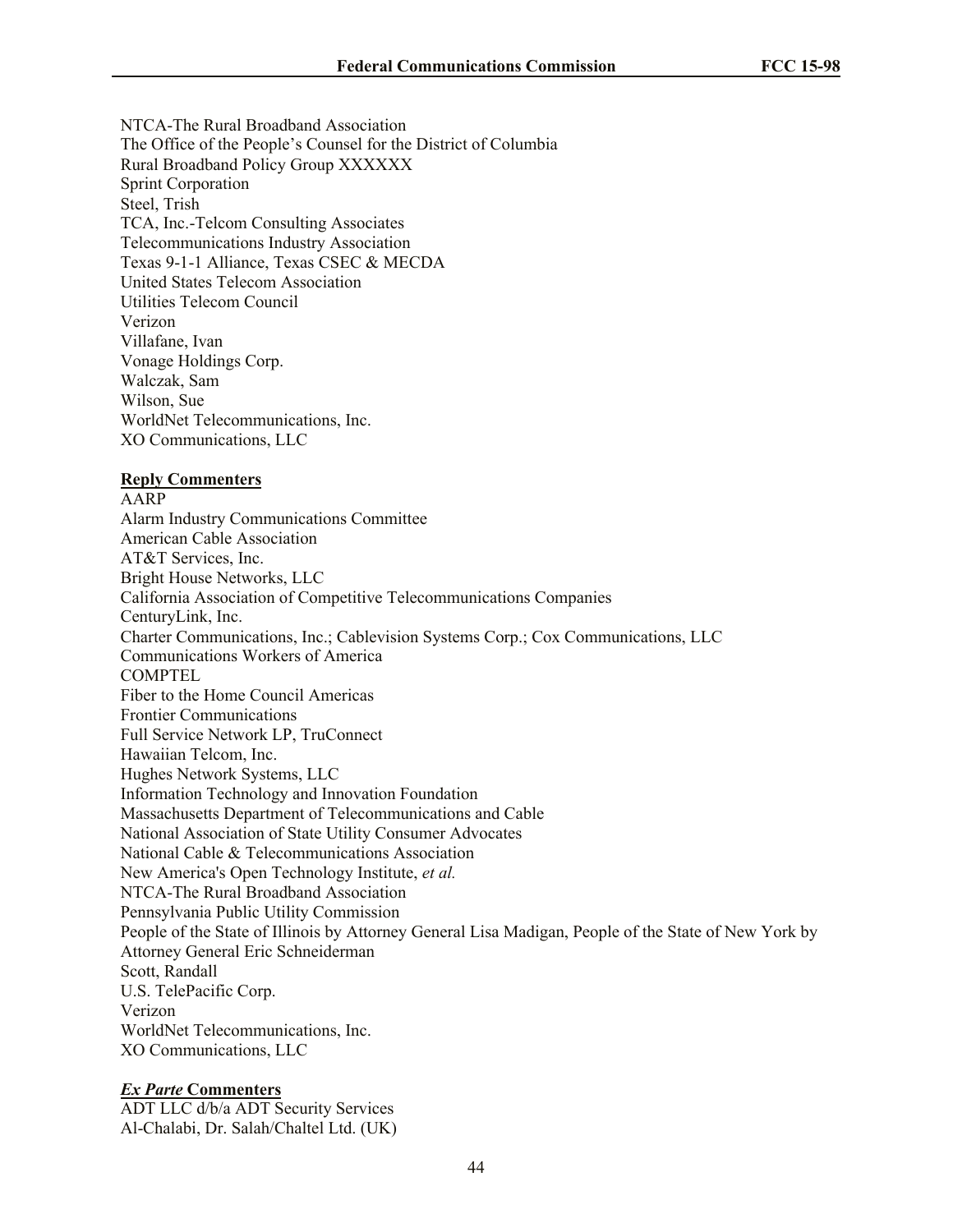NTCA-The Rural Broadband Association
The Office of the People's Counsel for the District of Columbia
Rural Broadband Policy Group XXXXXX
Sprint Corporation
Steel, Trish
TCA, Inc.-Telcom Consulting Associates
Telecommunications Industry Association
Texas 9-1-1 Alliance, Texas CSEC & MECDA
United States Telecom Association
Utilities Telecom Council
Verizon
Villafane, Ivan
Vonage Holdings Corp.
Walczak, Sam
Wilson, Sue
WorldNet Telecommunications, Inc.
XO Communications, LLC

**Reply Commenters**

AARP
Alarm Industry Communications Committee
American Cable Association
AT&T Services, Inc.
Bright House Networks, LLC
California Association of Competitive Telecommunications Companies
CenturyLink, Inc.
Charter Communications, Inc.; Cablevision Systems Corp.; Cox Communications, LLC
Communications Workers of America
COMPTEL
Fiber to the Home Council Americas
Frontier Communications
Full Service Network LP, TruConnect
Hawaiian Telcom, Inc.
Hughes Network Systems, LLC
Information Technology and Innovation Foundation
Massachusetts Department of Telecommunications and Cable
National Association of State Utility Consumer Advocates
National Cable & Telecommunications Association
New America's Open Technology Institute, *et al.*
NTCA-The Rural Broadband Association
Pennsylvania Public Utility Commission
People of the State of Illinois by Attorney General Lisa Madigan, People of the State of New York by Attorney General Eric Schneiderman
Scott, Randall
U.S. TelePacific Corp.
Verizon
WorldNet Telecommunications, Inc.
XO Communications, LLC

***Ex Parte* Commenters**

ADT LLC d/b/a ADT Security Services
Al-Chalabi, Dr. Salah/Chaltel Ltd. (UK)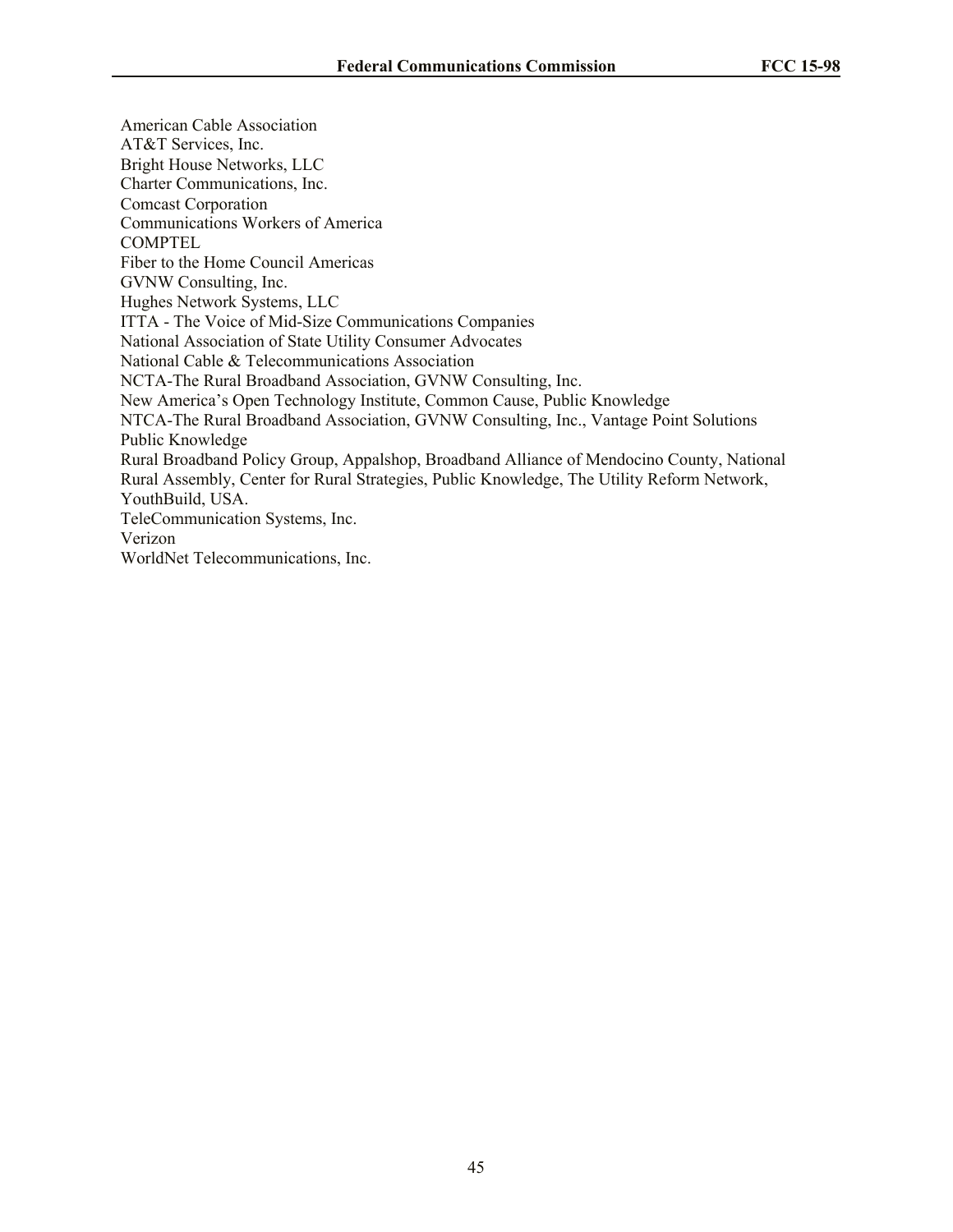American Cable Association
AT&T Services, Inc.
Bright House Networks, LLC
Charter Communications, Inc.
Comcast Corporation
Communications Workers of America
COMPTEL
Fiber to the Home Council Americas
GVNW Consulting, Inc.
Hughes Network Systems, LLC
ITTA - The Voice of Mid-Size Communications Companies
National Association of State Utility Consumer Advocates
National Cable & Telecommunications Association
NCTA-The Rural Broadband Association, GVNW Consulting, Inc.
New America's Open Technology Institute, Common Cause, Public Knowledge
NTCA-The Rural Broadband Association, GVNW Consulting, Inc., Vantage Point Solutions
Public Knowledge
Rural Broadband Policy Group, Appalshop, Broadband Alliance of Mendocino County, National Rural Assembly, Center for Rural Strategies, Public Knowledge, The Utility Reform Network, YouthBuild, USA.
TeleCommunication Systems, Inc.
Verizon
WorldNet Telecommunications, Inc.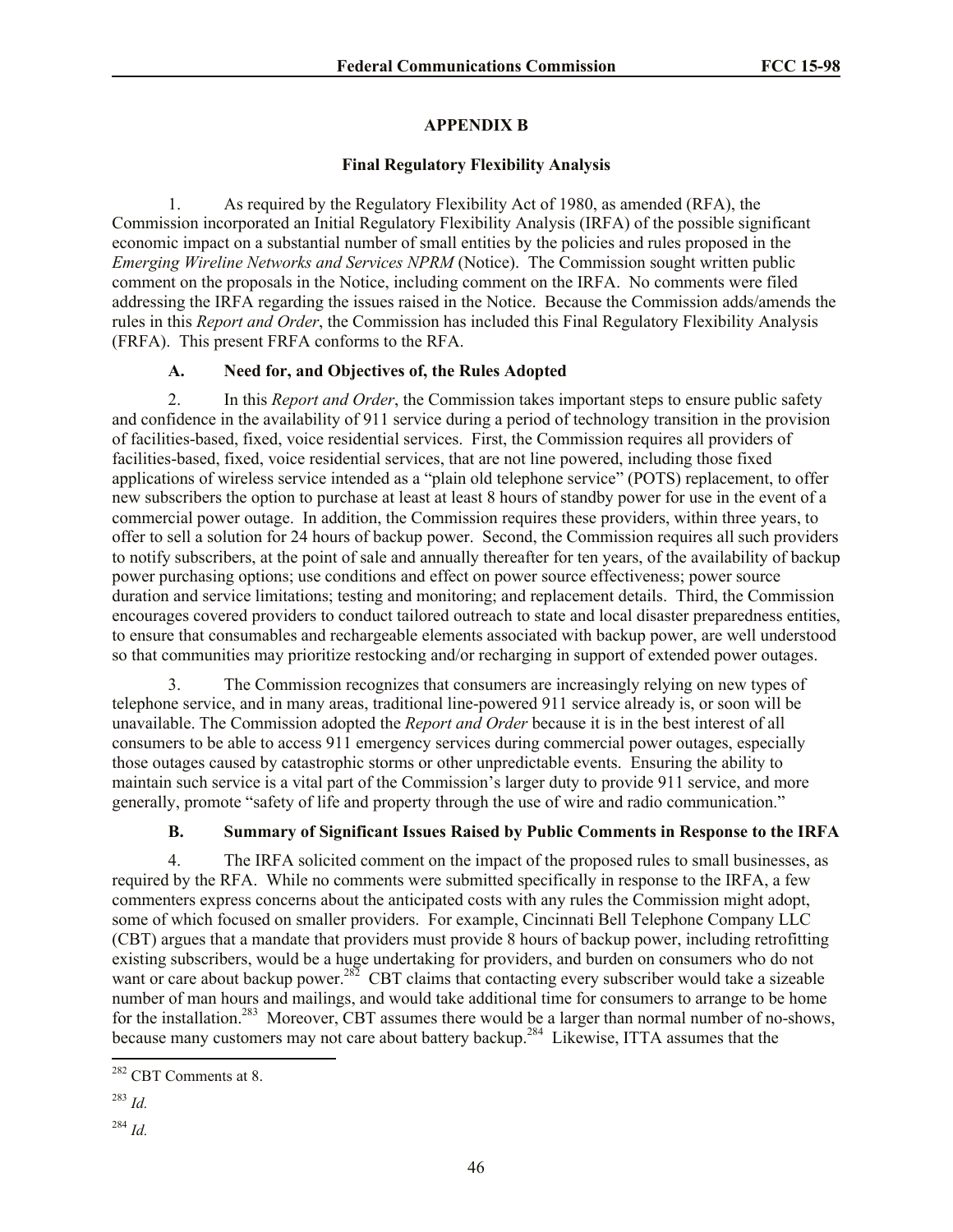## APPENDIX B

### Final Regulatory Flexibility Analysis

1. As required by the Regulatory Flexibility Act of 1980, as amended (RFA), the Commission incorporated an Initial Regulatory Flexibility Analysis (IRFA) of the possible significant economic impact on a substantial number of small entities by the policies and rules proposed in the *Emerging Wireline Networks and Services NPRM* (Notice). The Commission sought written public comment on the proposals in the Notice, including comment on the IRFA. No comments were filed addressing the IRFA regarding the issues raised in the Notice. Because the Commission adds/amends the rules in this *Report and Order*, the Commission has included this Final Regulatory Flexibility Analysis (FRFA). This present FRFA conforms to the RFA.

#### A. Need for, and Objectives of, the Rules Adopted

2. In this *Report and Order*, the Commission takes important steps to ensure public safety and confidence in the availability of 911 service during a period of technology transition in the provision of facilities-based, fixed, voice residential services. First, the Commission requires all providers of facilities-based, fixed, voice residential services, that are not line powered, including those fixed applications of wireless service intended as a "plain old telephone service" (POTS) replacement, to offer new subscribers the option to purchase at least at least 8 hours of standby power for use in the event of a commercial power outage. In addition, the Commission requires these providers, within three years, to offer to sell a solution for 24 hours of backup power. Second, the Commission requires all such providers to notify subscribers, at the point of sale and annually thereafter for ten years, of the availability of backup power purchasing options; use conditions and effect on power source effectiveness; power source duration and service limitations; testing and monitoring; and replacement details. Third, the Commission encourages covered providers to conduct tailored outreach to state and local disaster preparedness entities, to ensure that consumables and rechargeable elements associated with backup power, are well understood so that communities may prioritize restocking and/or recharging in support of extended power outages.

3. The Commission recognizes that consumers are increasingly relying on new types of telephone service, and in many areas, traditional line-powered 911 service already is, or soon will be unavailable. The Commission adopted the *Report and Order* because it is in the best interest of all consumers to be able to access 911 emergency services during commercial power outages, especially those outages caused by catastrophic storms or other unpredictable events. Ensuring the ability to maintain such service is a vital part of the Commission's larger duty to provide 911 service, and more generally, promote "safety of life and property through the use of wire and radio communication."

#### B. Summary of Significant Issues Raised by Public Comments in Response to the IRFA

4. The IRFA solicited comment on the impact of the proposed rules to small businesses, as required by the RFA. While no comments were submitted specifically in response to the IRFA, a few commenters express concerns about the anticipated costs with any rules the Commission might adopt, some of which focused on smaller providers. For example, Cincinnati Bell Telephone Company LLC (CBT) argues that a mandate that providers must provide 8 hours of backup power, including retrofitting existing subscribers, would be a huge undertaking for providers, and burden on consumers who do not want or care about backup power.[282] CBT claims that contacting every subscriber would take a sizeable number of man hours and mailings, and would take additional time for consumers to arrange to be home for the installation.[283] Moreover, CBT assumes there would be a larger than normal number of no-shows, because many customers may not care about battery backup.[284] Likewise, ITTA assumes that the

[282] CBT Comments at 8.

[283] *Id.*

[284] *Id.*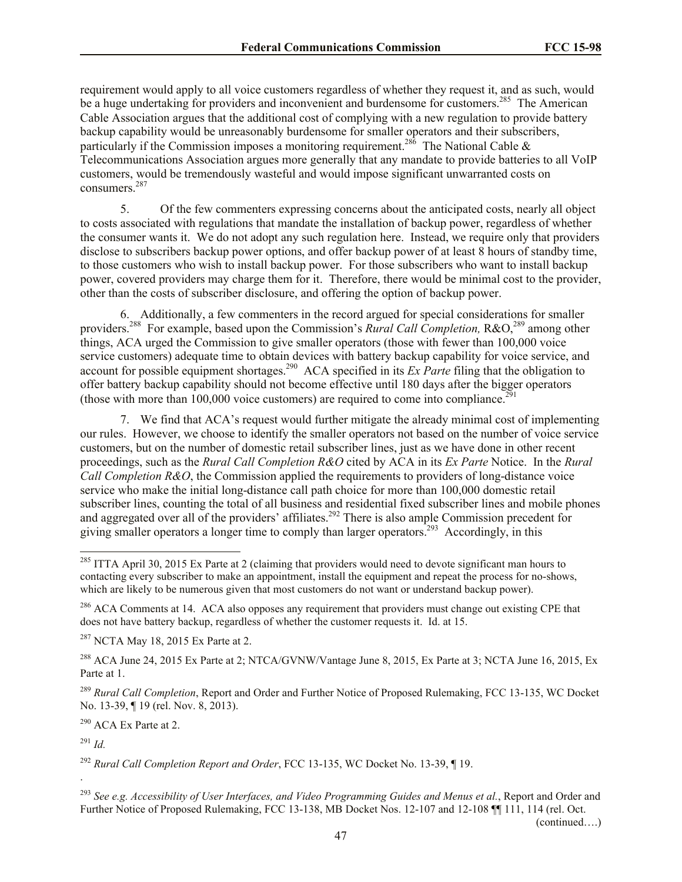requirement would apply to all voice customers regardless of whether they request it, and as such, would be a huge undertaking for providers and inconvenient and burdensome for customers.[285] The American Cable Association argues that the additional cost of complying with a new regulation to provide battery backup capability would be unreasonably burdensome for smaller operators and their subscribers, particularly if the Commission imposes a monitoring requirement.[286] The National Cable & Telecommunications Association argues more generally that any mandate to provide batteries to all VoIP customers, would be tremendously wasteful and would impose significant unwarranted costs on consumers.[287]

5. Of the few commenters expressing concerns about the anticipated costs, nearly all object to costs associated with regulations that mandate the installation of backup power, regardless of whether the consumer wants it. We do not adopt any such regulation here. Instead, we require only that providers disclose to subscribers backup power options, and offer backup power of at least 8 hours of standby time, to those customers who wish to install backup power. For those subscribers who want to install backup power, covered providers may charge them for it. Therefore, there would be minimal cost to the provider, other than the costs of subscriber disclosure, and offering the option of backup power.

6. Additionally, a few commenters in the record argued for special considerations for smaller providers.[288] For example, based upon the Commission's *Rural Call Completion,* R&O,[289] among other things, ACA urged the Commission to give smaller operators (those with fewer than 100,000 voice service customers) adequate time to obtain devices with battery backup capability for voice service, and account for possible equipment shortages.[290] ACA specified in its *Ex Parte* filing that the obligation to offer battery backup capability should not become effective until 180 days after the bigger operators (those with more than 100,000 voice customers) are required to come into compliance.[291]

7. We find that ACA's request would further mitigate the already minimal cost of implementing our rules. However, we choose to identify the smaller operators not based on the number of voice service customers, but on the number of domestic retail subscriber lines, just as we have done in other recent proceedings, such as the *Rural Call Completion R&O* cited by ACA in its *Ex Parte* Notice. In the *Rural Call Completion R&O*, the Commission applied the requirements to providers of long-distance voice service who make the initial long-distance call path choice for more than 100,000 domestic retail subscriber lines, counting the total of all business and residential fixed subscriber lines and mobile phones and aggregated over all of the providers' affiliates.[292] There is also ample Commission precedent for giving smaller operators a longer time to comply than larger operators.[293] Accordingly, in this

---

[285] ITTA April 30, 2015 Ex Parte at 2 (claiming that providers would need to devote significant man hours to contacting every subscriber to make an appointment, install the equipment and repeat the process for no-shows, which are likely to be numerous given that most customers do not want or understand backup power).

[286] ACA Comments at 14. ACA also opposes any requirement that providers must change out existing CPE that does not have battery backup, regardless of whether the customer requests it. Id. at 15.

[287] NCTA May 18, 2015 Ex Parte at 2.

[288] ACA June 24, 2015 Ex Parte at 2; NTCA/GVNW/Vantage June 8, 2015, Ex Parte at 3; NCTA June 16, 2015, Ex Parte at 1.

[289] *Rural Call Completion*, Report and Order and Further Notice of Proposed Rulemaking, FCC 13-135, WC Docket No. 13-39, ¶ 19 (rel. Nov. 8, 2013).

[290] ACA Ex Parte at 2.

[291] *Id.*

[292] *Rural Call Completion Report and Order*, FCC 13-135, WC Docket No. 13-39, ¶ 19.

.

[293] *See e.g. Accessibility of User Interfaces, and Video Programming Guides and Menus et al.*, Report and Order and Further Notice of Proposed Rulemaking, FCC 13-138, MB Docket Nos. 12-107 and 12-108 ¶¶ 111, 114 (rel. Oct.

(continued….)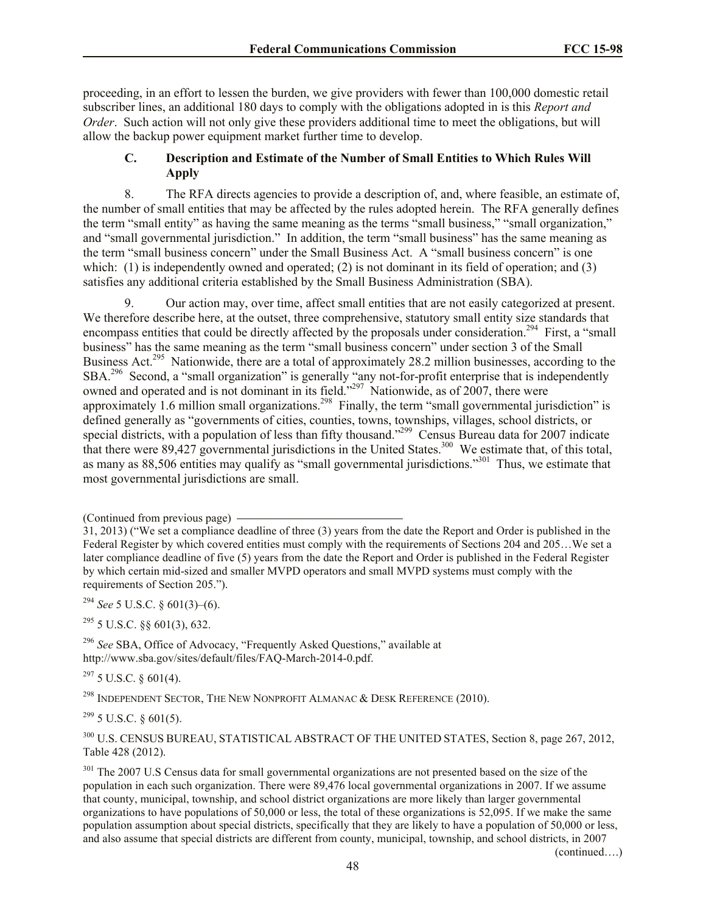proceeding, in an effort to lessen the burden, we give providers with fewer than 100,000 domestic retail subscriber lines, an additional 180 days to comply with the obligations adopted in is this *Report and Order*. Such action will not only give these providers additional time to meet the obligations, but will allow the backup power equipment market further time to develop.

### C. Description and Estimate of the Number of Small Entities to Which Rules Will Apply

8. The RFA directs agencies to provide a description of, and, where feasible, an estimate of, the number of small entities that may be affected by the rules adopted herein. The RFA generally defines the term "small entity" as having the same meaning as the terms "small business," "small organization," and "small governmental jurisdiction." In addition, the term "small business" has the same meaning as the term "small business concern" under the Small Business Act. A "small business concern" is one which: (1) is independently owned and operated; (2) is not dominant in its field of operation; and (3) satisfies any additional criteria established by the Small Business Administration (SBA).

9. Our action may, over time, affect small entities that are not easily categorized at present. We therefore describe here, at the outset, three comprehensive, statutory small entity size standards that encompass entities that could be directly affected by the proposals under consideration.[294] First, a "small business" has the same meaning as the term "small business concern" under section 3 of the Small Business Act.[295] Nationwide, there are a total of approximately 28.2 million businesses, according to the SBA.[296] Second, a "small organization" is generally "any not-for-profit enterprise that is independently owned and operated and is not dominant in its field."[297] Nationwide, as of 2007, there were approximately 1.6 million small organizations.[298] Finally, the term "small governmental jurisdiction" is defined generally as "governments of cities, counties, towns, townships, villages, school districts, or special districts, with a population of less than fifty thousand."[299] Census Bureau data for 2007 indicate that there were 89,427 governmental jurisdictions in the United States.[300] We estimate that, of this total, as many as 88,506 entities may qualify as "small governmental jurisdictions."[301] Thus, we estimate that most governmental jurisdictions are small.

(Continued from previous page)

31, 2013) ("We set a compliance deadline of three (3) years from the date the Report and Order is published in the Federal Register by which covered entities must comply with the requirements of Sections 204 and 205…We set a later compliance deadline of five (5) years from the date the Report and Order is published in the Federal Register by which certain mid-sized and smaller MVPD operators and small MVPD systems must comply with the requirements of Section 205.").

[294] *See* 5 U.S.C. § 601(3)–(6).

[295] 5 U.S.C. §§ 601(3), 632.

[296] *See* SBA, Office of Advocacy, "Frequently Asked Questions," available at http://www.sba.gov/sites/default/files/FAQ-March-2014-0.pdf.

[297] 5 U.S.C. § 601(4).

[298] INDEPENDENT SECTOR, THE NEW NONPROFIT ALMANAC & DESK REFERENCE (2010).

[299] 5 U.S.C. § 601(5).

[300] U.S. CENSUS BUREAU, STATISTICAL ABSTRACT OF THE UNITED STATES, Section 8, page 267, 2012, Table 428 (2012).

[301] The 2007 U.S Census data for small governmental organizations are not presented based on the size of the population in each such organization. There were 89,476 local governmental organizations in 2007. If we assume that county, municipal, township, and school district organizations are more likely than larger governmental organizations to have populations of 50,000 or less, the total of these organizations is 52,095. If we make the same population assumption about special districts, specifically that they are likely to have a population of 50,000 or less, and also assume that special districts are different from county, municipal, township, and school districts, in 2007

(continued….)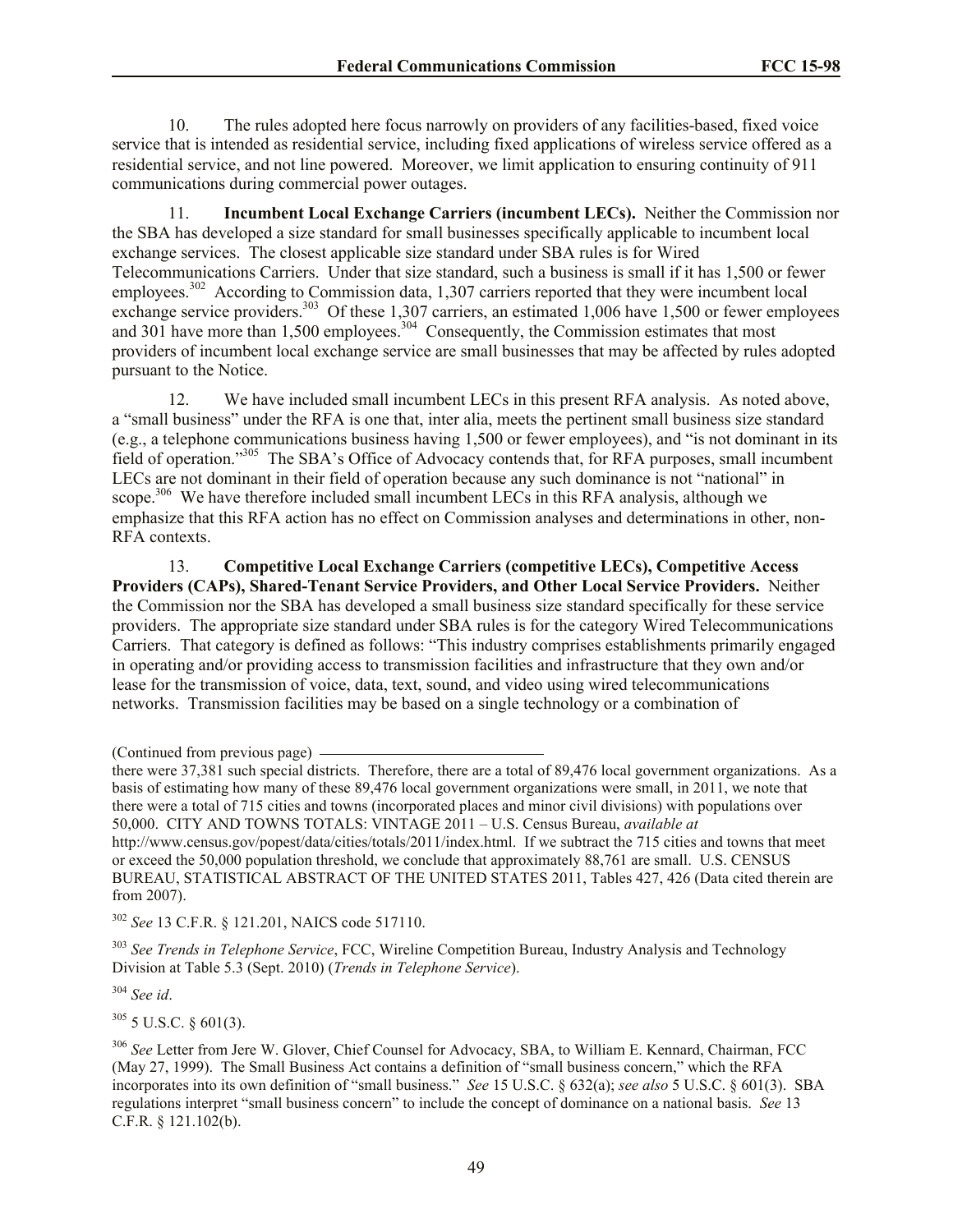10. The rules adopted here focus narrowly on providers of any facilities-based, fixed voice service that is intended as residential service, including fixed applications of wireless service offered as a residential service, and not line powered. Moreover, we limit application to ensuring continuity of 911 communications during commercial power outages.

11. **Incumbent Local Exchange Carriers (incumbent LECs).** Neither the Commission nor the SBA has developed a size standard for small businesses specifically applicable to incumbent local exchange services. The closest applicable size standard under SBA rules is for Wired Telecommunications Carriers. Under that size standard, such a business is small if it has 1,500 or fewer employees.[302] According to Commission data, 1,307 carriers reported that they were incumbent local exchange service providers.[303] Of these 1,307 carriers, an estimated 1,006 have 1,500 or fewer employees and 301 have more than 1,500 employees.[304] Consequently, the Commission estimates that most providers of incumbent local exchange service are small businesses that may be affected by rules adopted pursuant to the Notice.

12. We have included small incumbent LECs in this present RFA analysis. As noted above, a "small business" under the RFA is one that, inter alia, meets the pertinent small business size standard (e.g., a telephone communications business having 1,500 or fewer employees), and "is not dominant in its field of operation."[305] The SBA's Office of Advocacy contends that, for RFA purposes, small incumbent LECs are not dominant in their field of operation because any such dominance is not "national" in scope.[306] We have therefore included small incumbent LECs in this RFA analysis, although we emphasize that this RFA action has no effect on Commission analyses and determinations in other, non-RFA contexts.

13. **Competitive Local Exchange Carriers (competitive LECs), Competitive Access Providers (CAPs), Shared-Tenant Service Providers, and Other Local Service Providers.** Neither the Commission nor the SBA has developed a small business size standard specifically for these service providers. The appropriate size standard under SBA rules is for the category Wired Telecommunications Carriers. That category is defined as follows: "This industry comprises establishments primarily engaged in operating and/or providing access to transmission facilities and infrastructure that they own and/or lease for the transmission of voice, data, text, sound, and video using wired telecommunications networks. Transmission facilities may be based on a single technology or a combination of

---

(Continued from previous page)

there were 37,381 such special districts. Therefore, there are a total of 89,476 local government organizations. As a basis of estimating how many of these 89,476 local government organizations were small, in 2011, we note that there were a total of 715 cities and towns (incorporated places and minor civil divisions) with populations over 50,000. CITY AND TOWNS TOTALS: VINTAGE 2011 – U.S. Census Bureau, *available at* http://www.census.gov/popest/data/cities/totals/2011/index.html. If we subtract the 715 cities and towns that meet or exceed the 50,000 population threshold, we conclude that approximately 88,761 are small. U.S. CENSUS BUREAU, STATISTICAL ABSTRACT OF THE UNITED STATES 2011, Tables 427, 426 (Data cited therein are from 2007).

[302] *See* 13 C.F.R. § 121.201, NAICS code 517110.

[303] *See Trends in Telephone Service*, FCC, Wireline Competition Bureau, Industry Analysis and Technology Division at Table 5.3 (Sept. 2010) (*Trends in Telephone Service*).

[304] *See id*.

[305] 5 U.S.C. § 601(3).

[306] *See* Letter from Jere W. Glover, Chief Counsel for Advocacy, SBA, to William E. Kennard, Chairman, FCC (May 27, 1999). The Small Business Act contains a definition of "small business concern," which the RFA incorporates into its own definition of "small business." *See* 15 U.S.C. § 632(a); *see also* 5 U.S.C. § 601(3). SBA regulations interpret "small business concern" to include the concept of dominance on a national basis. *See* 13 C.F.R. § 121.102(b).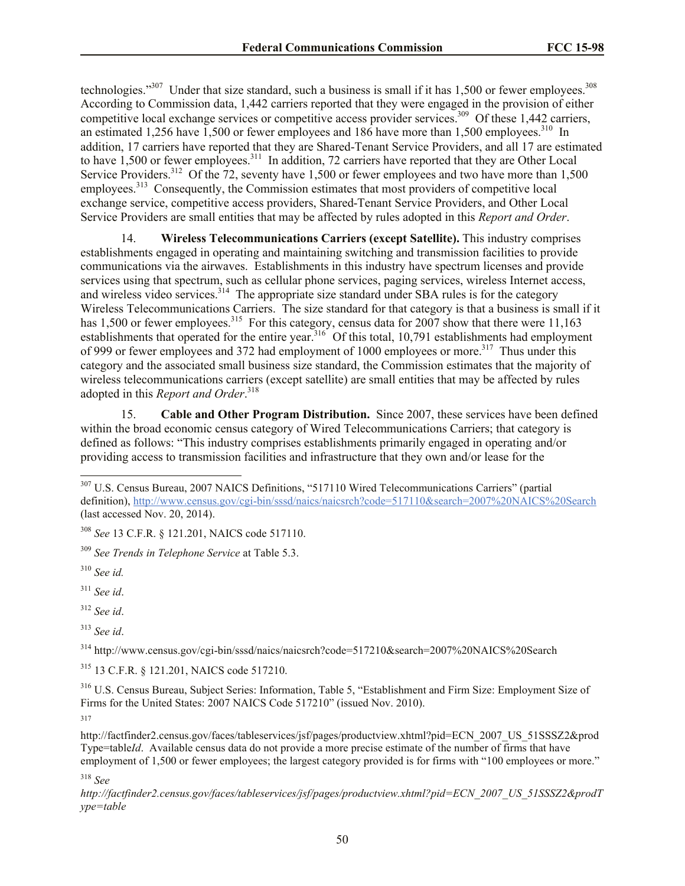technologies."[307] Under that size standard, such a business is small if it has 1,500 or fewer employees.[308] According to Commission data, 1,442 carriers reported that they were engaged in the provision of either competitive local exchange services or competitive access provider services.[309] Of these 1,442 carriers, an estimated 1,256 have 1,500 or fewer employees and 186 have more than 1,500 employees.[310] In addition, 17 carriers have reported that they are Shared-Tenant Service Providers, and all 17 are estimated to have 1,500 or fewer employees.[311] In addition, 72 carriers have reported that they are Other Local Service Providers.[312] Of the 72, seventy have 1,500 or fewer employees and two have more than 1,500 employees.[313] Consequently, the Commission estimates that most providers of competitive local exchange service, competitive access providers, Shared-Tenant Service Providers, and Other Local Service Providers are small entities that may be affected by rules adopted in this *Report and Order*.

14. **Wireless Telecommunications Carriers (except Satellite).** This industry comprises establishments engaged in operating and maintaining switching and transmission facilities to provide communications via the airwaves. Establishments in this industry have spectrum licenses and provide services using that spectrum, such as cellular phone services, paging services, wireless Internet access, and wireless video services.[314] The appropriate size standard under SBA rules is for the category Wireless Telecommunications Carriers. The size standard for that category is that a business is small if it has 1,500 or fewer employees.[315] For this category, census data for 2007 show that there were 11,163 establishments that operated for the entire year.[316] Of this total, 10,791 establishments had employment of 999 or fewer employees and 372 had employment of 1000 employees or more.[317] Thus under this category and the associated small business size standard, the Commission estimates that the majority of wireless telecommunications carriers (except satellite) are small entities that may be affected by rules adopted in this *Report and Order*.[318]

15. **Cable and Other Program Distribution.** Since 2007, these services have been defined within the broad economic census category of Wired Telecommunications Carriers; that category is defined as follows: "This industry comprises establishments primarily engaged in operating and/or providing access to transmission facilities and infrastructure that they own and/or lease for the

---

[307] U.S. Census Bureau, 2007 NAICS Definitions, "517110 Wired Telecommunications Carriers" (partial definition), http://www.census.gov/cgi-bin/sssd/naics/naicsrch?code=517110&search=2007%20NAICS%20Search (last accessed Nov. 20, 2014).

[308] *See* 13 C.F.R. § 121.201, NAICS code 517110.

[309] *See Trends in Telephone Service* at Table 5.3.

[310] *See id.*

[311] *See id*.

[312] *See id*.

[313] *See id*.

[314] http://www.census.gov/cgi-bin/sssd/naics/naicsrch?code=517210&search=2007%20NAICS%20Search

[315] 13 C.F.R. § 121.201, NAICS code 517210.

[316] U.S. Census Bureau, Subject Series: Information, Table 5, "Establishment and Firm Size: Employment Size of Firms for the United States: 2007 NAICS Code 517210" (issued Nov. 2010).

[317] http://factfinder2.census.gov/faces/tableservices/jsf/pages/productview.xhtml?pid=ECN_2007_US_51SSSZ2&prodType=table*Id*. Available census data do not provide a more precise estimate of the number of firms that have employment of 1,500 or fewer employees; the largest category provided is for firms with "100 employees or more."

[318] *See http://factfinder2.census.gov/faces/tableservices/jsf/pages/productview.xhtml?pid=ECN_2007_US_51SSSZ2&prodType=table*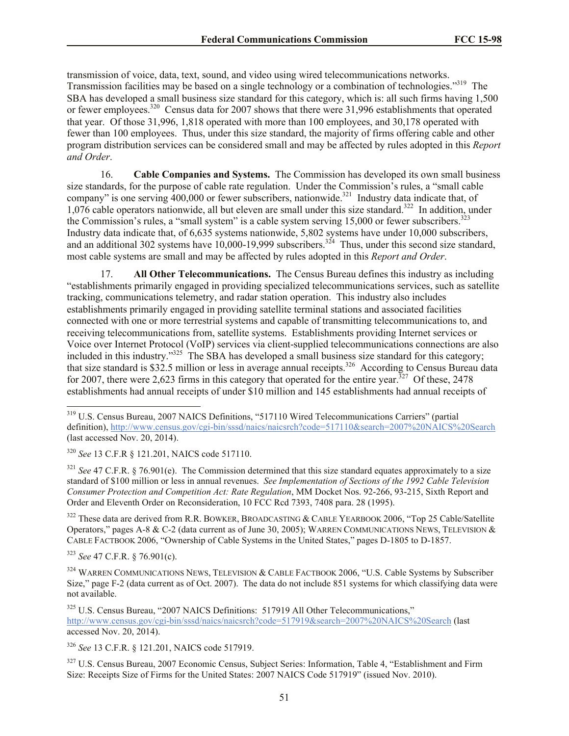transmission of voice, data, text, sound, and video using wired telecommunications networks. Transmission facilities may be based on a single technology or a combination of technologies."[319] The SBA has developed a small business size standard for this category, which is: all such firms having 1,500 or fewer employees.[320] Census data for 2007 shows that there were 31,996 establishments that operated that year. Of those 31,996, 1,818 operated with more than 100 employees, and 30,178 operated with fewer than 100 employees. Thus, under this size standard, the majority of firms offering cable and other program distribution services can be considered small and may be affected by rules adopted in this *Report and Order*.

16. **Cable Companies and Systems.** The Commission has developed its own small business size standards, for the purpose of cable rate regulation. Under the Commission's rules, a "small cable company" is one serving 400,000 or fewer subscribers, nationwide.[321] Industry data indicate that, of 1,076 cable operators nationwide, all but eleven are small under this size standard.[322] In addition, under the Commission's rules, a "small system" is a cable system serving 15,000 or fewer subscribers.[323] Industry data indicate that, of 6,635 systems nationwide, 5,802 systems have under 10,000 subscribers, and an additional 302 systems have 10,000-19,999 subscribers.[324] Thus, under this second size standard, most cable systems are small and may be affected by rules adopted in this *Report and Order*.

17. **All Other Telecommunications.** The Census Bureau defines this industry as including "establishments primarily engaged in providing specialized telecommunications services, such as satellite tracking, communications telemetry, and radar station operation. This industry also includes establishments primarily engaged in providing satellite terminal stations and associated facilities connected with one or more terrestrial systems and capable of transmitting telecommunications to, and receiving telecommunications from, satellite systems. Establishments providing Internet services or Voice over Internet Protocol (VoIP) services via client-supplied telecommunications connections are also included in this industry."[325] The SBA has developed a small business size standard for this category; that size standard is \$32.5 million or less in average annual receipts.[326] According to Census Bureau data for 2007, there were 2,623 firms in this category that operated for the entire year.[327] Of these, 2478 establishments had annual receipts of under \$10 million and 145 establishments had annual receipts of

---

[319] U.S. Census Bureau, 2007 NAICS Definitions, "517110 Wired Telecommunications Carriers" (partial definition), http://www.census.gov/cgi-bin/sssd/naics/naicsrch?code=517110&search=2007%20NAICS%20Search (last accessed Nov. 20, 2014).

[320] *See* 13 C.F.R § 121.201, NAICS code 517110.

[321] *See* 47 C.F.R. § 76.901(e). The Commission determined that this size standard equates approximately to a size standard of \$100 million or less in annual revenues. *See Implementation of Sections of the 1992 Cable Television Consumer Protection and Competition Act: Rate Regulation*, MM Docket Nos. 92-266, 93-215, Sixth Report and Order and Eleventh Order on Reconsideration, 10 FCC Rcd 7393, 7408 para. 28 (1995).

[322] These data are derived from R.R. BOWKER, BROADCASTING & CABLE YEARBOOK 2006, "Top 25 Cable/Satellite Operators," pages A-8 & C-2 (data current as of June 30, 2005); WARREN COMMUNICATIONS NEWS, TELEVISION & CABLE FACTBOOK 2006, "Ownership of Cable Systems in the United States," pages D-1805 to D-1857.

[323] *See* 47 C.F.R. § 76.901(c).

[324] WARREN COMMUNICATIONS NEWS, TELEVISION & CABLE FACTBOOK 2006, "U.S. Cable Systems by Subscriber Size," page F-2 (data current as of Oct. 2007). The data do not include 851 systems for which classifying data were not available.

[325] U.S. Census Bureau, "2007 NAICS Definitions: 517919 All Other Telecommunications," http://www.census.gov/cgi-bin/sssd/naics/naicsrch?code=517919&search=2007%20NAICS%20Search (last accessed Nov. 20, 2014).

[326] *See* 13 C.F.R. § 121.201, NAICS code 517919.

[327] U.S. Census Bureau, 2007 Economic Census, Subject Series: Information, Table 4, "Establishment and Firm Size: Receipts Size of Firms for the United States: 2007 NAICS Code 517919" (issued Nov. 2010).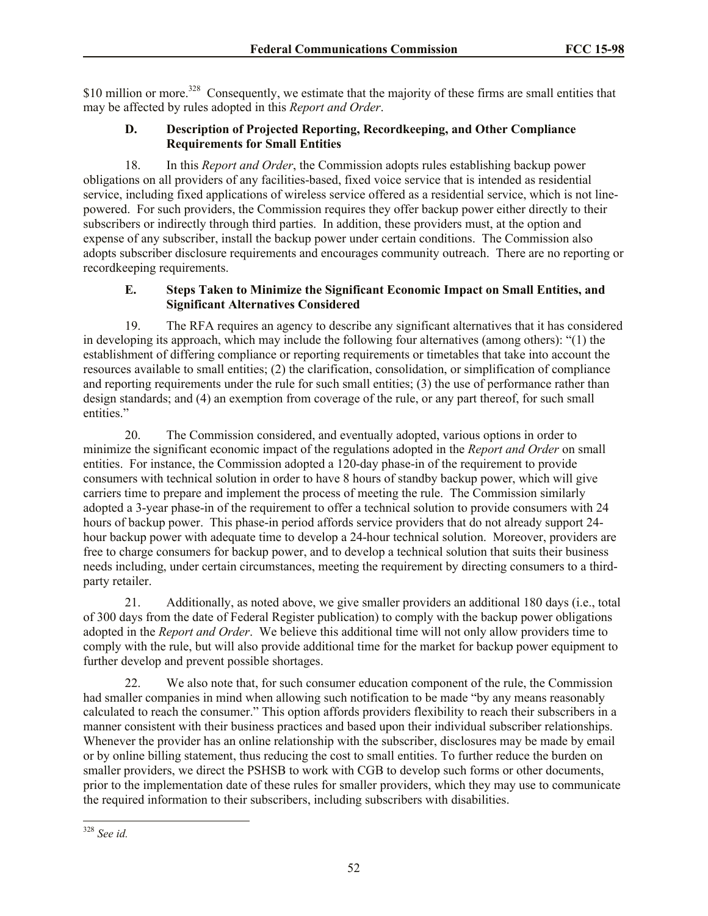$10 million or more.[328] Consequently, we estimate that the majority of these firms are small entities that may be affected by rules adopted in this *Report and Order*.

### D. Description of Projected Reporting, Recordkeeping, and Other Compliance Requirements for Small Entities

18. In this *Report and Order*, the Commission adopts rules establishing backup power obligations on all providers of any facilities-based, fixed voice service that is intended as residential service, including fixed applications of wireless service offered as a residential service, which is not line-powered. For such providers, the Commission requires they offer backup power either directly to their subscribers or indirectly through third parties. In addition, these providers must, at the option and expense of any subscriber, install the backup power under certain conditions. The Commission also adopts subscriber disclosure requirements and encourages community outreach. There are no reporting or recordkeeping requirements.

### E. Steps Taken to Minimize the Significant Economic Impact on Small Entities, and Significant Alternatives Considered

19. The RFA requires an agency to describe any significant alternatives that it has considered in developing its approach, which may include the following four alternatives (among others): "(1) the establishment of differing compliance or reporting requirements or timetables that take into account the resources available to small entities; (2) the clarification, consolidation, or simplification of compliance and reporting requirements under the rule for such small entities; (3) the use of performance rather than design standards; and (4) an exemption from coverage of the rule, or any part thereof, for such small entities."

20. The Commission considered, and eventually adopted, various options in order to minimize the significant economic impact of the regulations adopted in the *Report and Order* on small entities. For instance, the Commission adopted a 120-day phase-in of the requirement to provide consumers with technical solution in order to have 8 hours of standby backup power, which will give carriers time to prepare and implement the process of meeting the rule. The Commission similarly adopted a 3-year phase-in of the requirement to offer a technical solution to provide consumers with 24 hours of backup power. This phase-in period affords service providers that do not already support 24-hour backup power with adequate time to develop a 24-hour technical solution. Moreover, providers are free to charge consumers for backup power, and to develop a technical solution that suits their business needs including, under certain circumstances, meeting the requirement by directing consumers to a third-party retailer.

21. Additionally, as noted above, we give smaller providers an additional 180 days (i.e., total of 300 days from the date of Federal Register publication) to comply with the backup power obligations adopted in the *Report and Order*. We believe this additional time will not only allow providers time to comply with the rule, but will also provide additional time for the market for backup power equipment to further develop and prevent possible shortages.

22. We also note that, for such consumer education component of the rule, the Commission had smaller companies in mind when allowing such notification to be made "by any means reasonably calculated to reach the consumer." This option affords providers flexibility to reach their subscribers in a manner consistent with their business practices and based upon their individual subscriber relationships. Whenever the provider has an online relationship with the subscriber, disclosures may be made by email or by online billing statement, thus reducing the cost to small entities. To further reduce the burden on smaller providers, we direct the PSHSB to work with CGB to develop such forms or other documents, prior to the implementation date of these rules for smaller providers, which they may use to communicate the required information to their subscribers, including subscribers with disabilities.

---

[328] *See id.*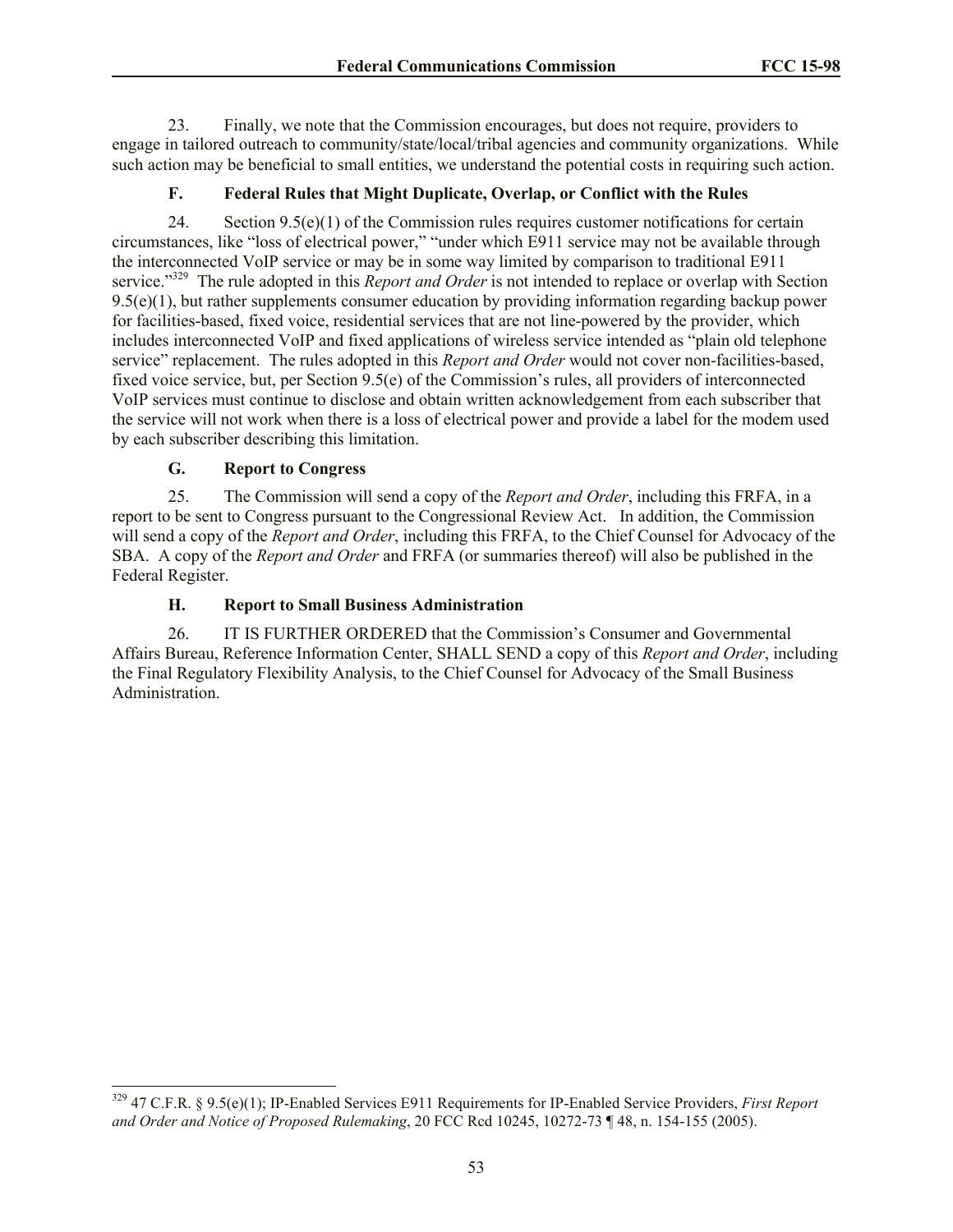23. Finally, we note that the Commission encourages, but does not require, providers to engage in tailored outreach to community/state/local/tribal agencies and community organizations. While such action may be beneficial to small entities, we understand the potential costs in requiring such action.

### F. Federal Rules that Might Duplicate, Overlap, or Conflict with the Rules

24. Section 9.5(e)(1) of the Commission rules requires customer notifications for certain circumstances, like "loss of electrical power," "under which E911 service may not be available through the interconnected VoIP service or may be in some way limited by comparison to traditional E911 service."[329] The rule adopted in this *Report and Order* is not intended to replace or overlap with Section 9.5(e)(1), but rather supplements consumer education by providing information regarding backup power for facilities-based, fixed voice, residential services that are not line-powered by the provider, which includes interconnected VoIP and fixed applications of wireless service intended as "plain old telephone service" replacement. The rules adopted in this *Report and Order* would not cover non-facilities-based, fixed voice service, but, per Section 9.5(e) of the Commission's rules, all providers of interconnected VoIP services must continue to disclose and obtain written acknowledgement from each subscriber that the service will not work when there is a loss of electrical power and provide a label for the modem used by each subscriber describing this limitation.

### G. Report to Congress

25. The Commission will send a copy of the *Report and Order*, including this FRFA, in a report to be sent to Congress pursuant to the Congressional Review Act. In addition, the Commission will send a copy of the *Report and Order*, including this FRFA, to the Chief Counsel for Advocacy of the SBA. A copy of the *Report and Order* and FRFA (or summaries thereof) will also be published in the Federal Register.

### H. Report to Small Business Administration

26. IT IS FURTHER ORDERED that the Commission's Consumer and Governmental Affairs Bureau, Reference Information Center, SHALL SEND a copy of this *Report and Order*, including the Final Regulatory Flexibility Analysis, to the Chief Counsel for Advocacy of the Small Business Administration.

---

[329] 47 C.F.R. § 9.5(e)(1); IP-Enabled Services E911 Requirements for IP-Enabled Service Providers, *First Report and Order and Notice of Proposed Rulemaking*, 20 FCC Rcd 10245, 10272-73 ¶ 48, n. 154-155 (2005).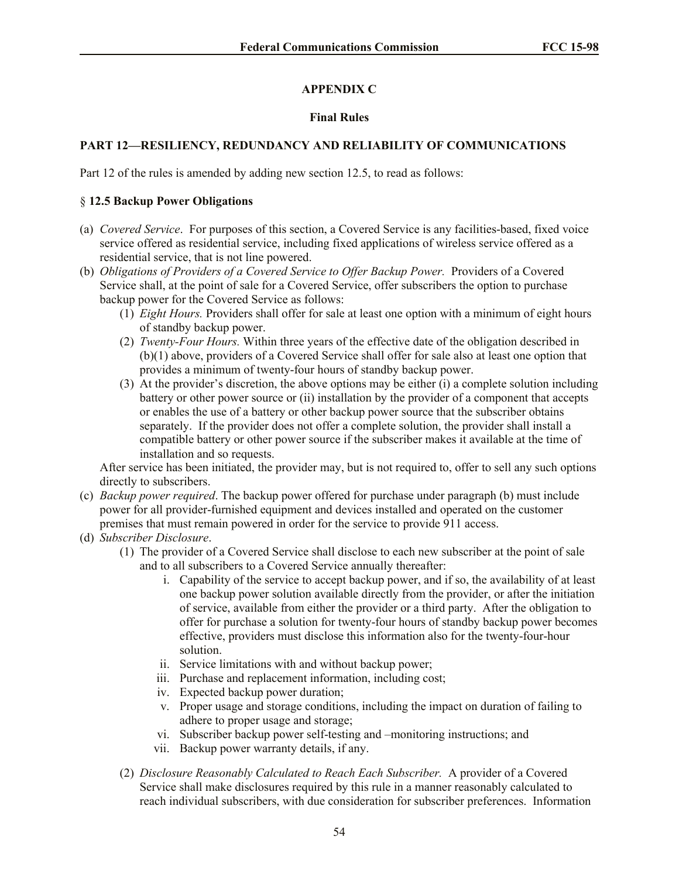## APPENDIX C

### Final Rules

**PART 12—RESILIENCY, REDUNDANCY AND RELIABILITY OF COMMUNICATIONS**

Part 12 of the rules is amended by adding new section 12.5, to read as follows:

§ **12.5 Backup Power Obligations**

(a) *Covered Service*. For purposes of this section, a Covered Service is any facilities-based, fixed voice service offered as residential service, including fixed applications of wireless service offered as a residential service, that is not line powered.

(b) *Obligations of Providers of a Covered Service to Offer Backup Power.* Providers of a Covered Service shall, at the point of sale for a Covered Service, offer subscribers the option to purchase backup power for the Covered Service as follows:

  (1) *Eight Hours.* Providers shall offer for sale at least one option with a minimum of eight hours of standby backup power.

  (2) *Twenty-Four Hours.* Within three years of the effective date of the obligation described in (b)(1) above, providers of a Covered Service shall offer for sale also at least one option that provides a minimum of twenty-four hours of standby backup power.

  (3) At the provider's discretion, the above options may be either (i) a complete solution including battery or other power source or (ii) installation by the provider of a component that accepts or enables the use of a battery or other backup power source that the subscriber obtains separately. If the provider does not offer a complete solution, the provider shall install a compatible battery or other power source if the subscriber makes it available at the time of installation and so requests.

  After service has been initiated, the provider may, but is not required to, offer to sell any such options directly to subscribers.

(c) *Backup power required*. The backup power offered for purchase under paragraph (b) must include power for all provider-furnished equipment and devices installed and operated on the customer premises that must remain powered in order for the service to provide 911 access.

(d) *Subscriber Disclosure*.

  (1) The provider of a Covered Service shall disclose to each new subscriber at the point of sale and to all subscribers to a Covered Service annually thereafter:

    i. Capability of the service to accept backup power, and if so, the availability of at least one backup power solution available directly from the provider, or after the initiation of service, available from either the provider or a third party. After the obligation to offer for purchase a solution for twenty-four hours of standby backup power becomes effective, providers must disclose this information also for the twenty-four-hour solution.

    ii. Service limitations with and without backup power;

    iii. Purchase and replacement information, including cost;

    iv. Expected backup power duration;

    v. Proper usage and storage conditions, including the impact on duration of failing to adhere to proper usage and storage;

    vi. Subscriber backup power self-testing and –monitoring instructions; and

    vii. Backup power warranty details, if any.

  (2) *Disclosure Reasonably Calculated to Reach Each Subscriber.* A provider of a Covered Service shall make disclosures required by this rule in a manner reasonably calculated to reach individual subscribers, with due consideration for subscriber preferences. Information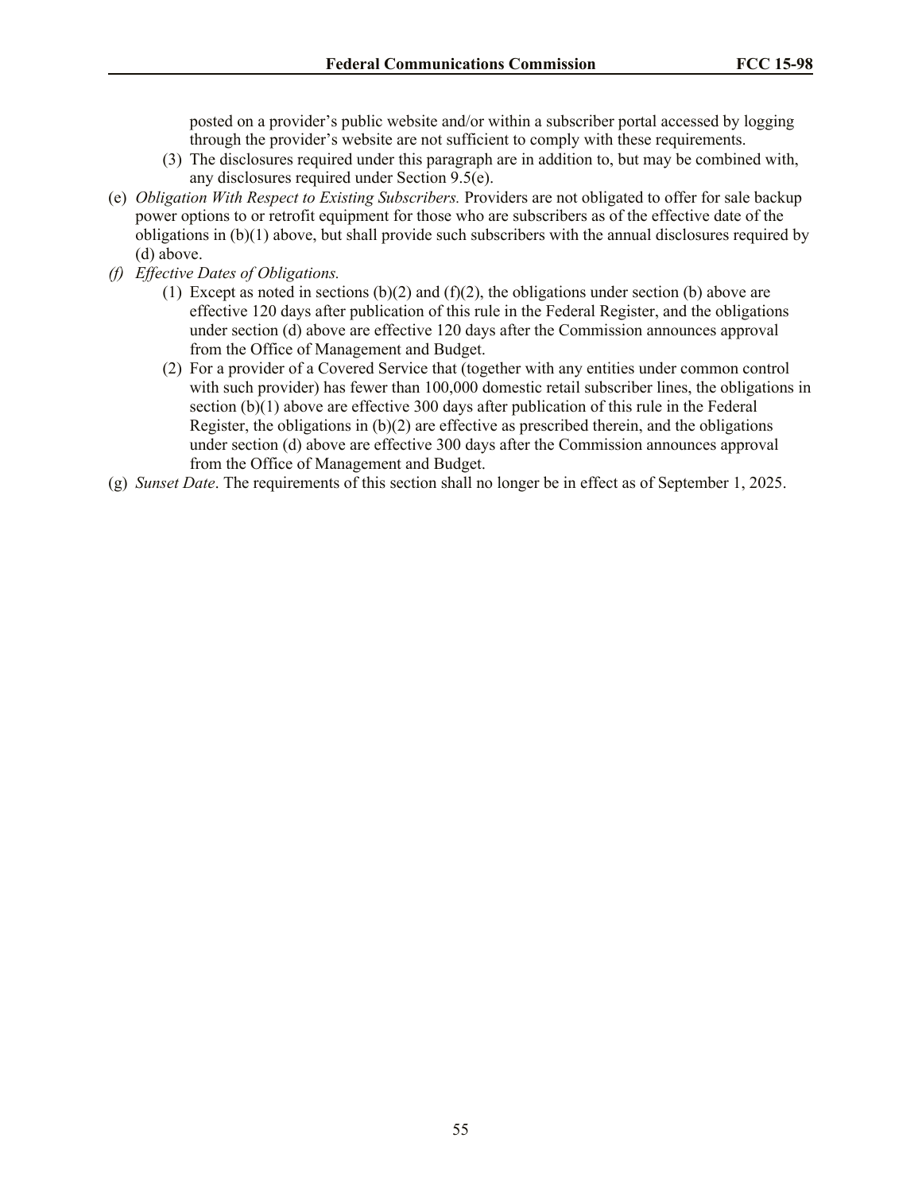posted on a provider's public website and/or within a subscriber portal accessed by logging through the provider's website are not sufficient to comply with these requirements.

(3) The disclosures required under this paragraph are in addition to, but may be combined with, any disclosures required under Section 9.5(e).

(e) *Obligation With Respect to Existing Subscribers.* Providers are not obligated to offer for sale backup power options to or retrofit equipment for those who are subscribers as of the effective date of the obligations in (b)(1) above, but shall provide such subscribers with the annual disclosures required by (d) above.

*(f) Effective Dates of Obligations.*

(1) Except as noted in sections (b)(2) and (f)(2), the obligations under section (b) above are effective 120 days after publication of this rule in the Federal Register, and the obligations under section (d) above are effective 120 days after the Commission announces approval from the Office of Management and Budget.

(2) For a provider of a Covered Service that (together with any entities under common control with such provider) has fewer than 100,000 domestic retail subscriber lines, the obligations in section (b)(1) above are effective 300 days after publication of this rule in the Federal Register, the obligations in (b)(2) are effective as prescribed therein, and the obligations under section (d) above are effective 300 days after the Commission announces approval from the Office of Management and Budget.

(g) *Sunset Date*. The requirements of this section shall no longer be in effect as of September 1, 2025.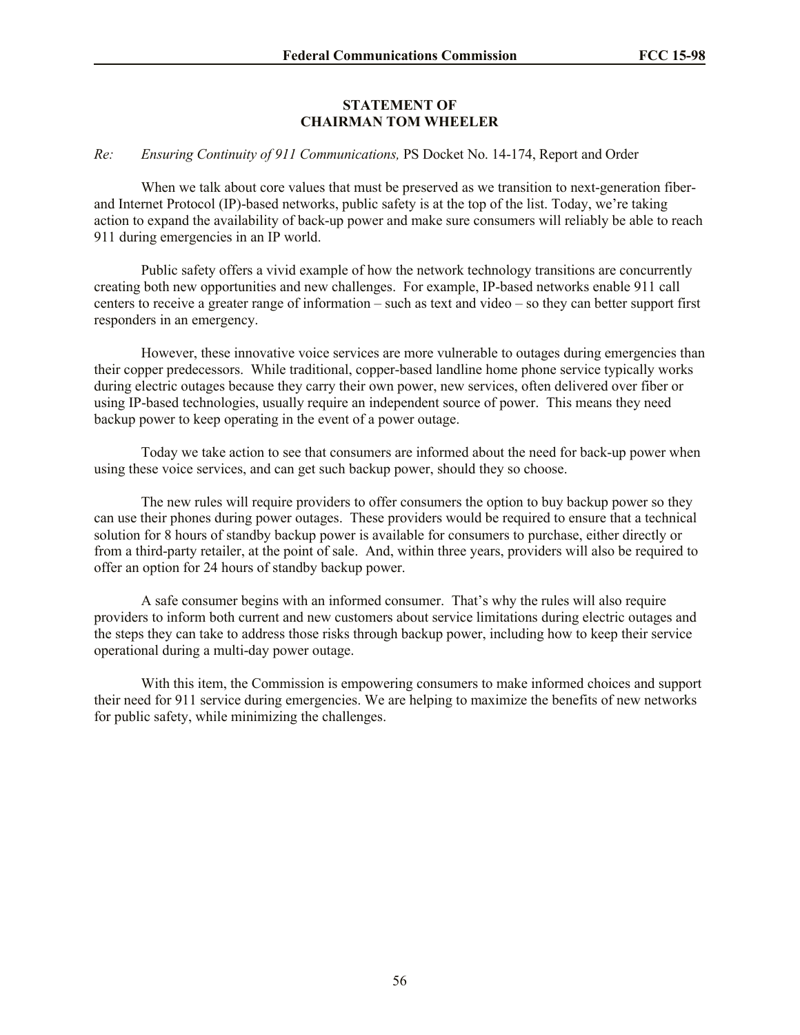**STATEMENT OF**
**CHAIRMAN TOM WHEELER**

*Re: Ensuring Continuity of 911 Communications,* PS Docket No. 14-174, Report and Order

When we talk about core values that must be preserved as we transition to next-generation fiber- and Internet Protocol (IP)-based networks, public safety is at the top of the list. Today, we're taking action to expand the availability of back-up power and make sure consumers will reliably be able to reach 911 during emergencies in an IP world.

Public safety offers a vivid example of how the network technology transitions are concurrently creating both new opportunities and new challenges. For example, IP-based networks enable 911 call centers to receive a greater range of information – such as text and video – so they can better support first responders in an emergency.

However, these innovative voice services are more vulnerable to outages during emergencies than their copper predecessors. While traditional, copper-based landline home phone service typically works during electric outages because they carry their own power, new services, often delivered over fiber or using IP-based technologies, usually require an independent source of power. This means they need backup power to keep operating in the event of a power outage.

Today we take action to see that consumers are informed about the need for back-up power when using these voice services, and can get such backup power, should they so choose.

The new rules will require providers to offer consumers the option to buy backup power so they can use their phones during power outages. These providers would be required to ensure that a technical solution for 8 hours of standby backup power is available for consumers to purchase, either directly or from a third-party retailer, at the point of sale. And, within three years, providers will also be required to offer an option for 24 hours of standby backup power.

A safe consumer begins with an informed consumer. That's why the rules will also require providers to inform both current and new customers about service limitations during electric outages and the steps they can take to address those risks through backup power, including how to keep their service operational during a multi-day power outage.

With this item, the Commission is empowering consumers to make informed choices and support their need for 911 service during emergencies. We are helping to maximize the benefits of new networks for public safety, while minimizing the challenges.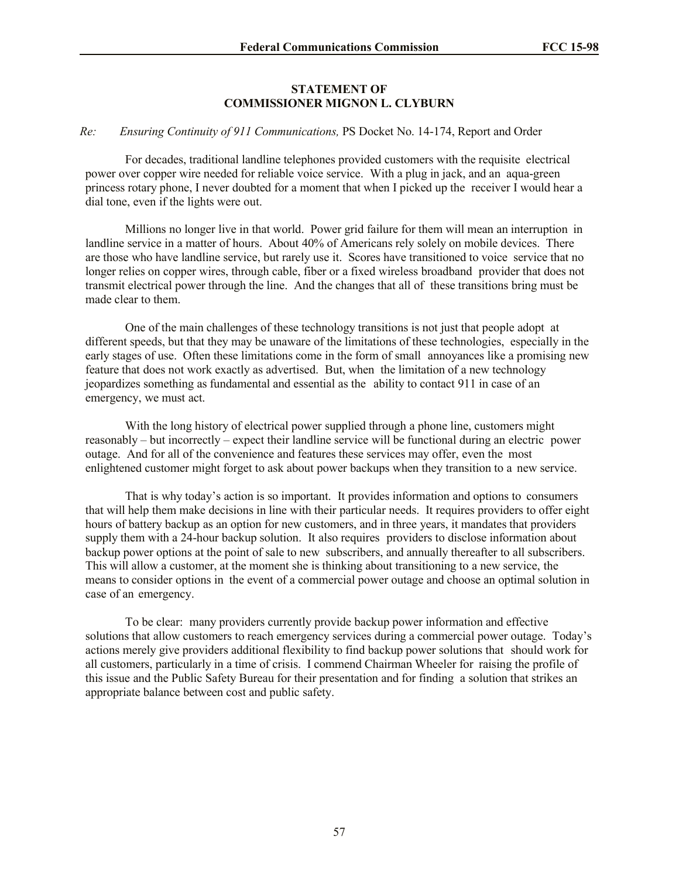**STATEMENT OF**
**COMMISSIONER MIGNON L. CLYBURN**

*Re: Ensuring Continuity of 911 Communications,* PS Docket No. 14-174, Report and Order

For decades, traditional landline telephones provided customers with the requisite electrical power over copper wire needed for reliable voice service. With a plug in jack, and an aqua-green princess rotary phone, I never doubted for a moment that when I picked up the receiver I would hear a dial tone, even if the lights were out.

Millions no longer live in that world. Power grid failure for them will mean an interruption in landline service in a matter of hours. About 40% of Americans rely solely on mobile devices. There are those who have landline service, but rarely use it. Scores have transitioned to voice service that no longer relies on copper wires, through cable, fiber or a fixed wireless broadband provider that does not transmit electrical power through the line. And the changes that all of these transitions bring must be made clear to them.

One of the main challenges of these technology transitions is not just that people adopt at different speeds, but that they may be unaware of the limitations of these technologies, especially in the early stages of use. Often these limitations come in the form of small annoyances like a promising new feature that does not work exactly as advertised. But, when the limitation of a new technology jeopardizes something as fundamental and essential as the ability to contact 911 in case of an emergency, we must act.

With the long history of electrical power supplied through a phone line, customers might reasonably – but incorrectly – expect their landline service will be functional during an electric power outage. And for all of the convenience and features these services may offer, even the most enlightened customer might forget to ask about power backups when they transition to a new service.

That is why today's action is so important. It provides information and options to consumers that will help them make decisions in line with their particular needs. It requires providers to offer eight hours of battery backup as an option for new customers, and in three years, it mandates that providers supply them with a 24-hour backup solution. It also requires providers to disclose information about backup power options at the point of sale to new subscribers, and annually thereafter to all subscribers. This will allow a customer, at the moment she is thinking about transitioning to a new service, the means to consider options in the event of a commercial power outage and choose an optimal solution in case of an emergency.

To be clear: many providers currently provide backup power information and effective solutions that allow customers to reach emergency services during a commercial power outage. Today's actions merely give providers additional flexibility to find backup power solutions that should work for all customers, particularly in a time of crisis. I commend Chairman Wheeler for raising the profile of this issue and the Public Safety Bureau for their presentation and for finding a solution that strikes an appropriate balance between cost and public safety.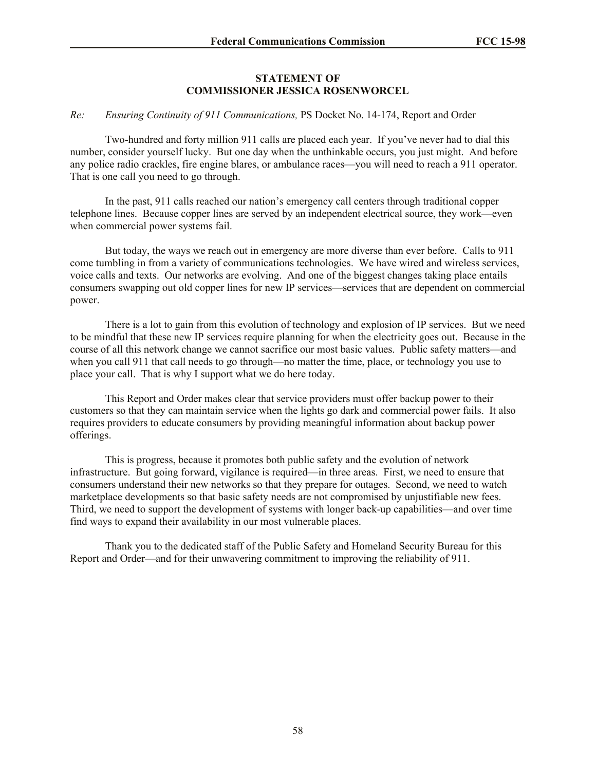## STATEMENT OF
## COMMISSIONER JESSICA ROSENWORCEL

*Re: Ensuring Continuity of 911 Communications,* PS Docket No. 14-174, Report and Order

Two-hundred and forty million 911 calls are placed each year. If you've never had to dial this number, consider yourself lucky. But one day when the unthinkable occurs, you just might. And before any police radio crackles, fire engine blares, or ambulance races—you will need to reach a 911 operator. That is one call you need to go through.

In the past, 911 calls reached our nation's emergency call centers through traditional copper telephone lines. Because copper lines are served by an independent electrical source, they work—even when commercial power systems fail.

But today, the ways we reach out in emergency are more diverse than ever before. Calls to 911 come tumbling in from a variety of communications technologies. We have wired and wireless services, voice calls and texts. Our networks are evolving. And one of the biggest changes taking place entails consumers swapping out old copper lines for new IP services—services that are dependent on commercial power.

There is a lot to gain from this evolution of technology and explosion of IP services. But we need to be mindful that these new IP services require planning for when the electricity goes out. Because in the course of all this network change we cannot sacrifice our most basic values. Public safety matters—and when you call 911 that call needs to go through—no matter the time, place, or technology you use to place your call. That is why I support what we do here today.

This Report and Order makes clear that service providers must offer backup power to their customers so that they can maintain service when the lights go dark and commercial power fails. It also requires providers to educate consumers by providing meaningful information about backup power offerings.

This is progress, because it promotes both public safety and the evolution of network infrastructure. But going forward, vigilance is required—in three areas. First, we need to ensure that consumers understand their new networks so that they prepare for outages. Second, we need to watch marketplace developments so that basic safety needs are not compromised by unjustifiable new fees. Third, we need to support the development of systems with longer back-up capabilities—and over time find ways to expand their availability in our most vulnerable places.

Thank you to the dedicated staff of the Public Safety and Homeland Security Bureau for this Report and Order—and for their unwavering commitment to improving the reliability of 911.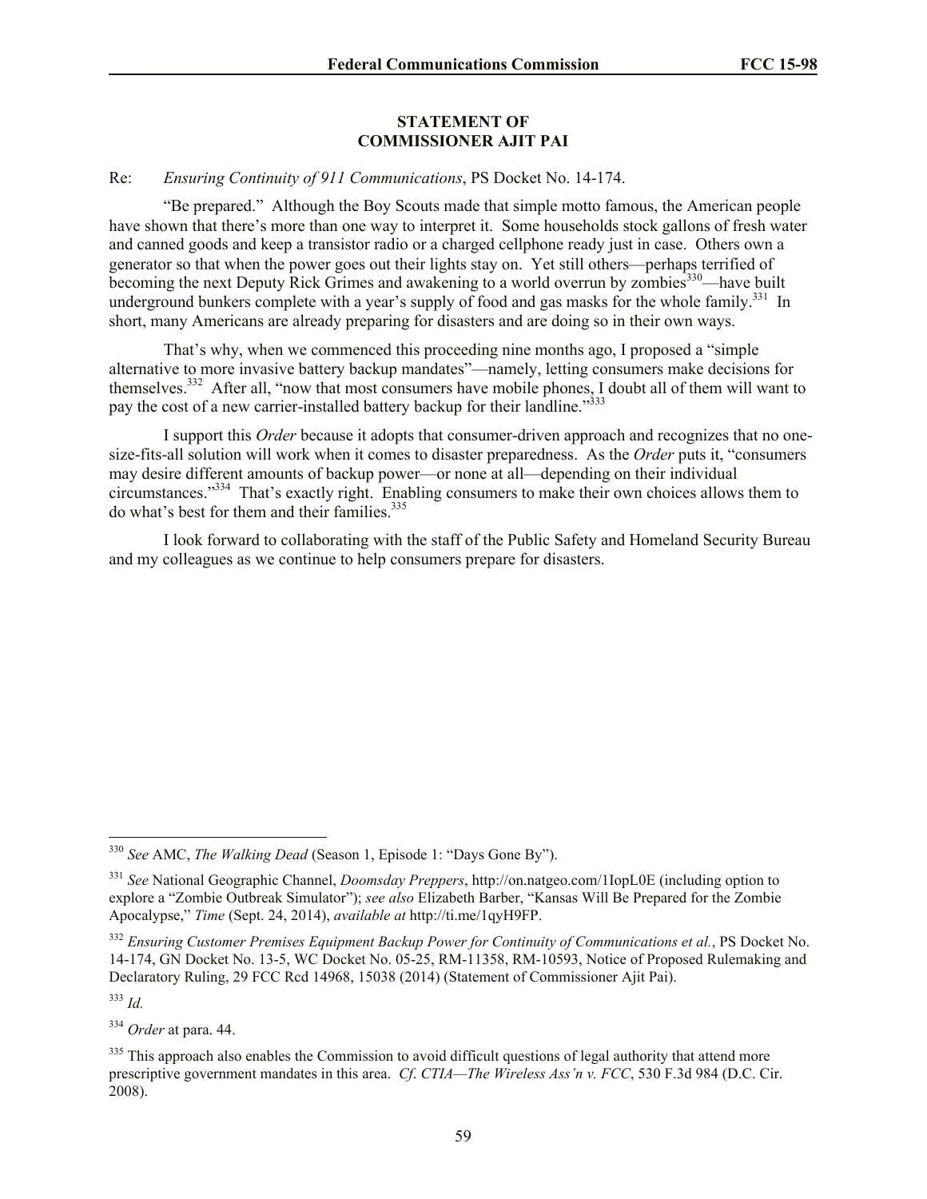## STATEMENT OF COMMISSIONER AJIT PAI

Re: *Ensuring Continuity of 911 Communications*, PS Docket No. 14-174.

"Be prepared." Although the Boy Scouts made that simple motto famous, the American people have shown that there's more than one way to interpret it. Some households stock gallons of fresh water and canned goods and keep a transistor radio or a charged cellphone ready just in case. Others own a generator so that when the power goes out their lights stay on. Yet still others—perhaps terrified of becoming the next Deputy Rick Grimes and awakening to a world overrun by zombies[330]—have built underground bunkers complete with a year's supply of food and gas masks for the whole family.[331] In short, many Americans are already preparing for disasters and are doing so in their own ways.

That's why, when we commenced this proceeding nine months ago, I proposed a "simple alternative to more invasive battery backup mandates"—namely, letting consumers make decisions for themselves.[332] After all, "now that most consumers have mobile phones, I doubt all of them will want to pay the cost of a new carrier-installed battery backup for their landline."[333]

I support this *Order* because it adopts that consumer-driven approach and recognizes that no one-size-fits-all solution will work when it comes to disaster preparedness. As the *Order* puts it, "consumers may desire different amounts of backup power—or none at all—depending on their individual circumstances."[334] That's exactly right. Enabling consumers to make their own choices allows them to do what's best for them and their families.[335]

I look forward to collaborating with the staff of the Public Safety and Homeland Security Bureau and my colleagues as we continue to help consumers prepare for disasters.

---

[330] *See* AMC, *The Walking Dead* (Season 1, Episode 1: "Days Gone By").

[331] *See* National Geographic Channel, *Doomsday Preppers*, http://on.natgeo.com/1IopL0E (including option to explore a "Zombie Outbreak Simulator"); *see also* Elizabeth Barber, "Kansas Will Be Prepared for the Zombie Apocalypse," *Time* (Sept. 24, 2014), *available at* http://ti.me/1qyH9FP.

[332] *Ensuring Customer Premises Equipment Backup Power for Continuity of Communications et al.*, PS Docket No. 14-174, GN Docket No. 13-5, WC Docket No. 05-25, RM-11358, RM-10593, Notice of Proposed Rulemaking and Declaratory Ruling, 29 FCC Rcd 14968, 15038 (2014) (Statement of Commissioner Ajit Pai).

[333] *Id.*

[334] *Order* at para. 44.

[335] This approach also enables the Commission to avoid difficult questions of legal authority that attend more prescriptive government mandates in this area. *Cf. CTIA—The Wireless Ass'n v. FCC*, 530 F.3d 984 (D.C. Cir. 2008).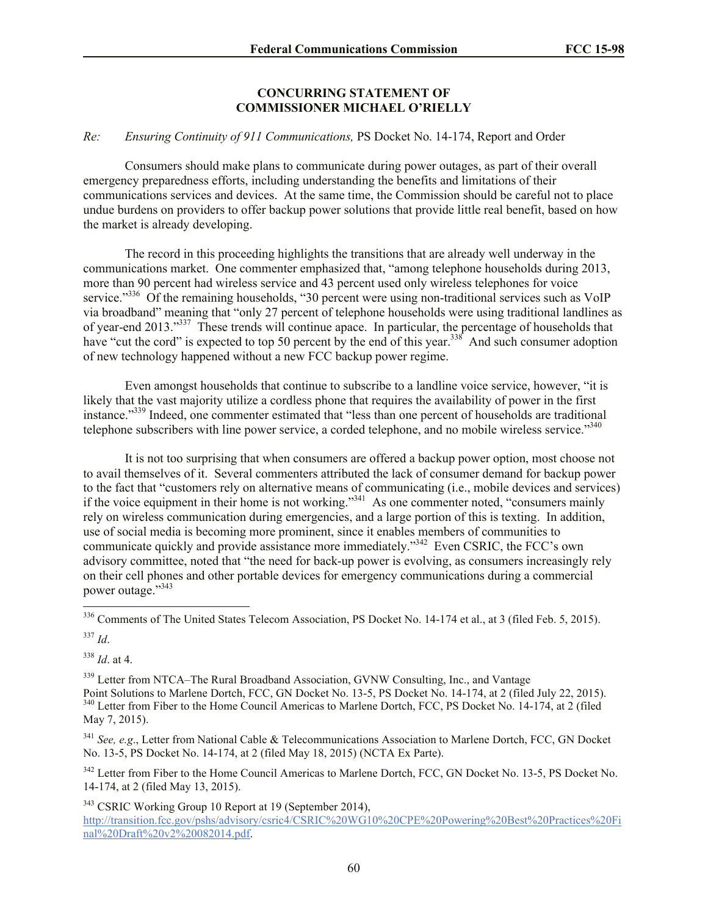**CONCURRING STATEMENT OF COMMISSIONER MICHAEL O'RIELLY**

*Re: Ensuring Continuity of 911 Communications,* PS Docket No. 14-174, Report and Order

Consumers should make plans to communicate during power outages, as part of their overall emergency preparedness efforts, including understanding the benefits and limitations of their communications services and devices. At the same time, the Commission should be careful not to place undue burdens on providers to offer backup power solutions that provide little real benefit, based on how the market is already developing.

The record in this proceeding highlights the transitions that are already well underway in the communications market. One commenter emphasized that, "among telephone households during 2013, more than 90 percent had wireless service and 43 percent used only wireless telephones for voice service."[336] Of the remaining households, "30 percent were using non-traditional services such as VoIP via broadband" meaning that "only 27 percent of telephone households were using traditional landlines as of year-end 2013."[337] These trends will continue apace. In particular, the percentage of households that have "cut the cord" is expected to top 50 percent by the end of this year.[338] And such consumer adoption of new technology happened without a new FCC backup power regime.

Even amongst households that continue to subscribe to a landline voice service, however, "it is likely that the vast majority utilize a cordless phone that requires the availability of power in the first instance."[339] Indeed, one commenter estimated that "less than one percent of households are traditional telephone subscribers with line power service, a corded telephone, and no mobile wireless service."[340]

It is not too surprising that when consumers are offered a backup power option, most choose not to avail themselves of it. Several commenters attributed the lack of consumer demand for backup power to the fact that "customers rely on alternative means of communicating (i.e., mobile devices and services) if the voice equipment in their home is not working."[341] As one commenter noted, "consumers mainly rely on wireless communication during emergencies, and a large portion of this is texting. In addition, use of social media is becoming more prominent, since it enables members of communities to communicate quickly and provide assistance more immediately."[342] Even CSRIC, the FCC's own advisory committee, noted that "the need for back-up power is evolving, as consumers increasingly rely on their cell phones and other portable devices for emergency communications during a commercial power outage."[343]

---

[336] Comments of The United States Telecom Association, PS Docket No. 14-174 et al., at 3 (filed Feb. 5, 2015).

[337] *Id*.

[338] *Id*. at 4.

[339] Letter from NTCA–The Rural Broadband Association, GVNW Consulting, Inc., and Vantage Point Solutions to Marlene Dortch, FCC, GN Docket No. 13-5, PS Docket No. 14-174, at 2 (filed July 22, 2015).

[340] Letter from Fiber to the Home Council Americas to Marlene Dortch, FCC, PS Docket No. 14-174, at 2 (filed May 7, 2015).

[341] *See, e.g*., Letter from National Cable & Telecommunications Association to Marlene Dortch, FCC, GN Docket No. 13-5, PS Docket No. 14-174, at 2 (filed May 18, 2015) (NCTA Ex Parte).

[342] Letter from Fiber to the Home Council Americas to Marlene Dortch, FCC, GN Docket No. 13-5, PS Docket No. 14-174, at 2 (filed May 13, 2015).

[343] CSRIC Working Group 10 Report at 19 (September 2014), http://transition.fcc.gov/pshs/advisory/csric4/CSRIC%20WG10%20CPE%20Powering%20Best%20Practices%20Final%20Draft%20v2%20082014.pdf.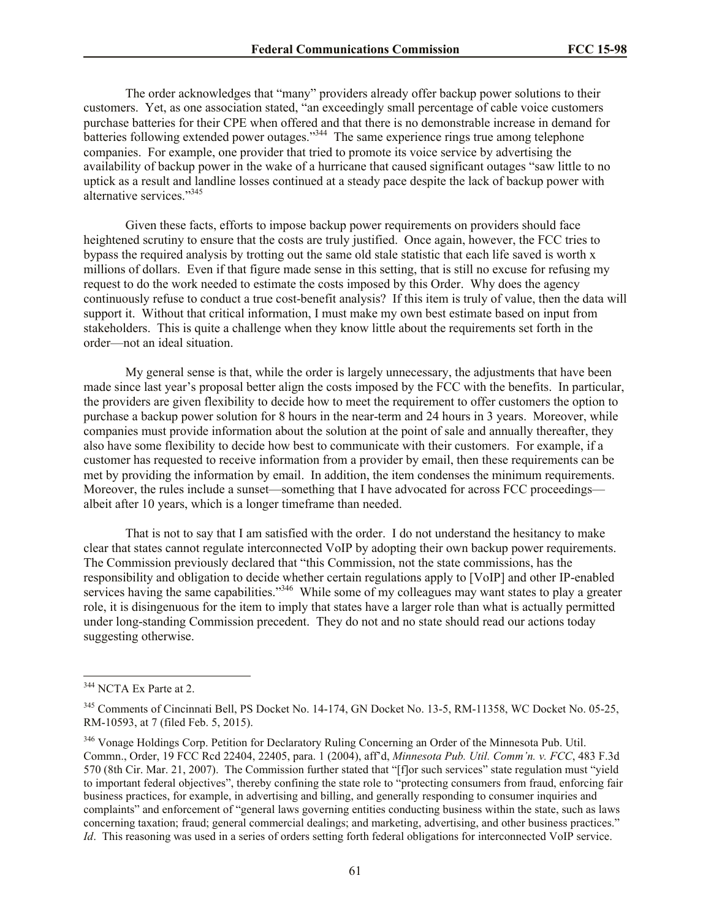The order acknowledges that "many" providers already offer backup power solutions to their customers. Yet, as one association stated, "an exceedingly small percentage of cable voice customers purchase batteries for their CPE when offered and that there is no demonstrable increase in demand for batteries following extended power outages."[344] The same experience rings true among telephone companies. For example, one provider that tried to promote its voice service by advertising the availability of backup power in the wake of a hurricane that caused significant outages "saw little to no uptick as a result and landline losses continued at a steady pace despite the lack of backup power with alternative services."[345]

Given these facts, efforts to impose backup power requirements on providers should face heightened scrutiny to ensure that the costs are truly justified. Once again, however, the FCC tries to bypass the required analysis by trotting out the same old stale statistic that each life saved is worth x millions of dollars. Even if that figure made sense in this setting, that is still no excuse for refusing my request to do the work needed to estimate the costs imposed by this Order. Why does the agency continuously refuse to conduct a true cost-benefit analysis? If this item is truly of value, then the data will support it. Without that critical information, I must make my own best estimate based on input from stakeholders. This is quite a challenge when they know little about the requirements set forth in the order—not an ideal situation.

My general sense is that, while the order is largely unnecessary, the adjustments that have been made since last year's proposal better align the costs imposed by the FCC with the benefits. In particular, the providers are given flexibility to decide how to meet the requirement to offer customers the option to purchase a backup power solution for 8 hours in the near-term and 24 hours in 3 years. Moreover, while companies must provide information about the solution at the point of sale and annually thereafter, they also have some flexibility to decide how best to communicate with their customers. For example, if a customer has requested to receive information from a provider by email, then these requirements can be met by providing the information by email. In addition, the item condenses the minimum requirements. Moreover, the rules include a sunset—something that I have advocated for across FCC proceedings—albeit after 10 years, which is a longer timeframe than needed.

That is not to say that I am satisfied with the order. I do not understand the hesitancy to make clear that states cannot regulate interconnected VoIP by adopting their own backup power requirements. The Commission previously declared that "this Commission, not the state commissions, has the responsibility and obligation to decide whether certain regulations apply to [VoIP] and other IP-enabled services having the same capabilities."[346] While some of my colleagues may want states to play a greater role, it is disingenuous for the item to imply that states have a larger role than what is actually permitted under long-standing Commission precedent. They do not and no state should read our actions today suggesting otherwise.

---

[344] NCTA Ex Parte at 2.

[345] Comments of Cincinnati Bell, PS Docket No. 14-174, GN Docket No. 13-5, RM-11358, WC Docket No. 05-25, RM-10593, at 7 (filed Feb. 5, 2015).

[346] Vonage Holdings Corp. Petition for Declaratory Ruling Concerning an Order of the Minnesota Pub. Util. Commn., Order, 19 FCC Rcd 22404, 22405, para. 1 (2004), aff'd, *Minnesota Pub. Util. Comm'n. v. FCC*, 483 F.3d 570 (8th Cir. Mar. 21, 2007). The Commission further stated that "[f]or such services" state regulation must "yield to important federal objectives", thereby confining the state role to "protecting consumers from fraud, enforcing fair business practices, for example, in advertising and billing, and generally responding to consumer inquiries and complaints" and enforcement of "general laws governing entities conducting business within the state, such as laws concerning taxation; fraud; general commercial dealings; and marketing, advertising, and other business practices." *Id*. This reasoning was used in a series of orders setting forth federal obligations for interconnected VoIP service.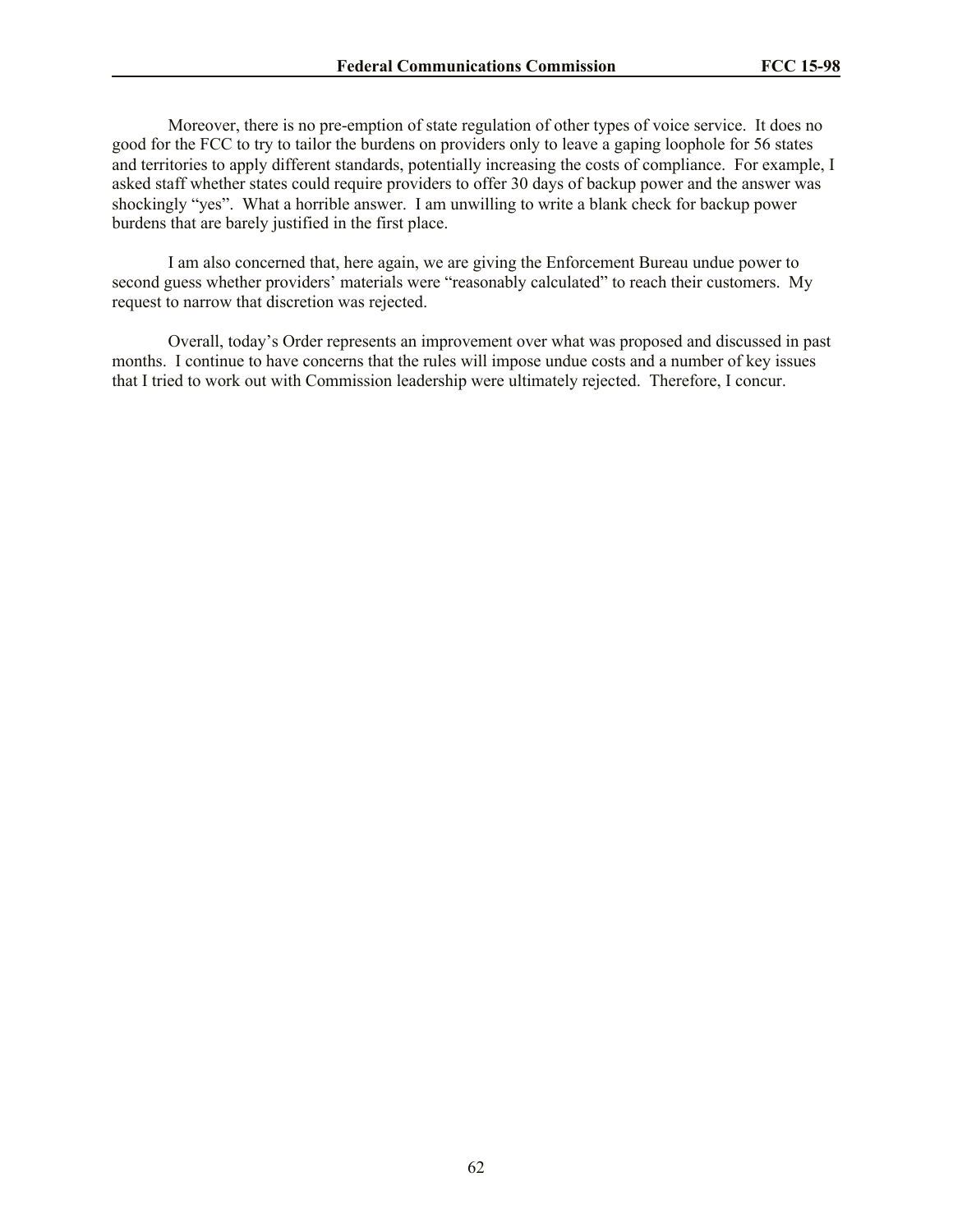Moreover, there is no pre-emption of state regulation of other types of voice service. It does no good for the FCC to try to tailor the burdens on providers only to leave a gaping loophole for 56 states and territories to apply different standards, potentially increasing the costs of compliance. For example, I asked staff whether states could require providers to offer 30 days of backup power and the answer was shockingly "yes". What a horrible answer. I am unwilling to write a blank check for backup power burdens that are barely justified in the first place.

I am also concerned that, here again, we are giving the Enforcement Bureau undue power to second guess whether providers' materials were "reasonably calculated" to reach their customers. My request to narrow that discretion was rejected.

Overall, today's Order represents an improvement over what was proposed and discussed in past months. I continue to have concerns that the rules will impose undue costs and a number of key issues that I tried to work out with Commission leadership were ultimately rejected. Therefore, I concur.